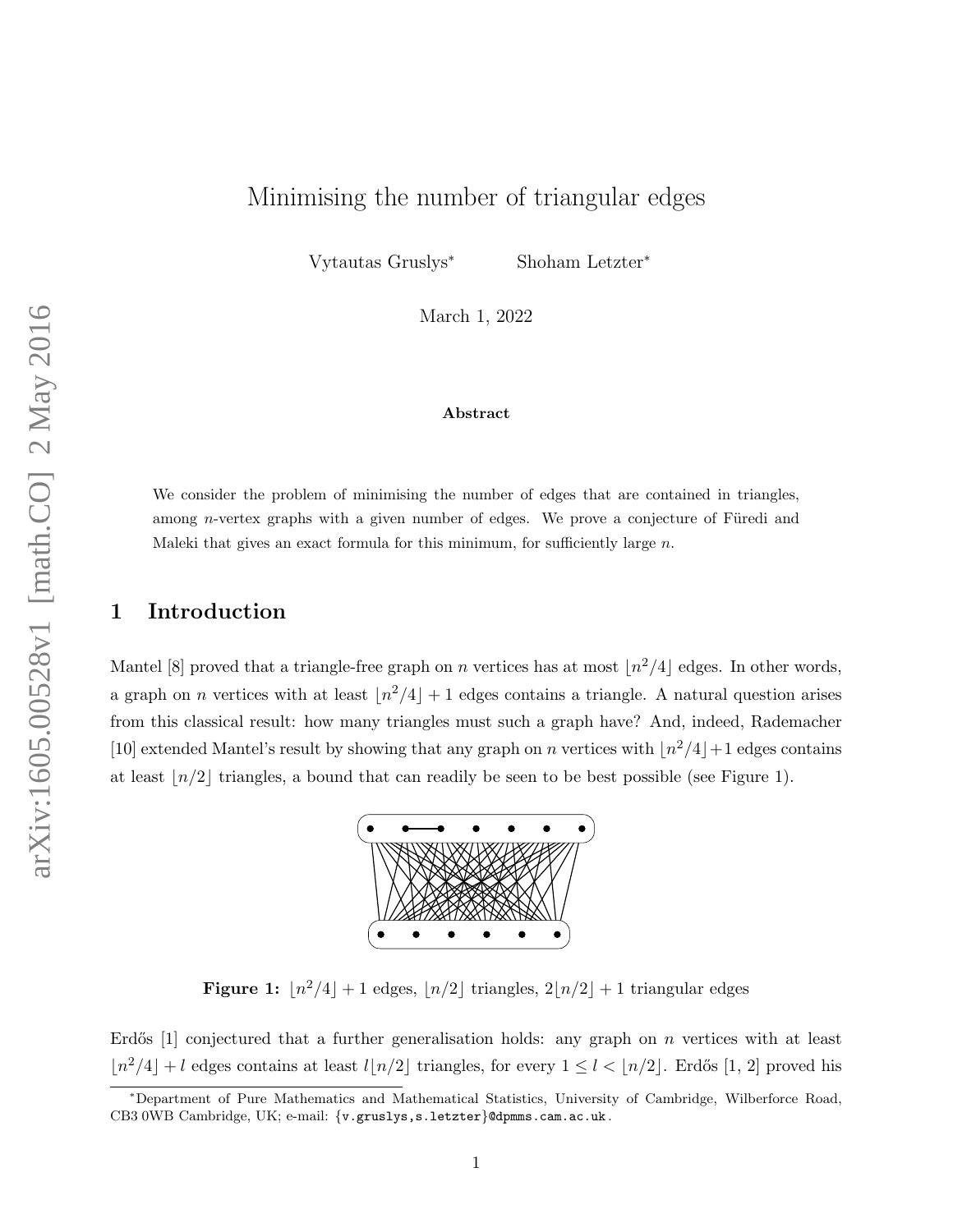# Minimising the number of triangular edges

Vytautas Gruslys* Shoham Letzter*

March 1, 2022

**Abstract**

We consider the problem of minimising the number of edges that are contained in triangles, among $n$-vertex graphs with a given number of edges. We prove a conjecture of Füredi and Maleki that gives an exact formula for this minimum, for sufficiently large $n$.

## 1 Introduction

Mantel [8] proved that a triangle-free graph on $n$ vertices has at most $\lfloor n^2/4 \rfloor$ edges. In other words, a graph on $n$ vertices with at least $\lfloor n^2/4 \rfloor + 1$ edges contains a triangle. A natural question arises from this classical result: how many triangles must such a graph have? And, indeed, Rademacher [10] extended Mantel's result by showing that any graph on $n$ vertices with $\lfloor n^2/4 \rfloor + 1$ edges contains at least $\lfloor n/2 \rfloor$ triangles, a bound that can readily be seen to be best possible (see Figure 1).

**Figure 1:** $\lfloor n^2/4 \rfloor + 1$ edges, $\lfloor n/2 \rfloor$ triangles, $2\lfloor n/2 \rfloor + 1$ triangular edges

Erdős [1] conjectured that a further generalisation holds: any graph on $n$ vertices with at least $\lfloor n^2/4 \rfloor + l$ edges contains at least $l\lfloor n/2 \rfloor$ triangles, for every $1 \le l < \lfloor n/2 \rfloor$. Erdős [1, 2] proved his

*Department of Pure Mathematics and Mathematical Statistics, University of Cambridge, Wilberforce Road, CB3 0WB Cambridge, UK; e-mail: {v.gruslys,s.letzter}@dpmms.cam.ac.uk.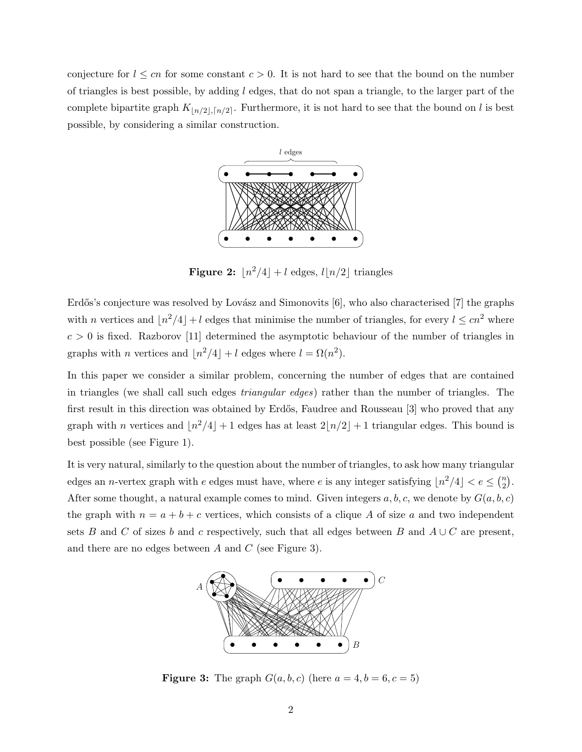conjecture for $l \leq cn$ for some constant $c > 0$. It is not hard to see that the bound on the number of triangles is best possible, by adding $l$ edges, that do not span a triangle, to the larger part of the complete bipartite graph $K_{\lfloor n/2 \rfloor, \lceil n/2 \rceil}$. Furthermore, it is not hard to see that the bound on $l$ is best possible, by considering a similar construction.

**Figure 2:** $\lfloor n^2/4 \rfloor + l$ edges, $l \lfloor n/2 \rfloor$ triangles

Erdős's conjecture was resolved by Lovász and Simonovits [6], who also characterised [7] the graphs with $n$ vertices and $\lfloor n^2/4 \rfloor + l$ edges that minimise the number of triangles, for every $l \leq cn^2$ where $c > 0$ is fixed. Razborov [11] determined the asymptotic behaviour of the number of triangles in graphs with $n$ vertices and $\lfloor n^2/4 \rfloor + l$ edges where $l = \Omega(n^2)$.

In this paper we consider a similar problem, concerning the number of edges that are contained in triangles (we shall call such edges *triangular edges*) rather than the number of triangles. The first result in this direction was obtained by Erdős, Faudree and Rousseau [3] who proved that any graph with $n$ vertices and $\lfloor n^2/4 \rfloor + 1$ edges has at least $2\lfloor n/2 \rfloor + 1$ triangular edges. This bound is best possible (see Figure 1).

It is very natural, similarly to the question about the number of triangles, to ask how many triangular edges an $n$-vertex graph with $e$ edges must have, where $e$ is any integer satisfying $\lfloor n^2/4 \rfloor < e \leq \binom{n}{2}$. After some thought, a natural example comes to mind. Given integers $a, b, c$, we denote by $G(a, b, c)$ the graph with $n = a + b + c$ vertices, which consists of a clique $A$ of size $a$ and two independent sets $B$ and $C$ of sizes $b$ and $c$ respectively, such that all edges between $B$ and $A \cup C$ are present, and there are no edges between $A$ and $C$ (see Figure 3).

**Figure 3:** The graph $G(a, b, c)$ (here $a = 4, b = 6, c = 5$)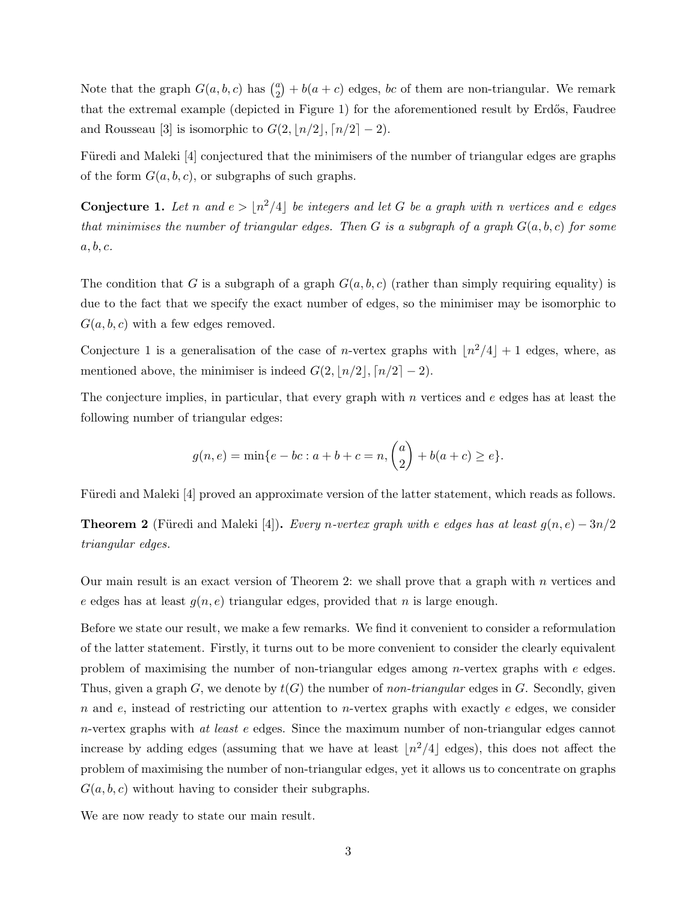Note that the graph $G(a,b,c)$ has $\binom{a}{2} + b(a+c)$ edges, $bc$ of them are non-triangular. We remark that the extremal example (depicted in Figure 1) for the aforementioned result by Erdős, Faudree and Rousseau [3] is isomorphic to $G(2, \lfloor n/2 \rfloor, \lceil n/2 \rceil - 2)$.

Füredi and Maleki [4] conjectured that the minimisers of the number of triangular edges are graphs of the form $G(a,b,c)$, or subgraphs of such graphs.

**Conjecture 1.** *Let $n$ and $e > \lfloor n^2/4 \rfloor$ be integers and let $G$ be a graph with $n$ vertices and $e$ edges that minimises the number of triangular edges. Then $G$ is a subgraph of a graph $G(a,b,c)$ for some $a,b,c$.*

The condition that $G$ is a subgraph of a graph $G(a,b,c)$ (rather than simply requiring equality) is due to the fact that we specify the exact number of edges, so the minimiser may be isomorphic to $G(a,b,c)$ with a few edges removed.

Conjecture 1 is a generalisation of the case of $n$-vertex graphs with $\lfloor n^2/4 \rfloor + 1$ edges, where, as mentioned above, the minimiser is indeed $G(2, \lfloor n/2 \rfloor, \lceil n/2 \rceil - 2)$.

The conjecture implies, in particular, that every graph with $n$ vertices and $e$ edges has at least the following number of triangular edges:

$$g(n,e) = \min\{e - bc : a + b + c = n, \binom{a}{2} + b(a+c) \geq e\}.$$

Füredi and Maleki [4] proved an approximate version of the latter statement, which reads as follows.

**Theorem 2** (Füredi and Maleki [4])**.** *Every $n$-vertex graph with $e$ edges has at least $g(n,e) - 3n/2$ triangular edges.*

Our main result is an exact version of Theorem 2: we shall prove that a graph with $n$ vertices and $e$ edges has at least $g(n,e)$ triangular edges, provided that $n$ is large enough.

Before we state our result, we make a few remarks. We find it convenient to consider a reformulation of the latter statement. Firstly, it turns out to be more convenient to consider the clearly equivalent problem of maximising the number of non-triangular edges among $n$-vertex graphs with $e$ edges. Thus, given a graph $G$, we denote by $t(G)$ the number of *non-triangular* edges in $G$. Secondly, given $n$ and $e$, instead of restricting our attention to $n$-vertex graphs with exactly $e$ edges, we consider $n$-vertex graphs with *at least* $e$ edges. Since the maximum number of non-triangular edges cannot increase by adding edges (assuming that we have at least $\lfloor n^2/4 \rfloor$ edges), this does not affect the problem of maximising the number of non-triangular edges, yet it allows us to concentrate on graphs $G(a,b,c)$ without having to consider their subgraphs.

We are now ready to state our main result.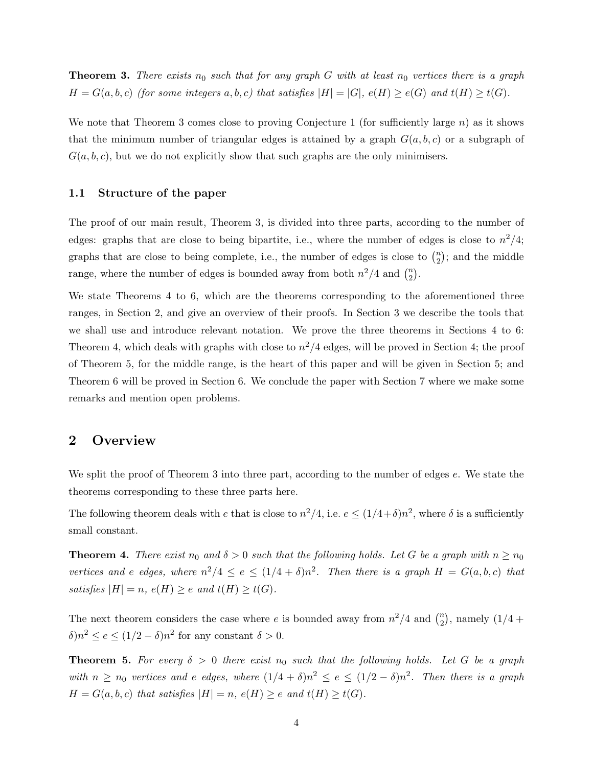**Theorem 3.** *There exists $n_0$ such that for any graph $G$ with at least $n_0$ vertices there is a graph $H = G(a, b, c)$ (for some integers $a, b, c$) that satisfies $|H| = |G|$, $e(H) \geq e(G)$ and $t(H) \geq t(G)$.*

We note that Theorem 3 comes close to proving Conjecture 1 (for sufficiently large $n$) as it shows that the minimum number of triangular edges is attained by a graph $G(a, b, c)$ or a subgraph of $G(a, b, c)$, but we do not explicitly show that such graphs are the only minimisers.

### 1.1 Structure of the paper

The proof of our main result, Theorem 3, is divided into three parts, according to the number of edges: graphs that are close to being bipartite, i.e., where the number of edges is close to $n^2/4$; graphs that are close to being complete, i.e., the number of edges is close to $\binom{n}{2}$; and the middle range, where the number of edges is bounded away from both $n^2/4$ and $\binom{n}{2}$.

We state Theorems 4 to 6, which are the theorems corresponding to the aforementioned three ranges, in Section 2, and give an overview of their proofs. In Section 3 we describe the tools that we shall use and introduce relevant notation. We prove the three theorems in Sections 4 to 6: Theorem 4, which deals with graphs with close to $n^2/4$ edges, will be proved in Section 4; the proof of Theorem 5, for the middle range, is the heart of this paper and will be given in Section 5; and Theorem 6 will be proved in Section 6. We conclude the paper with Section 7 where we make some remarks and mention open problems.

## 2 Overview

We split the proof of Theorem 3 into three part, according to the number of edges $e$. We state the theorems corresponding to these three parts here.

The following theorem deals with $e$ that is close to $n^2/4$, i.e. $e \leq (1/4+\delta)n^2$, where $\delta$ is a sufficiently small constant.

**Theorem 4.** *There exist $n_0$ and $\delta > 0$ such that the following holds. Let $G$ be a graph with $n \geq n_0$ vertices and $e$ edges, where $n^2/4 \leq e \leq (1/4 + \delta)n^2$. Then there is a graph $H = G(a, b, c)$ that satisfies $|H| = n$, $e(H) \geq e$ and $t(H) \geq t(G)$.*

The next theorem considers the case where $e$ is bounded away from $n^2/4$ and $\binom{n}{2}$, namely $(1/4 + \delta)n^2 \leq e \leq (1/2 - \delta)n^2$ for any constant $\delta > 0$.

**Theorem 5.** *For every $\delta > 0$ there exist $n_0$ such that the following holds. Let $G$ be a graph with $n \geq n_0$ vertices and $e$ edges, where $(1/4 + \delta)n^2 \leq e \leq (1/2 - \delta)n^2$. Then there is a graph $H = G(a, b, c)$ that satisfies $|H| = n$, $e(H) \geq e$ and $t(H) \geq t(G)$.*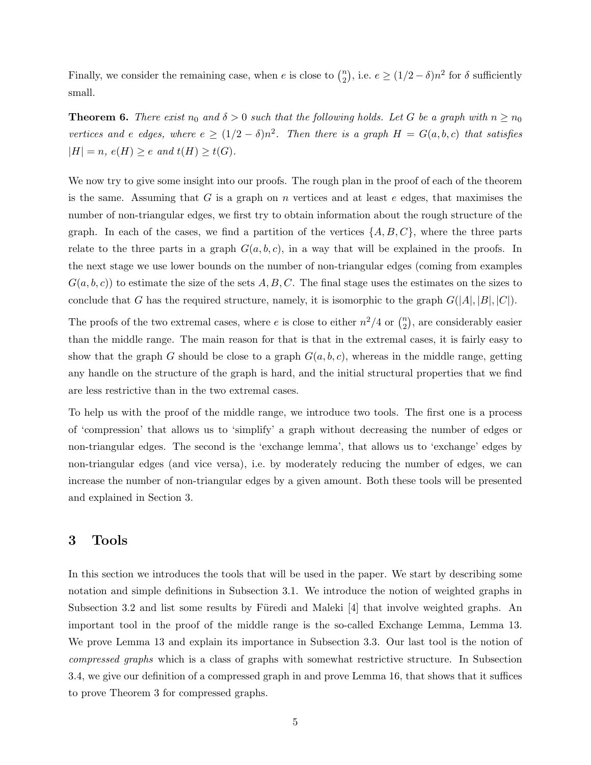Finally, we consider the remaining case, when $e$ is close to $\binom{n}{2}$, i.e. $e \geq (1/2 - \delta)n^2$ for $\delta$ sufficiently small.

**Theorem 6.** *There exist $n_0$ and $\delta > 0$ such that the following holds. Let $G$ be a graph with $n \geq n_0$ vertices and $e$ edges, where $e \geq (1/2 - \delta)n^2$. Then there is a graph $H = G(a, b, c)$ that satisfies $|H| = n$, $e(H) \geq e$ and $t(H) \geq t(G)$.*

We now try to give some insight into our proofs. The rough plan in the proof of each of the theorem is the same. Assuming that $G$ is a graph on $n$ vertices and at least $e$ edges, that maximises the number of non-triangular edges, we first try to obtain information about the rough structure of the graph. In each of the cases, we find a partition of the vertices $\{A, B, C\}$, where the three parts relate to the three parts in a graph $G(a, b, c)$, in a way that will be explained in the proofs. In the next stage we use lower bounds on the number of non-triangular edges (coming from examples $G(a, b, c)$) to estimate the size of the sets $A, B, C$. The final stage uses the estimates on the sizes to conclude that $G$ has the required structure, namely, it is isomorphic to the graph $G(|A|, |B|, |C|)$.

The proofs of the two extremal cases, where $e$ is close to either $n^2/4$ or $\binom{n}{2}$, are considerably easier than the middle range. The main reason for that is that in the extremal cases, it is fairly easy to show that the graph $G$ should be close to a graph $G(a, b, c)$, whereas in the middle range, getting any handle on the structure of the graph is hard, and the initial structural properties that we find are less restrictive than in the two extremal cases.

To help us with the proof of the middle range, we introduce two tools. The first one is a process of 'compression' that allows us to 'simplify' a graph without decreasing the number of edges or non-triangular edges. The second is the 'exchange lemma', that allows us to 'exchange' edges by non-triangular edges (and vice versa), i.e. by moderately reducing the number of edges, we can increase the number of non-triangular edges by a given amount. Both these tools will be presented and explained in Section 3.

# 3 Tools

In this section we introduces the tools that will be used in the paper. We start by describing some notation and simple definitions in Subsection 3.1. We introduce the notion of weighted graphs in Subsection 3.2 and list some results by Füredi and Maleki [4] that involve weighted graphs. An important tool in the proof of the middle range is the so-called Exchange Lemma, Lemma 13. We prove Lemma 13 and explain its importance in Subsection 3.3. Our last tool is the notion of *compressed graphs* which is a class of graphs with somewhat restrictive structure. In Subsection 3.4, we give our definition of a compressed graph in and prove Lemma 16, that shows that it suffices to prove Theorem 3 for compressed graphs.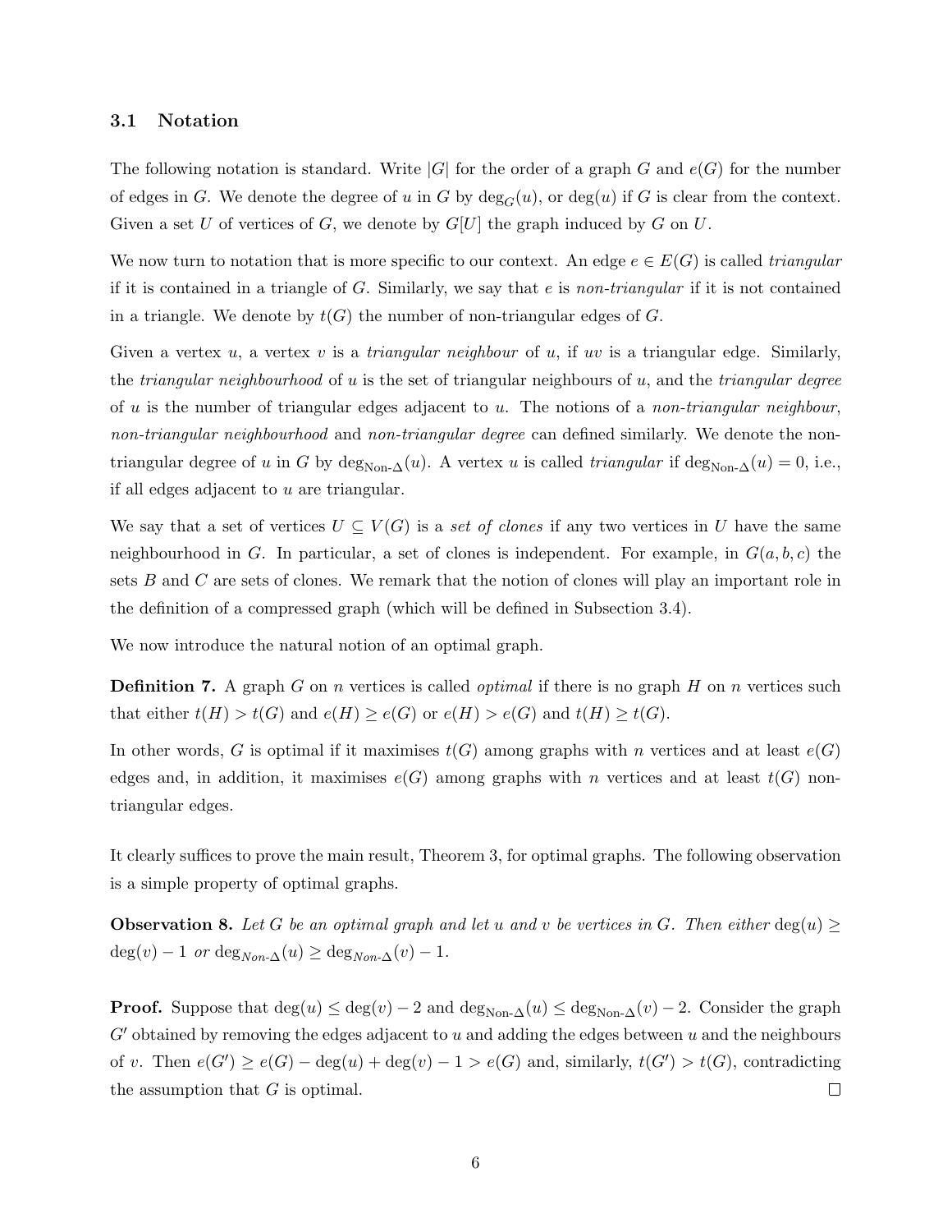### 3.1 Notation

The following notation is standard. Write $|G|$ for the order of a graph $G$ and $e(G)$ for the number of edges in $G$. We denote the degree of $u$ in $G$ by $\deg_G(u)$, or $\deg(u)$ if $G$ is clear from the context. Given a set $U$ of vertices of $G$, we denote by $G[U]$ the graph induced by $G$ on $U$.

We now turn to notation that is more specific to our context. An edge $e \in E(G)$ is called *triangular* if it is contained in a triangle of $G$. Similarly, we say that $e$ is *non-triangular* if it is not contained in a triangle. We denote by $t(G)$ the number of non-triangular edges of $G$.

Given a vertex $u$, a vertex $v$ is a *triangular neighbour* of $u$, if $uv$ is a triangular edge. Similarly, the *triangular neighbourhood* of $u$ is the set of triangular neighbours of $u$, and the *triangular degree* of $u$ is the number of triangular edges adjacent to $u$. The notions of a *non-triangular neighbour*, *non-triangular neighbourhood* and *non-triangular degree* can defined similarly. We denote the non-triangular degree of $u$ in $G$ by $\deg_{\text{Non-}\Delta}(u)$. A vertex $u$ is called *triangular* if $\deg_{\text{Non-}\Delta}(u) = 0$, i.e., if all edges adjacent to $u$ are triangular.

We say that a set of vertices $U \subseteq V(G)$ is a *set of clones* if any two vertices in $U$ have the same neighbourhood in $G$. In particular, a set of clones is independent. For example, in $G(a, b, c)$ the sets $B$ and $C$ are sets of clones. We remark that the notion of clones will play an important role in the definition of a compressed graph (which will be defined in Subsection 3.4).

We now introduce the natural notion of an optimal graph.

**Definition 7.** A graph $G$ on $n$ vertices is called *optimal* if there is no graph $H$ on $n$ vertices such that either $t(H) > t(G)$ and $e(H) \geq e(G)$ or $e(H) > e(G)$ and $t(H) \geq t(G)$.

In other words, $G$ is optimal if it maximises $t(G)$ among graphs with $n$ vertices and at least $e(G)$ edges and, in addition, it maximises $e(G)$ among graphs with $n$ vertices and at least $t(G)$ non-triangular edges.

It clearly suffices to prove the main result, Theorem 3, for optimal graphs. The following observation is a simple property of optimal graphs.

**Observation 8.** *Let $G$ be an optimal graph and let $u$ and $v$ be vertices in $G$. Then either $\deg(u) \geq \deg(v) - 1$ or $\deg_{\text{Non-}\Delta}(u) \geq \deg_{\text{Non-}\Delta}(v) - 1$.*

**Proof.** Suppose that $\deg(u) \leq \deg(v) - 2$ and $\deg_{\text{Non-}\Delta}(u) \leq \deg_{\text{Non-}\Delta}(v) - 2$. Consider the graph $G'$ obtained by removing the edges adjacent to $u$ and adding the edges between $u$ and the neighbours of $v$. Then $e(G') \geq e(G) - \deg(u) + \deg(v) - 1 > e(G)$ and, similarly, $t(G') > t(G)$, contradicting the assumption that $G$ is optimal. $\square$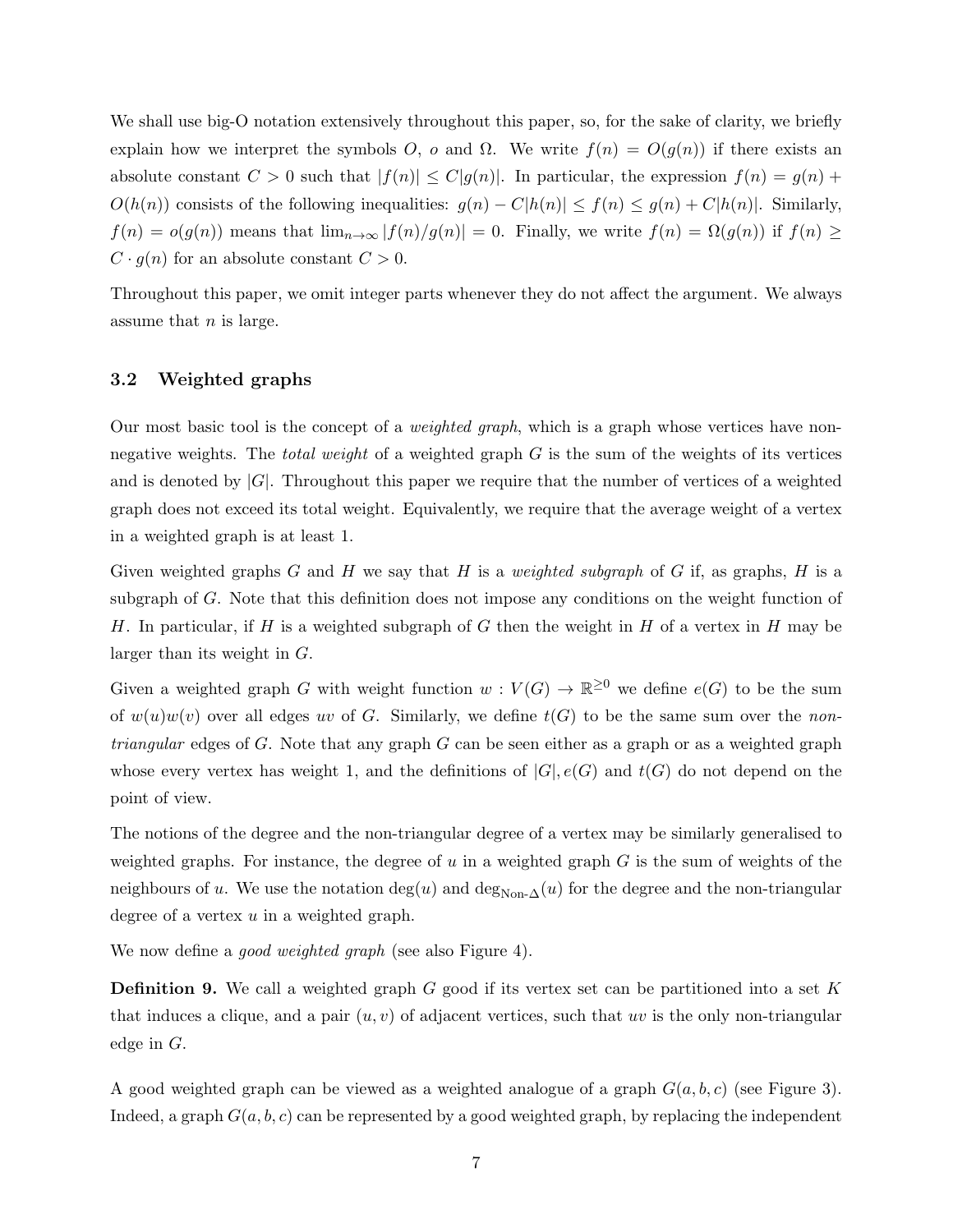We shall use big-O notation extensively throughout this paper, so, for the sake of clarity, we briefly explain how we interpret the symbols $O$, $o$ and $\Omega$. We write $f(n) = O(g(n))$ if there exists an absolute constant $C > 0$ such that $|f(n)| \leq C|g(n)|$. In particular, the expression $f(n) = g(n) + O(h(n))$ consists of the following inequalities: $g(n) - C|h(n)| \leq f(n) \leq g(n) + C|h(n)|$. Similarly, $f(n) = o(g(n))$ means that $\lim_{n\to\infty} |f(n)/g(n)| = 0$. Finally, we write $f(n) = \Omega(g(n))$ if $f(n) \geq C \cdot g(n)$ for an absolute constant $C > 0$.

Throughout this paper, we omit integer parts whenever they do not affect the argument. We always assume that $n$ is large.

### 3.2 Weighted graphs

Our most basic tool is the concept of a *weighted graph*, which is a graph whose vertices have non-negative weights. The *total weight* of a weighted graph $G$ is the sum of the weights of its vertices and is denoted by $|G|$. Throughout this paper we require that the number of vertices of a weighted graph does not exceed its total weight. Equivalently, we require that the average weight of a vertex in a weighted graph is at least 1.

Given weighted graphs $G$ and $H$ we say that $H$ is a *weighted subgraph* of $G$ if, as graphs, $H$ is a subgraph of $G$. Note that this definition does not impose any conditions on the weight function of $H$. In particular, if $H$ is a weighted subgraph of $G$ then the weight in $H$ of a vertex in $H$ may be larger than its weight in $G$.

Given a weighted graph $G$ with weight function $w : V(G) \to \mathbb{R}^{\geq 0}$ we define $e(G)$ to be the sum of $w(u)w(v)$ over all edges $uv$ of $G$. Similarly, we define $t(G)$ to be the same sum over the *non-triangular* edges of $G$. Note that any graph $G$ can be seen either as a graph or as a weighted graph whose every vertex has weight 1, and the definitions of $|G|, e(G)$ and $t(G)$ do not depend on the point of view.

The notions of the degree and the non-triangular degree of a vertex may be similarly generalised to weighted graphs. For instance, the degree of $u$ in a weighted graph $G$ is the sum of weights of the neighbours of $u$. We use the notation $\deg(u)$ and $\deg_{\text{Non-}\Delta}(u)$ for the degree and the non-triangular degree of a vertex $u$ in a weighted graph.

We now define a *good weighted graph* (see also Figure 4).

**Definition 9.** We call a weighted graph $G$ good if its vertex set can be partitioned into a set $K$ that induces a clique, and a pair $(u, v)$ of adjacent vertices, such that $uv$ is the only non-triangular edge in $G$.

A good weighted graph can be viewed as a weighted analogue of a graph $G(a, b, c)$ (see Figure 3). Indeed, a graph $G(a, b, c)$ can be represented by a good weighted graph, by replacing the independent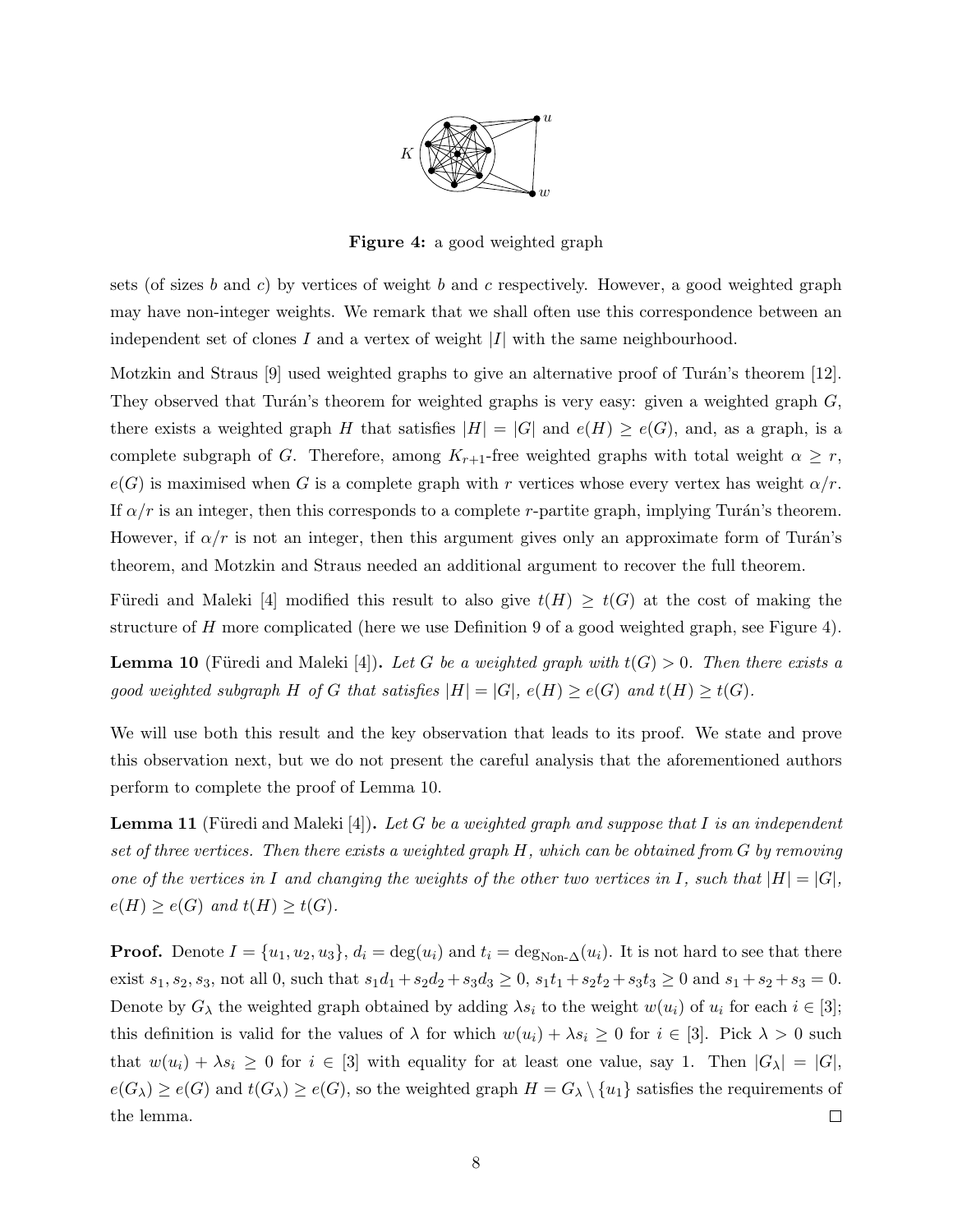Figure 4: a good weighted graph

sets (of sizes $b$ and $c$) by vertices of weight $b$ and $c$ respectively. However, a good weighted graph may have non-integer weights. We remark that we shall often use this correspondence between an independent set of clones $I$ and a vertex of weight $|I|$ with the same neighbourhood.

Motzkin and Straus [9] used weighted graphs to give an alternative proof of Turán's theorem [12]. They observed that Turán's theorem for weighted graphs is very easy: given a weighted graph $G$, there exists a weighted graph $H$ that satisfies $|H| = |G|$ and $e(H) \geq e(G)$, and, as a graph, is a complete subgraph of $G$. Therefore, among $K_{r+1}$-free weighted graphs with total weight $\alpha \geq r$, $e(G)$ is maximised when $G$ is a complete graph with $r$ vertices whose every vertex has weight $\alpha/r$. If $\alpha/r$ is an integer, then this corresponds to a complete $r$-partite graph, implying Turán's theorem. However, if $\alpha/r$ is not an integer, then this argument gives only an approximate form of Turán's theorem, and Motzkin and Straus needed an additional argument to recover the full theorem.

Füredi and Maleki [4] modified this result to also give $t(H) \geq t(G)$ at the cost of making the structure of $H$ more complicated (here we use Definition 9 of a good weighted graph, see Figure 4).

**Lemma 10** (Füredi and Maleki [4]). *Let $G$ be a weighted graph with $t(G) > 0$. Then there exists a good weighted subgraph $H$ of $G$ that satisfies $|H| = |G|$, $e(H) \geq e(G)$ and $t(H) \geq t(G)$.*

We will use both this result and the key observation that leads to its proof. We state and prove this observation next, but we do not present the careful analysis that the aforementioned authors perform to complete the proof of Lemma 10.

**Lemma 11** (Füredi and Maleki [4]). *Let $G$ be a weighted graph and suppose that $I$ is an independent set of three vertices. Then there exists a weighted graph $H$, which can be obtained from $G$ by removing one of the vertices in $I$ and changing the weights of the other two vertices in $I$, such that $|H| = |G|$, $e(H) \geq e(G)$ and $t(H) \geq t(G)$.*

**Proof.** Denote $I = \{u_1, u_2, u_3\}$, $d_i = \deg(u_i)$ and $t_i = \deg_{\text{Non-}\Delta}(u_i)$. It is not hard to see that there exist $s_1, s_2, s_3$, not all 0, such that $s_1d_1 + s_2d_2 + s_3d_3 \geq 0$, $s_1t_1 + s_2t_2 + s_3t_3 \geq 0$ and $s_1 + s_2 + s_3 = 0$. Denote by $G_\lambda$ the weighted graph obtained by adding $\lambda s_i$ to the weight $w(u_i)$ of $u_i$ for each $i \in [3]$; this definition is valid for the values of $\lambda$ for which $w(u_i) + \lambda s_i \geq 0$ for $i \in [3]$. Pick $\lambda > 0$ such that $w(u_i) + \lambda s_i \geq 0$ for $i \in [3]$ with equality for at least one value, say 1. Then $|G_\lambda| = |G|$, $e(G_\lambda) \geq e(G)$ and $t(G_\lambda) \geq e(G)$, so the weighted graph $H = G_\lambda \setminus \{u_1\}$ satisfies the requirements of the lemma. $\square$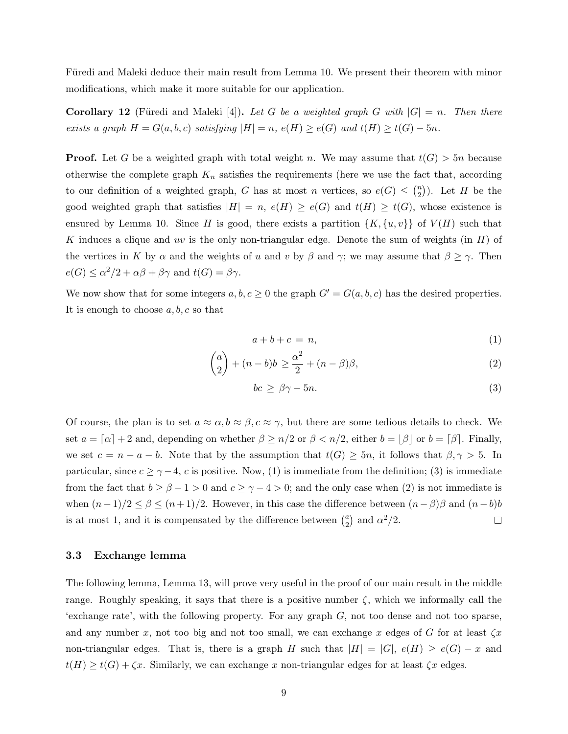Füredi and Maleki deduce their main result from Lemma 10. We present their theorem with minor modifications, which make it more suitable for our application.

**Corollary 12** (Füredi and Maleki [4])**.** *Let $G$ be a weighted graph $G$ with $|G| = n$. Then there exists a graph $H = G(a, b, c)$ satisfying $|H| = n$, $e(H) \geq e(G)$ and $t(H) \geq t(G) - 5n$.*

**Proof.** Let $G$ be a weighted graph with total weight $n$. We may assume that $t(G) > 5n$ because otherwise the complete graph $K_n$ satisfies the requirements (here we use the fact that, according to our definition of a weighted graph, $G$ has at most $n$ vertices, so $e(G) \leq \binom{n}{2}$). Let $H$ be the good weighted graph that satisfies $|H| = n$, $e(H) \geq e(G)$ and $t(H) \geq t(G)$, whose existence is ensured by Lemma 10. Since $H$ is good, there exists a partition $\{K, \{u, v\}\}$ of $V(H)$ such that $K$ induces a clique and $uv$ is the only non-triangular edge. Denote the sum of weights (in $H$) of the vertices in $K$ by $\alpha$ and the weights of $u$ and $v$ by $\beta$ and $\gamma$; we may assume that $\beta \geq \gamma$. Then $e(G) \leq \alpha^2/2 + \alpha\beta + \beta\gamma$ and $t(G) = \beta\gamma$.

We now show that for some integers $a, b, c \geq 0$ the graph $G' = G(a, b, c)$ has the desired properties. It is enough to choose $a, b, c$ so that

$$a + b + c = n, \tag{1}$$

$$\binom{a}{2} + (n - b)b \geq \frac{\alpha^2}{2} + (n - \beta)\beta, \tag{2}$$

$$bc \geq \beta\gamma - 5n. \tag{3}$$

Of course, the plan is to set $a \approx \alpha, b \approx \beta, c \approx \gamma$, but there are some tedious details to check. We set $a = \lceil \alpha \rceil + 2$ and, depending on whether $\beta \geq n/2$ or $\beta < n/2$, either $b = \lfloor \beta \rfloor$ or $b = \lceil \beta \rceil$. Finally, we set $c = n - a - b$. Note that by the assumption that $t(G) \geq 5n$, it follows that $\beta, \gamma > 5$. In particular, since $c \geq \gamma - 4$, $c$ is positive. Now, (1) is immediate from the definition; (3) is immediate from the fact that $b \geq \beta - 1 > 0$ and $c \geq \gamma - 4 > 0$; and the only case when (2) is not immediate is when $(n-1)/2 \leq \beta \leq (n+1)/2$. However, in this case the difference between $(n - \beta)\beta$ and $(n - b)b$ is at most 1, and it is compensated by the difference between $\binom{a}{2}$ and $\alpha^2/2$. $\square$

### 3.3 Exchange lemma

The following lemma, Lemma 13, will prove very useful in the proof of our main result in the middle range. Roughly speaking, it says that there is a positive number $\zeta$, which we informally call the 'exchange rate', with the following property. For any graph $G$, not too dense and not too sparse, and any number $x$, not too big and not too small, we can exchange $x$ edges of $G$ for at least $\zeta x$ non-triangular edges. That is, there is a graph $H$ such that $|H| = |G|$, $e(H) \geq e(G) - x$ and $t(H) \geq t(G) + \zeta x$. Similarly, we can exchange $x$ non-triangular edges for at least $\zeta x$ edges.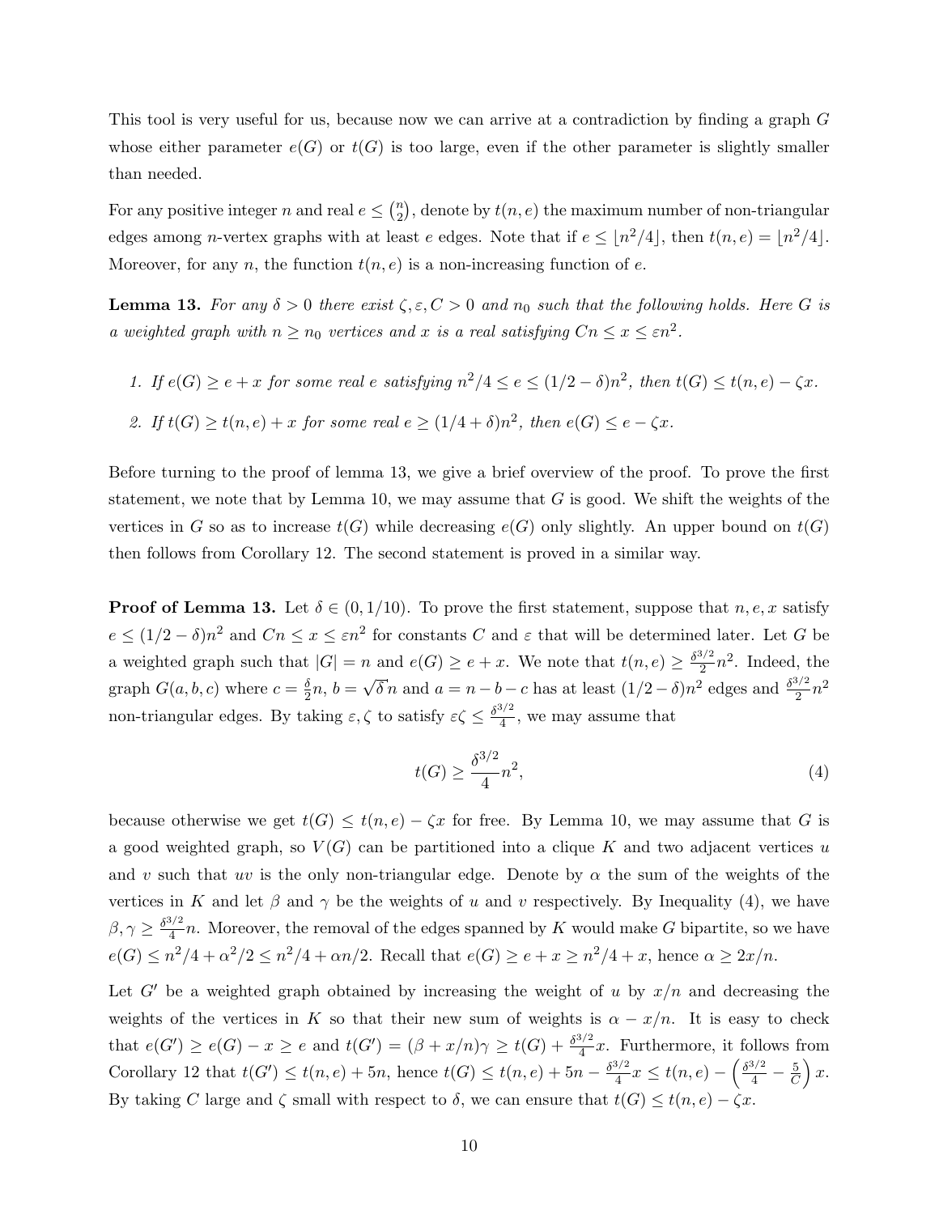This tool is very useful for us, because now we can arrive at a contradiction by finding a graph $G$ whose either parameter $e(G)$ or $t(G)$ is too large, even if the other parameter is slightly smaller than needed.

For any positive integer $n$ and real $e \le \binom{n}{2}$, denote by $t(n,e)$ the maximum number of non-triangular edges among $n$-vertex graphs with at least $e$ edges. Note that if $e \le \lfloor n^2/4 \rfloor$, then $t(n,e) = \lfloor n^2/4 \rfloor$. Moreover, for any $n$, the function $t(n,e)$ is a non-increasing function of $e$.

**Lemma 13.** *For any $\delta > 0$ there exist $\zeta, \varepsilon, C > 0$ and $n_0$ such that the following holds. Here $G$ is a weighted graph with $n \ge n_0$ vertices and $x$ is a real satisfying $Cn \le x \le \varepsilon n^2$.*

1. *If $e(G) \ge e + x$ for some real $e$ satisfying $n^2/4 \le e \le (1/2 - \delta)n^2$, then $t(G) \le t(n,e) - \zeta x$.*
2. *If $t(G) \ge t(n,e) + x$ for some real $e \ge (1/4 + \delta)n^2$, then $e(G) \le e - \zeta x$.*

Before turning to the proof of lemma 13, we give a brief overview of the proof. To prove the first statement, we note that by Lemma 10, we may assume that $G$ is good. We shift the weights of the vertices in $G$ so as to increase $t(G)$ while decreasing $e(G)$ only slightly. An upper bound on $t(G)$ then follows from Corollary 12. The second statement is proved in a similar way.

**Proof of Lemma 13.** Let $\delta \in (0, 1/10)$. To prove the first statement, suppose that $n, e, x$ satisfy $e \le (1/2 - \delta)n^2$ and $Cn \le x \le \varepsilon n^2$ for constants $C$ and $\varepsilon$ that will be determined later. Let $G$ be a weighted graph such that $|G| = n$ and $e(G) \ge e + x$. We note that $t(n,e) \ge \frac{\delta^{3/2}}{2} n^2$. Indeed, the graph $G(a,b,c)$ where $c = \frac{\delta}{2} n$, $b = \sqrt{\delta}\, n$ and $a = n - b - c$ has at least $(1/2 - \delta)n^2$ edges and $\frac{\delta^{3/2}}{2} n^2$ non-triangular edges. By taking $\varepsilon, \zeta$ to satisfy $\varepsilon\zeta \le \frac{\delta^{3/2}}{4}$, we may assume that

$$t(G) \ge \frac{\delta^{3/2}}{4} n^2, \tag{4}$$

because otherwise we get $t(G) \le t(n,e) - \zeta x$ for free. By Lemma 10, we may assume that $G$ is a good weighted graph, so $V(G)$ can be partitioned into a clique $K$ and two adjacent vertices $u$ and $v$ such that $uv$ is the only non-triangular edge. Denote by $\alpha$ the sum of the weights of the vertices in $K$ and let $\beta$ and $\gamma$ be the weights of $u$ and $v$ respectively. By Inequality (4), we have $\beta, \gamma \ge \frac{\delta^{3/2}}{4} n$. Moreover, the removal of the edges spanned by $K$ would make $G$ bipartite, so we have $e(G) \le n^2/4 + \alpha^2/2 \le n^2/4 + \alpha n/2$. Recall that $e(G) \ge e + x \ge n^2/4 + x$, hence $\alpha \ge 2x/n$.

Let $G'$ be a weighted graph obtained by increasing the weight of $u$ by $x/n$ and decreasing the weights of the vertices in $K$ so that their new sum of weights is $\alpha - x/n$. It is easy to check that $e(G') \ge e(G) - x \ge e$ and $t(G') = (\beta + x/n)\gamma \ge t(G) + \frac{\delta^{3/2}}{4} x$. Furthermore, it follows from Corollary 12 that $t(G') \le t(n,e) + 5n$, hence $t(G) \le t(n,e) + 5n - \frac{\delta^{3/2}}{4} x \le t(n,e) - \left( \frac{\delta^{3/2}}{4} - \frac{5}{C} \right) x$. By taking $C$ large and $\zeta$ small with respect to $\delta$, we can ensure that $t(G) \le t(n,e) - \zeta x$.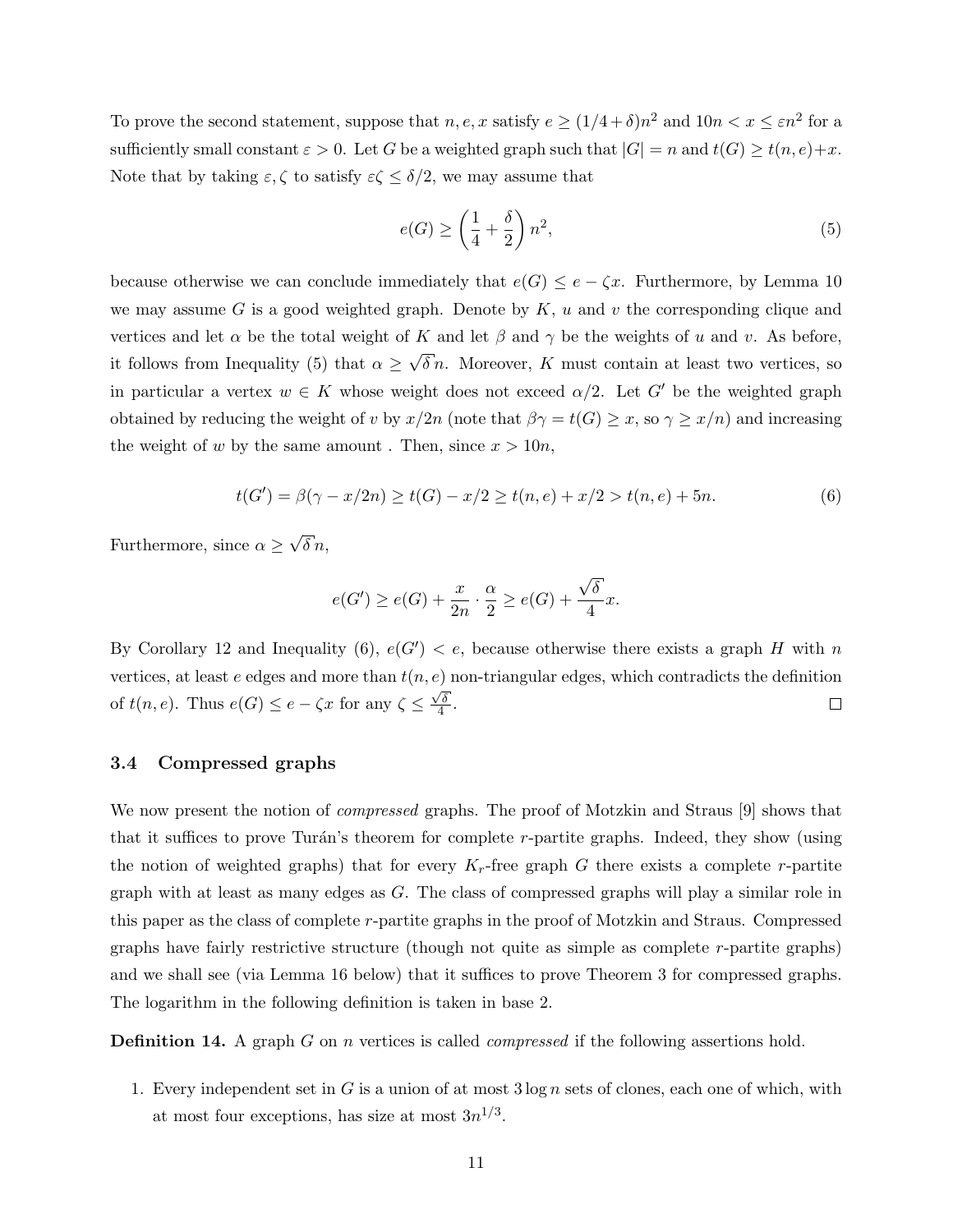To prove the second statement, suppose that $n, e, x$ satisfy $e \geq (1/4+\delta)n^2$ and $10n < x \leq \varepsilon n^2$ for a sufficiently small constant $\varepsilon > 0$. Let $G$ be a weighted graph such that $|G| = n$ and $t(G) \geq t(n,e)+x$. Note that by taking $\varepsilon, \zeta$ to satisfy $\varepsilon\zeta \leq \delta/2$, we may assume that

$$e(G) \geq \left(\frac{1}{4} + \frac{\delta}{2}\right) n^2, \tag{5}$$

because otherwise we can conclude immediately that $e(G) \leq e - \zeta x$. Furthermore, by Lemma 10 we may assume $G$ is a good weighted graph. Denote by $K$, $u$ and $v$ the corresponding clique and vertices and let $\alpha$ be the total weight of $K$ and let $\beta$ and $\gamma$ be the weights of $u$ and $v$. As before, it follows from Inequality (5) that $\alpha \geq \sqrt{\delta}n$. Moreover, $K$ must contain at least two vertices, so in particular a vertex $w \in K$ whose weight does not exceed $\alpha/2$. Let $G'$ be the weighted graph obtained by reducing the weight of $v$ by $x/2n$ (note that $\beta\gamma = t(G) \geq x$, so $\gamma \geq x/n$) and increasing the weight of $w$ by the same amount . Then, since $x > 10n$,

$$t(G') = \beta(\gamma - x/2n) \geq t(G) - x/2 \geq t(n,e) + x/2 > t(n,e) + 5n. \tag{6}$$

Furthermore, since $\alpha \geq \sqrt{\delta}n$,

$$e(G') \geq e(G) + \frac{x}{2n} \cdot \frac{\alpha}{2} \geq e(G) + \frac{\sqrt{\delta}}{4}x.$$

By Corollary 12 and Inequality (6), $e(G') < e$, because otherwise there exists a graph $H$ with $n$ vertices, at least $e$ edges and more than $t(n,e)$ non-triangular edges, which contradicts the definition of $t(n,e)$. Thus $e(G) \leq e - \zeta x$ for any $\zeta \leq \frac{\sqrt{\delta}}{4}$. $\square$

### 3.4 Compressed graphs

We now present the notion of *compressed* graphs. The proof of Motzkin and Straus [9] shows that that it suffices to prove Turán's theorem for complete $r$-partite graphs. Indeed, they show (using the notion of weighted graphs) that for every $K_r$-free graph $G$ there exists a complete $r$-partite graph with at least as many edges as $G$. The class of compressed graphs will play a similar role in this paper as the class of complete $r$-partite graphs in the proof of Motzkin and Straus. Compressed graphs have fairly restrictive structure (though not quite as simple as complete $r$-partite graphs) and we shall see (via Lemma 16 below) that it suffices to prove Theorem 3 for compressed graphs. The logarithm in the following definition is taken in base 2.

**Definition 14.** A graph $G$ on $n$ vertices is called *compressed* if the following assertions hold.

1. Every independent set in $G$ is a union of at most $3\log n$ sets of clones, each one of which, with at most four exceptions, has size at most $3n^{1/3}$.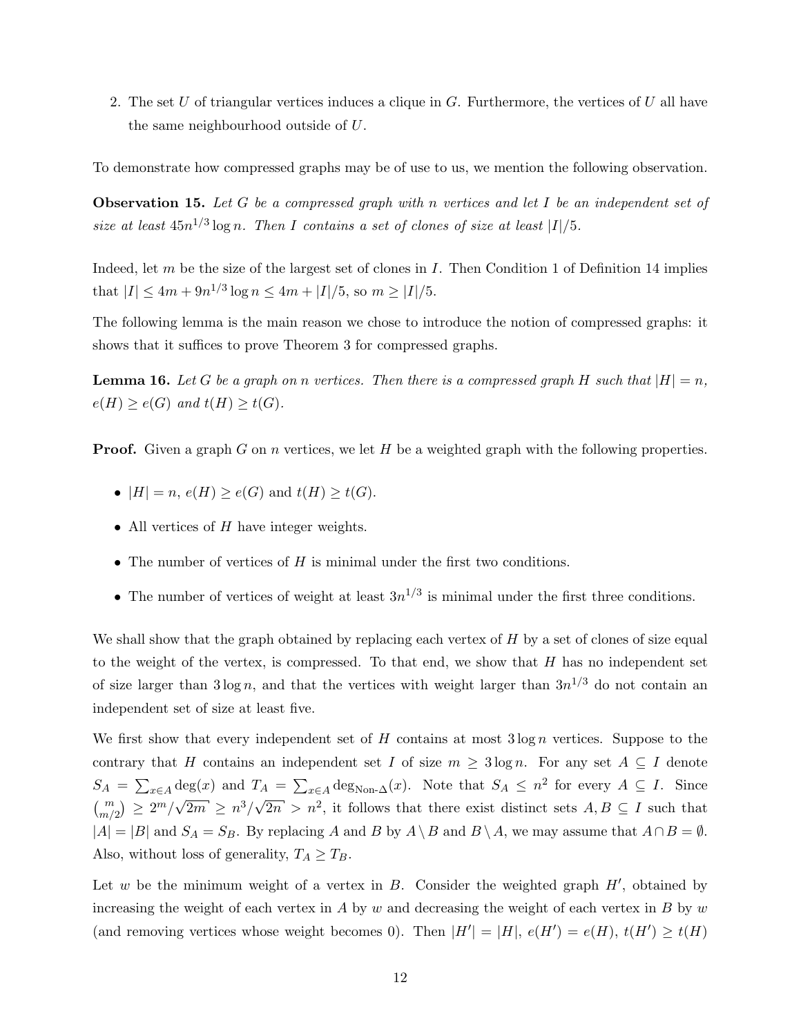2. The set $U$ of triangular vertices induces a clique in $G$. Furthermore, the vertices of $U$ all have the same neighbourhood outside of $U$.

To demonstrate how compressed graphs may be of use to us, we mention the following observation.

**Observation 15.** *Let $G$ be a compressed graph with $n$ vertices and let $I$ be an independent set of size at least $45n^{1/3}\log n$. Then $I$ contains a set of clones of size at least $|I|/5$.*

Indeed, let $m$ be the size of the largest set of clones in $I$. Then Condition 1 of Definition 14 implies that $|I| \le 4m + 9n^{1/3}\log n \le 4m + |I|/5$, so $m \ge |I|/5$.

The following lemma is the main reason we chose to introduce the notion of compressed graphs: it shows that it suffices to prove Theorem 3 for compressed graphs.

**Lemma 16.** *Let $G$ be a graph on $n$ vertices. Then there is a compressed graph $H$ such that $|H| = n$, $e(H) \ge e(G)$ and $t(H) \ge t(G)$.*

**Proof.** Given a graph $G$ on $n$ vertices, we let $H$ be a weighted graph with the following properties.

- $|H| = n$, $e(H) \ge e(G)$ and $t(H) \ge t(G)$.
- All vertices of $H$ have integer weights.
- The number of vertices of $H$ is minimal under the first two conditions.
- The number of vertices of weight at least $3n^{1/3}$ is minimal under the first three conditions.

We shall show that the graph obtained by replacing each vertex of $H$ by a set of clones of size equal to the weight of the vertex, is compressed. To that end, we show that $H$ has no independent set of size larger than $3\log n$, and that the vertices with weight larger than $3n^{1/3}$ do not contain an independent set of size at least five.

We first show that every independent set of $H$ contains at most $3\log n$ vertices. Suppose to the contrary that $H$ contains an independent set $I$ of size $m \ge 3\log n$. For any set $A \subseteq I$ denote $S_A = \sum_{x\in A}\deg(x)$ and $T_A = \sum_{x\in A}\deg_{\text{Non-}\Delta}(x)$. Note that $S_A \le n^2$ for every $A \subseteq I$. Since $\binom{m}{m/2} \ge 2^m/\sqrt{2m} \ge n^3/\sqrt{2n} > n^2$, it follows that there exist distinct sets $A, B \subseteq I$ such that $|A| = |B|$ and $S_A = S_B$. By replacing $A$ and $B$ by $A \setminus B$ and $B \setminus A$, we may assume that $A \cap B = \emptyset$. Also, without loss of generality, $T_A \ge T_B$.

Let $w$ be the minimum weight of a vertex in $B$. Consider the weighted graph $H'$, obtained by increasing the weight of each vertex in $A$ by $w$ and decreasing the weight of each vertex in $B$ by $w$ (and removing vertices whose weight becomes 0). Then $|H'| = |H|$, $e(H') = e(H)$, $t(H') \ge t(H)$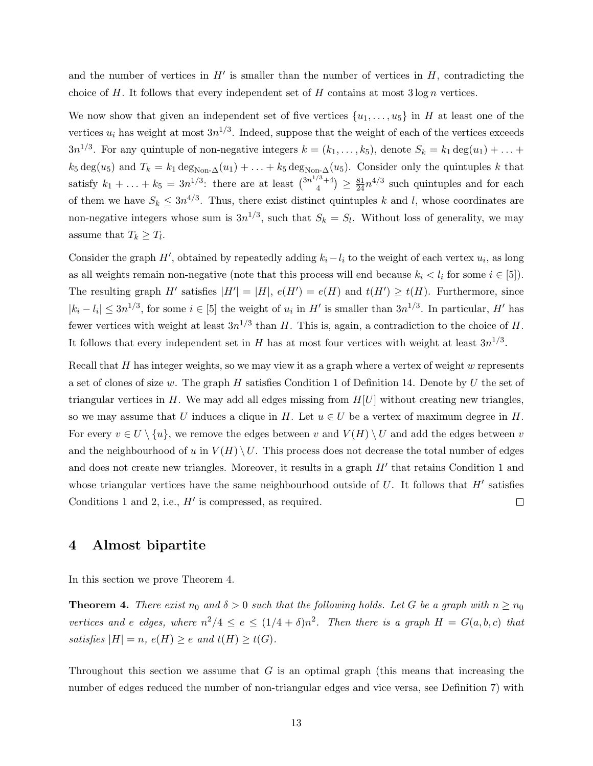and the number of vertices in $H'$ is smaller than the number of vertices in $H$, contradicting the choice of $H$. It follows that every independent set of $H$ contains at most $3\log n$ vertices.

We now show that given an independent set of five vertices $\{u_1,\ldots,u_5\}$ in $H$ at least one of the vertices $u_i$ has weight at most $3n^{1/3}$. Indeed, suppose that the weight of each of the vertices exceeds $3n^{1/3}$. For any quintuple of non-negative integers $k=(k_1,\ldots,k_5)$, denote $S_k = k_1\deg(u_1)+\ldots+k_5\deg(u_5)$ and $T_k = k_1\deg_{\text{Non-}\Delta}(u_1)+\ldots+k_5\deg_{\text{Non-}\Delta}(u_5)$. Consider only the quintuples $k$ that satisfy $k_1+\ldots+k_5 = 3n^{1/3}$: there are at least $\binom{3n^{1/3}+4}{4} \geq \frac{81}{24}n^{4/3}$ such quintuples and for each of them we have $S_k \leq 3n^{4/3}$. Thus, there exist distinct quintuples $k$ and $l$, whose coordinates are non-negative integers whose sum is $3n^{1/3}$, such that $S_k = S_l$. Without loss of generality, we may assume that $T_k \geq T_l$.

Consider the graph $H'$, obtained by repeatedly adding $k_i - l_i$ to the weight of each vertex $u_i$, as long as all weights remain non-negative (note that this process will end because $k_i < l_i$ for some $i \in [5]$). The resulting graph $H'$ satisfies $|H'| = |H|$, $e(H') = e(H)$ and $t(H') \geq t(H)$. Furthermore, since $|k_i - l_i| \leq 3n^{1/3}$, for some $i \in [5]$ the weight of $u_i$ in $H'$ is smaller than $3n^{1/3}$. In particular, $H'$ has fewer vertices with weight at least $3n^{1/3}$ than $H$. This is, again, a contradiction to the choice of $H$. It follows that every independent set in $H$ has at most four vertices with weight at least $3n^{1/3}$.

Recall that $H$ has integer weights, so we may view it as a graph where a vertex of weight $w$ represents a set of clones of size $w$. The graph $H$ satisfies Condition 1 of Definition 14. Denote by $U$ the set of triangular vertices in $H$. We may add all edges missing from $H[U]$ without creating new triangles, so we may assume that $U$ induces a clique in $H$. Let $u \in U$ be a vertex of maximum degree in $H$. For every $v \in U \setminus \{u\}$, we remove the edges between $v$ and $V(H)\setminus U$ and add the edges between $v$ and the neighbourhood of $u$ in $V(H)\setminus U$. This process does not decrease the total number of edges and does not create new triangles. Moreover, it results in a graph $H'$ that retains Condition 1 and whose triangular vertices have the same neighbourhood outside of $U$. It follows that $H'$ satisfies Conditions 1 and 2, i.e., $H'$ is compressed, as required. $\square$

# 4 Almost bipartite

In this section we prove Theorem 4.

**Theorem 4.** *There exist $n_0$ and $\delta > 0$ such that the following holds. Let $G$ be a graph with $n \geq n_0$ vertices and $e$ edges, where $n^2/4 \leq e \leq (1/4+\delta)n^2$. Then there is a graph $H = G(a,b,c)$ that satisfies $|H| = n$, $e(H) \geq e$ and $t(H) \geq t(G)$.*

Throughout this section we assume that $G$ is an optimal graph (this means that increasing the number of edges reduced the number of non-triangular edges and vice versa, see Definition 7) with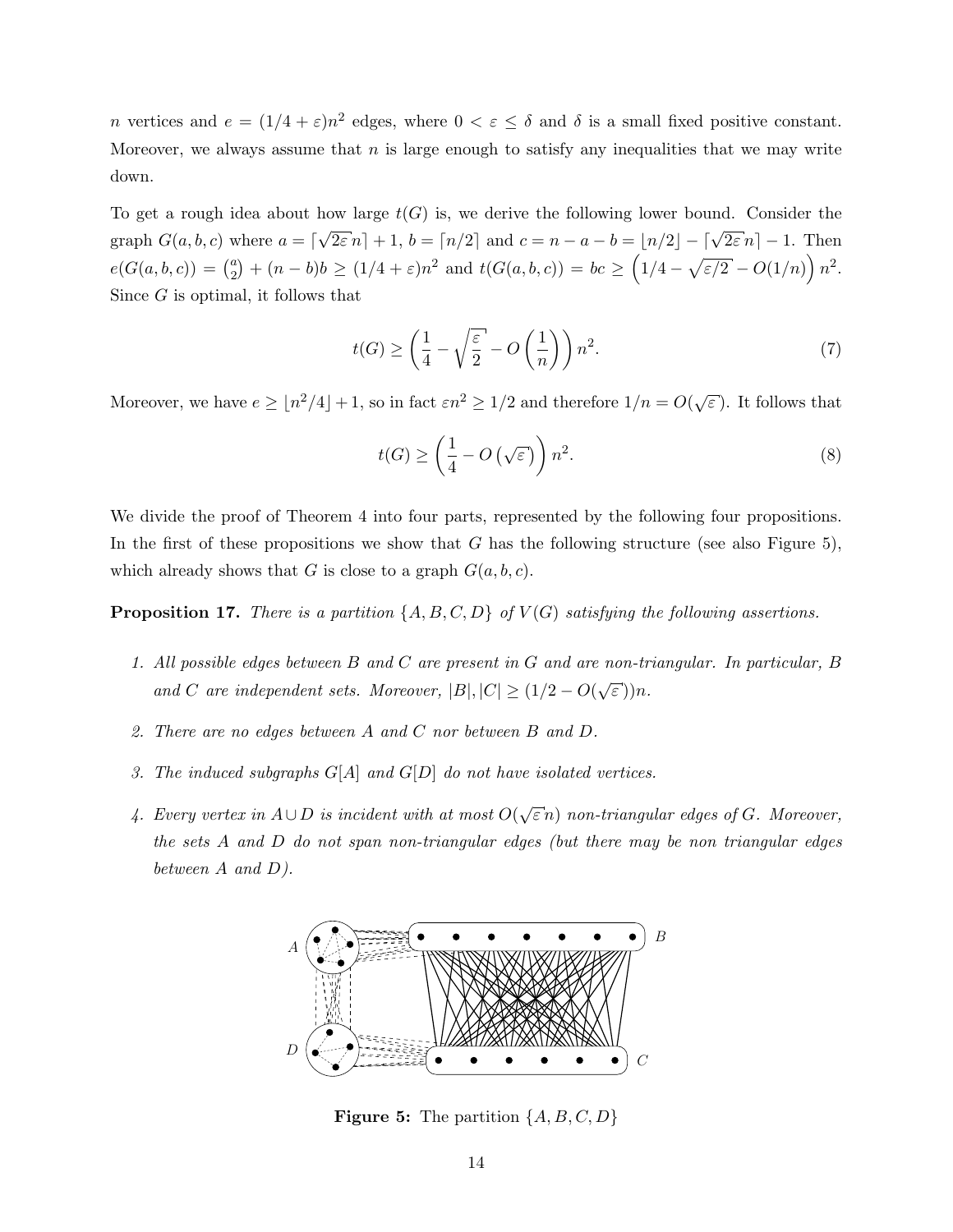$n$ vertices and $e = (1/4+\varepsilon)n^2$ edges, where $0 < \varepsilon \leq \delta$ and $\delta$ is a small fixed positive constant. Moreover, we always assume that $n$ is large enough to satisfy any inequalities that we may write down.

To get a rough idea about how large $t(G)$ is, we derive the following lower bound. Consider the graph $G(a,b,c)$ where $a = \lceil \sqrt{2\varepsilon}\, n \rceil + 1$, $b = \lceil n/2 \rceil$ and $c = n - a - b = \lfloor n/2 \rfloor - \lceil \sqrt{2\varepsilon}\, n \rceil - 1$. Then $e(G(a,b,c)) = \binom{a}{2} + (n-b)b \geq (1/4+\varepsilon)n^2$ and $t(G(a,b,c)) = bc \geq \left(1/4 - \sqrt{\varepsilon/2} - O(1/n)\right) n^2$. Since $G$ is optimal, it follows that

$$t(G) \geq \left(\frac{1}{4} - \sqrt{\frac{\varepsilon}{2}} - O\left(\frac{1}{n}\right)\right) n^2. \tag{7}$$

Moreover, we have $e \geq \lfloor n^2/4 \rfloor + 1$, so in fact $\varepsilon n^2 \geq 1/2$ and therefore $1/n = O(\sqrt{\varepsilon})$. It follows that

$$t(G) \geq \left(\frac{1}{4} - O\left(\sqrt{\varepsilon}\right)\right) n^2. \tag{8}$$

We divide the proof of Theorem 4 into four parts, represented by the following four propositions. In the first of these propositions we show that $G$ has the following structure (see also Figure 5), which already shows that $G$ is close to a graph $G(a,b,c)$.

**Proposition 17.** *There is a partition $\{A,B,C,D\}$ of $V(G)$ satisfying the following assertions.*

1. *All possible edges between $B$ and $C$ are present in $G$ and are non-triangular. In particular, $B$ and $C$ are independent sets. Moreover, $|B|, |C| \geq (1/2 - O(\sqrt{\varepsilon}))n$.*
2. *There are no edges between $A$ and $C$ nor between $B$ and $D$.*
3. *The induced subgraphs $G[A]$ and $G[D]$ do not have isolated vertices.*
4. *Every vertex in $A \cup D$ is incident with at most $O(\sqrt{\varepsilon}n)$ non-triangular edges of $G$. Moreover, the sets $A$ and $D$ do not span non-triangular edges (but there may be non triangular edges between $A$ and $D$).*

**Figure 5:** The partition $\{A,B,C,D\}$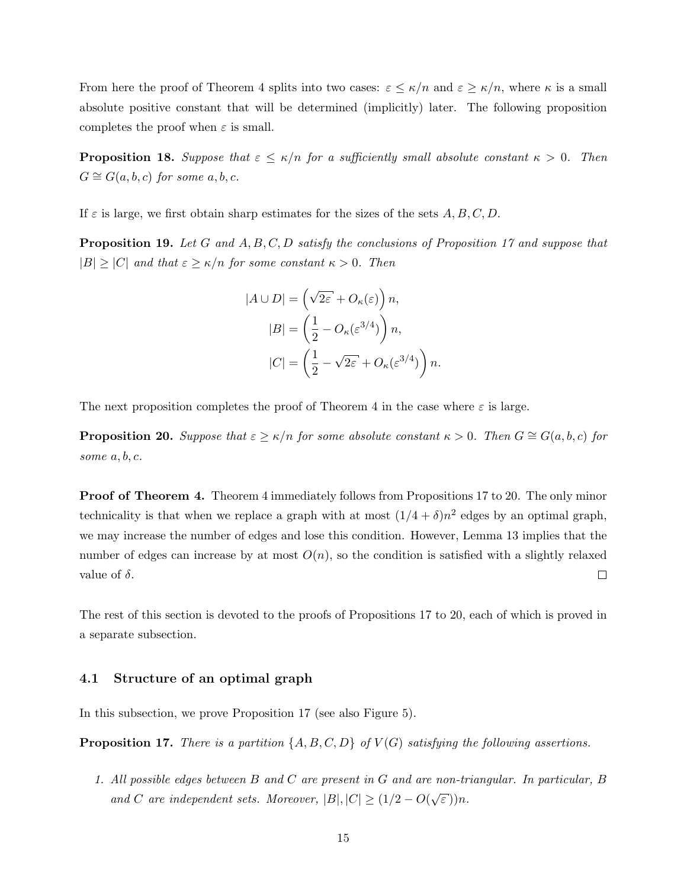From here the proof of Theorem 4 splits into two cases: $\varepsilon \le \kappa/n$ and $\varepsilon \ge \kappa/n$, where $\kappa$ is a small absolute positive constant that will be determined (implicitly) later. The following proposition completes the proof when $\varepsilon$ is small.

**Proposition 18.** *Suppose that $\varepsilon \le \kappa/n$ for a sufficiently small absolute constant $\kappa > 0$. Then $G \cong G(a, b, c)$ for some $a, b, c$.*

If $\varepsilon$ is large, we first obtain sharp estimates for the sizes of the sets $A, B, C, D$.

**Proposition 19.** *Let $G$ and $A, B, C, D$ satisfy the conclusions of Proposition 17 and suppose that $|B| \ge |C|$ and that $\varepsilon \ge \kappa/n$ for some constant $\kappa > 0$. Then*

$$
\begin{aligned}
|A \cup D| &= \left(\sqrt{2\varepsilon} + O_\kappa(\varepsilon)\right) n, \\
|B| &= \left(\frac{1}{2} - O_\kappa(\varepsilon^{3/4})\right) n, \\
|C| &= \left(\frac{1}{2} - \sqrt{2\varepsilon} + O_\kappa(\varepsilon^{3/4})\right) n.
\end{aligned}
$$

The next proposition completes the proof of Theorem 4 in the case where $\varepsilon$ is large.

**Proposition 20.** *Suppose that $\varepsilon \ge \kappa/n$ for some absolute constant $\kappa > 0$. Then $G \cong G(a, b, c)$ for some $a, b, c$.*

**Proof of Theorem 4.** Theorem 4 immediately follows from Propositions 17 to 20. The only minor technicality is that when we replace a graph with at most $(1/4 + \delta)n^2$ edges by an optimal graph, we may increase the number of edges and lose this condition. However, Lemma 13 implies that the number of edges can increase by at most $O(n)$, so the condition is satisfied with a slightly relaxed value of $\delta$. $\square$

The rest of this section is devoted to the proofs of Propositions 17 to 20, each of which is proved in a separate subsection.

### 4.1 Structure of an optimal graph

In this subsection, we prove Proposition 17 (see also Figure 5).

**Proposition 17.** *There is a partition $\{A, B, C, D\}$ of $V(G)$ satisfying the following assertions.*

1. *All possible edges between $B$ and $C$ are present in $G$ and are non-triangular. In particular, $B$ and $C$ are independent sets. Moreover, $|B|, |C| \ge (1/2 - O(\sqrt{\varepsilon}))n$.*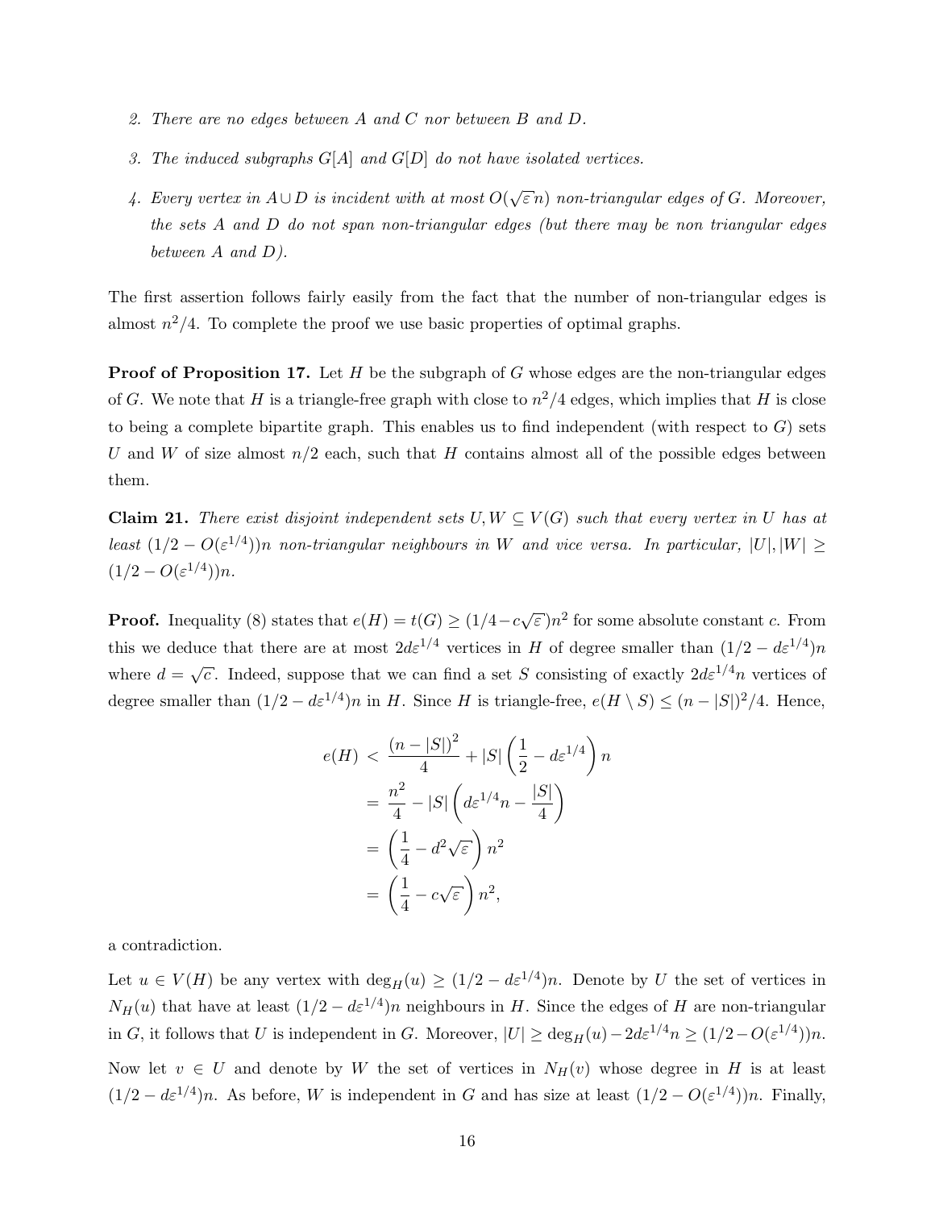2. *There are no edges between $A$ and $C$ nor between $B$ and $D$.*

3. *The induced subgraphs $G[A]$ and $G[D]$ do not have isolated vertices.*

4. *Every vertex in $A \cup D$ is incident with at most $O(\sqrt{\varepsilon}n)$ non-triangular edges of $G$. Moreover, the sets $A$ and $D$ do not span non-triangular edges (but there may be non triangular edges between $A$ and $D$).*

The first assertion follows fairly easily from the fact that the number of non-triangular edges is almost $n^2/4$. To complete the proof we use basic properties of optimal graphs.

**Proof of Proposition 17.** Let $H$ be the subgraph of $G$ whose edges are the non-triangular edges of $G$. We note that $H$ is a triangle-free graph with close to $n^2/4$ edges, which implies that $H$ is close to being a complete bipartite graph. This enables us to find independent (with respect to $G$) sets $U$ and $W$ of size almost $n/2$ each, such that $H$ contains almost all of the possible edges between them.

**Claim 21.** *There exist disjoint independent sets $U, W \subseteq V(G)$ such that every vertex in $U$ has at least $(1/2 - O(\varepsilon^{1/4}))n$ non-triangular neighbours in $W$ and vice versa. In particular, $|U|, |W| \geq (1/2 - O(\varepsilon^{1/4}))n$.*

**Proof.** Inequality (8) states that $e(H) = t(G) \geq (1/4 - c\sqrt{\varepsilon})n^2$ for some absolute constant $c$. From this we deduce that there are at most $2d\varepsilon^{1/4}$ vertices in $H$ of degree smaller than $(1/2 - d\varepsilon^{1/4})n$ where $d = \sqrt{c}$. Indeed, suppose that we can find a set $S$ consisting of exactly $2d\varepsilon^{1/4}n$ vertices of degree smaller than $(1/2 - d\varepsilon^{1/4})n$ in $H$. Since $H$ is triangle-free, $e(H \setminus S) \leq (n - |S|)^2/4$. Hence,

$$
\begin{aligned}
e(H) &< \frac{(n - |S|)^2}{4} + |S| \left( \frac{1}{2} - d\varepsilon^{1/4} \right) n \\
&= \frac{n^2}{4} - |S| \left( d\varepsilon^{1/4} n - \frac{|S|}{4} \right) \\
&= \left( \frac{1}{4} - d^2\sqrt{\varepsilon} \right) n^2 \\
&= \left( \frac{1}{4} - c\sqrt{\varepsilon} \right) n^2,
\end{aligned}
$$

a contradiction.

Let $u \in V(H)$ be any vertex with $\deg_H(u) \geq (1/2 - d\varepsilon^{1/4})n$. Denote by $U$ the set of vertices in $N_H(u)$ that have at least $(1/2 - d\varepsilon^{1/4})n$ neighbours in $H$. Since the edges of $H$ are non-triangular in $G$, it follows that $U$ is independent in $G$. Moreover, $|U| \geq \deg_H(u) - 2d\varepsilon^{1/4}n \geq (1/2 - O(\varepsilon^{1/4}))n$.

Now let $v \in U$ and denote by $W$ the set of vertices in $N_H(v)$ whose degree in $H$ is at least $(1/2 - d\varepsilon^{1/4})n$. As before, $W$ is independent in $G$ and has size at least $(1/2 - O(\varepsilon^{1/4}))n$. Finally,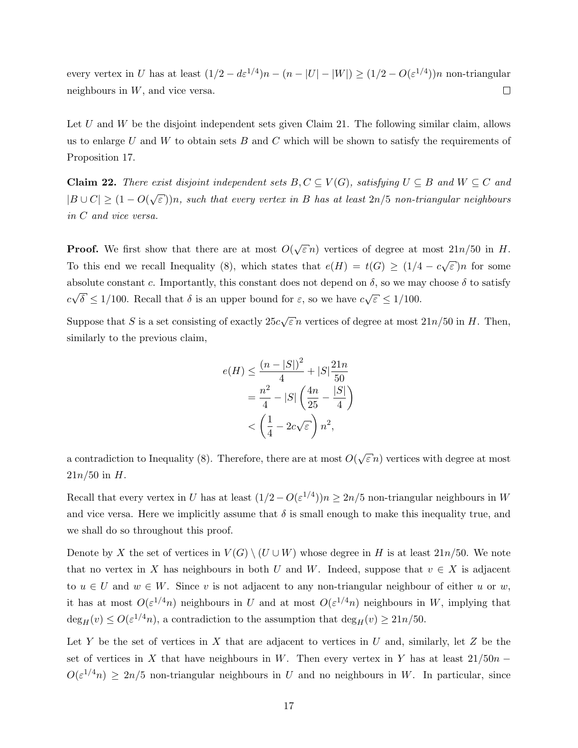every vertex in $U$ has at least $(1/2 - d\varepsilon^{1/4})n - (n - |U| - |W|) \geq (1/2 - O(\varepsilon^{1/4}))n$ non-triangular neighbours in $W$, and vice versa. $\square$

Let $U$ and $W$ be the disjoint independent sets given Claim 21. The following similar claim, allows us to enlarge $U$ and $W$ to obtain sets $B$ and $C$ which will be shown to satisfy the requirements of Proposition 17.

**Claim 22.** *There exist disjoint independent sets $B, C \subseteq V(G)$, satisfying $U \subseteq B$ and $W \subseteq C$ and $|B \cup C| \geq (1 - O(\sqrt{\varepsilon}))n$, such that every vertex in $B$ has at least $2n/5$ non-triangular neighbours in $C$ and vice versa.*

**Proof.** We first show that there are at most $O(\sqrt{\varepsilon}n)$ vertices of degree at most $21n/50$ in $H$. To this end we recall Inequality (8), which states that $e(H) = t(G) \geq (1/4 - c\sqrt{\varepsilon})n$ for some absolute constant $c$. Importantly, this constant does not depend on $\delta$, so we may choose $\delta$ to satisfy $c\sqrt{\delta} \leq 1/100$. Recall that $\delta$ is an upper bound for $\varepsilon$, so we have $c\sqrt{\varepsilon} \leq 1/100$.

Suppose that $S$ is a set consisting of exactly $25c\sqrt{\varepsilon}n$ vertices of degree at most $21n/50$ in $H$. Then, similarly to the previous claim,

$$
\begin{aligned}
e(H) &\leq \frac{(n - |S|)^2}{4} + |S|\frac{21n}{50} \\
&= \frac{n^2}{4} - |S|\left(\frac{4n}{25} - \frac{|S|}{4}\right) \\
&< \left(\frac{1}{4} - 2c\sqrt{\varepsilon}\right)n^2,
\end{aligned}
$$

a contradiction to Inequality (8). Therefore, there are at most $O(\sqrt{\varepsilon}n)$ vertices with degree at most $21n/50$ in $H$.

Recall that every vertex in $U$ has at least $(1/2 - O(\varepsilon^{1/4}))n \geq 2n/5$ non-triangular neighbours in $W$ and vice versa. Here we implicitly assume that $\delta$ is small enough to make this inequality true, and we shall do so throughout this proof.

Denote by $X$ the set of vertices in $V(G) \setminus (U \cup W)$ whose degree in $H$ is at least $21n/50$. We note that no vertex in $X$ has neighbours in both $U$ and $W$. Indeed, suppose that $v \in X$ is adjacent to $u \in U$ and $w \in W$. Since $v$ is not adjacent to any non-triangular neighbour of either $u$ or $w$, it has at most $O(\varepsilon^{1/4}n)$ neighbours in $U$ and at most $O(\varepsilon^{1/4}n)$ neighbours in $W$, implying that $\deg_H(v) \leq O(\varepsilon^{1/4}n)$, a contradiction to the assumption that $\deg_H(v) \geq 21n/50$.

Let $Y$ be the set of vertices in $X$ that are adjacent to vertices in $U$ and, similarly, let $Z$ be the set of vertices in $X$ that have neighbours in $W$. Then every vertex in $Y$ has at least $21/50n - O(\varepsilon^{1/4}n) \geq 2n/5$ non-triangular neighbours in $U$ and no neighbours in $W$. In particular, since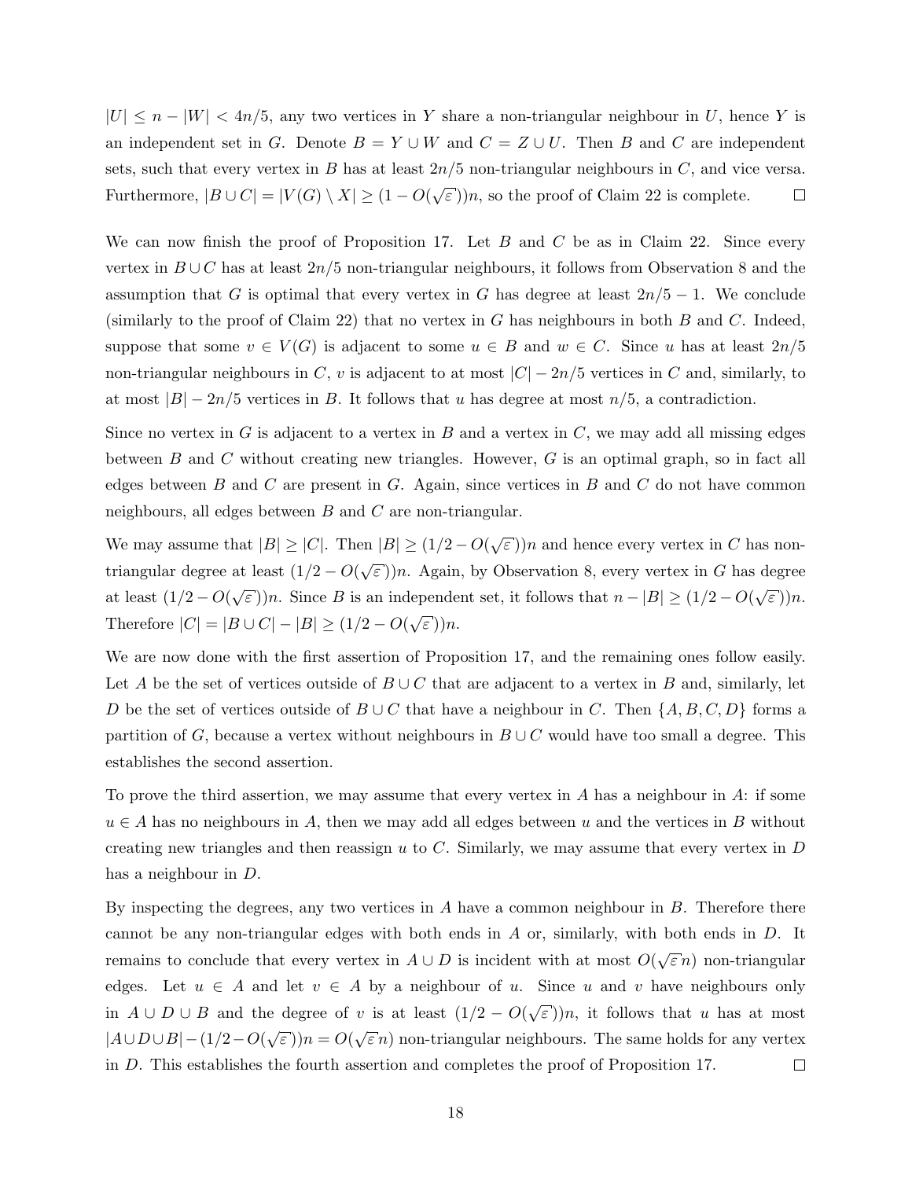$|U| \leq n - |W| < 4n/5$, any two vertices in $Y$ share a non-triangular neighbour in $U$, hence $Y$ is an independent set in $G$. Denote $B = Y \cup W$ and $C = Z \cup U$. Then $B$ and $C$ are independent sets, such that every vertex in $B$ has at least $2n/5$ non-triangular neighbours in $C$, and vice versa. Furthermore, $|B \cup C| = |V(G) \setminus X| \geq (1 - O(\sqrt{\varepsilon}))n$, so the proof of Claim 22 is complete. $\square$

We can now finish the proof of Proposition 17. Let $B$ and $C$ be as in Claim 22. Since every vertex in $B \cup C$ has at least $2n/5$ non-triangular neighbours, it follows from Observation 8 and the assumption that $G$ is optimal that every vertex in $G$ has degree at least $2n/5 - 1$. We conclude (similarly to the proof of Claim 22) that no vertex in $G$ has neighbours in both $B$ and $C$. Indeed, suppose that some $v \in V(G)$ is adjacent to some $u \in B$ and $w \in C$. Since $u$ has at least $2n/5$ non-triangular neighbours in $C$, $v$ is adjacent to at most $|C| - 2n/5$ vertices in $C$ and, similarly, to at most $|B| - 2n/5$ vertices in $B$. It follows that $u$ has degree at most $n/5$, a contradiction.

Since no vertex in $G$ is adjacent to a vertex in $B$ and a vertex in $C$, we may add all missing edges between $B$ and $C$ without creating new triangles. However, $G$ is an optimal graph, so in fact all edges between $B$ and $C$ are present in $G$. Again, since vertices in $B$ and $C$ do not have common neighbours, all edges between $B$ and $C$ are non-triangular.

We may assume that $|B| \geq |C|$. Then $|B| \geq (1/2 - O(\sqrt{\varepsilon}))n$ and hence every vertex in $C$ has non-triangular degree at least $(1/2 - O(\sqrt{\varepsilon}))n$. Again, by Observation 8, every vertex in $G$ has degree at least $(1/2 - O(\sqrt{\varepsilon}))n$. Since $B$ is an independent set, it follows that $n - |B| \geq (1/2 - O(\sqrt{\varepsilon}))n$. Therefore $|C| = |B \cup C| - |B| \geq (1/2 - O(\sqrt{\varepsilon}))n$.

We are now done with the first assertion of Proposition 17, and the remaining ones follow easily. Let $A$ be the set of vertices outside of $B \cup C$ that are adjacent to a vertex in $B$ and, similarly, let $D$ be the set of vertices outside of $B \cup C$ that have a neighbour in $C$. Then $\{A, B, C, D\}$ forms a partition of $G$, because a vertex without neighbours in $B \cup C$ would have too small a degree. This establishes the second assertion.

To prove the third assertion, we may assume that every vertex in $A$ has a neighbour in $A$: if some $u \in A$ has no neighbours in $A$, then we may add all edges between $u$ and the vertices in $B$ without creating new triangles and then reassign $u$ to $C$. Similarly, we may assume that every vertex in $D$ has a neighbour in $D$.

By inspecting the degrees, any two vertices in $A$ have a common neighbour in $B$. Therefore there cannot be any non-triangular edges with both ends in $A$ or, similarly, with both ends in $D$. It remains to conclude that every vertex in $A \cup D$ is incident with at most $O(\sqrt{\varepsilon} n)$ non-triangular edges. Let $u \in A$ and let $v \in A$ by a neighbour of $u$. Since $u$ and $v$ have neighbours only in $A \cup D \cup B$ and the degree of $v$ is at least $(1/2 - O(\sqrt{\varepsilon}))n$, it follows that $u$ has at most $|A \cup D \cup B| - (1/2 - O(\sqrt{\varepsilon}))n = O(\sqrt{\varepsilon} n)$ non-triangular neighbours. The same holds for any vertex in $D$. This establishes the fourth assertion and completes the proof of Proposition 17. $\square$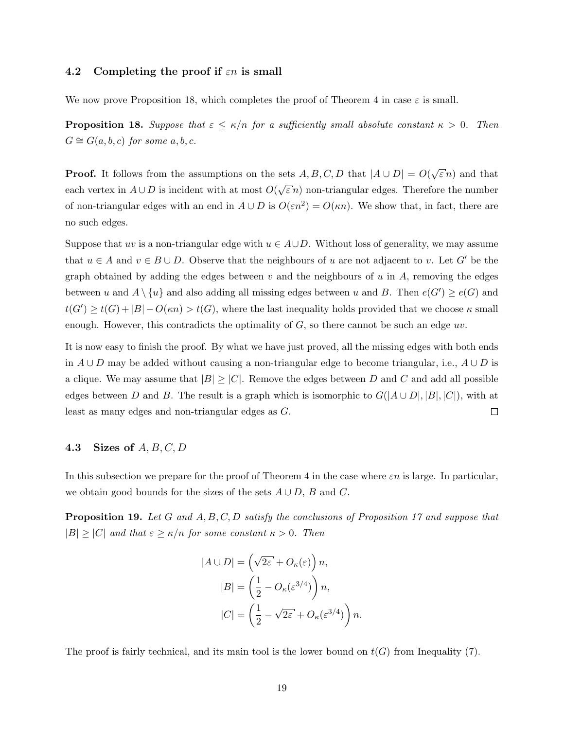### 4.2 Completing the proof if $\varepsilon n$ is small

We now prove Proposition 18, which completes the proof of Theorem 4 in case $\varepsilon$ is small.

**Proposition 18.** *Suppose that $\varepsilon \leq \kappa/n$ for a sufficiently small absolute constant $\kappa > 0$. Then $G \cong G(a, b, c)$ for some $a, b, c$.*

**Proof.** It follows from the assumptions on the sets $A, B, C, D$ that $|A \cup D| = O(\sqrt{\varepsilon} n)$ and that each vertex in $A \cup D$ is incident with at most $O(\sqrt{\varepsilon} n)$ non-triangular edges. Therefore the number of non-triangular edges with an end in $A \cup D$ is $O(\varepsilon n^2) = O(\kappa n)$. We show that, in fact, there are no such edges.

Suppose that $uv$ is a non-triangular edge with $u \in A \cup D$. Without loss of generality, we may assume that $u \in A$ and $v \in B \cup D$. Observe that the neighbours of $u$ are not adjacent to $v$. Let $G'$ be the graph obtained by adding the edges between $v$ and the neighbours of $u$ in $A$, removing the edges between $u$ and $A \setminus \{u\}$ and also adding all missing edges between $u$ and $B$. Then $e(G') \geq e(G)$ and $t(G') \geq t(G) + |B| - O(\kappa n) > t(G)$, where the last inequality holds provided that we choose $\kappa$ small enough. However, this contradicts the optimality of $G$, so there cannot be such an edge $uv$.

It is now easy to finish the proof. By what we have just proved, all the missing edges with both ends in $A \cup D$ may be added without causing a non-triangular edge to become triangular, i.e., $A \cup D$ is a clique. We may assume that $|B| \geq |C|$. Remove the edges between $D$ and $C$ and add all possible edges between $D$ and $B$. The result is a graph which is isomorphic to $G(|A \cup D|, |B|, |C|)$, with at least as many edges and non-triangular edges as $G$. $\square$

### 4.3 Sizes of $A, B, C, D$

In this subsection we prepare for the proof of Theorem 4 in the case where $\varepsilon n$ is large. In particular, we obtain good bounds for the sizes of the sets $A \cup D$, $B$ and $C$.

**Proposition 19.** *Let $G$ and $A, B, C, D$ satisfy the conclusions of Proposition 17 and suppose that $|B| \geq |C|$ and that $\varepsilon \geq \kappa/n$ for some constant $\kappa > 0$. Then*

$$
\begin{aligned}
|A \cup D| &= \left(\sqrt{2\varepsilon} + O_\kappa(\varepsilon)\right) n, \\
|B| &= \left(\frac{1}{2} - O_\kappa(\varepsilon^{3/4})\right) n, \\
|C| &= \left(\frac{1}{2} - \sqrt{2\varepsilon} + O_\kappa(\varepsilon^{3/4})\right) n.
\end{aligned}
$$

The proof is fairly technical, and its main tool is the lower bound on $t(G)$ from Inequality (7).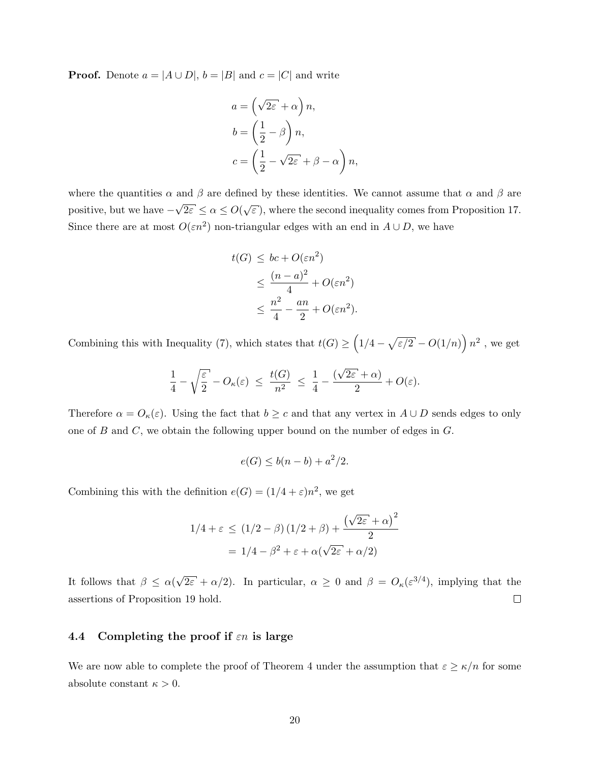**Proof.** Denote $a = |A \cup D|$, $b = |B|$ and $c = |C|$ and write

$$
\begin{aligned}
a &= \left(\sqrt{2\varepsilon} + \alpha\right) n, \\
b &= \left(\frac{1}{2} - \beta\right) n, \\
c &= \left(\frac{1}{2} - \sqrt{2\varepsilon} + \beta - \alpha\right) n,
\end{aligned}
$$

where the quantities $\alpha$ and $\beta$ are defined by these identities. We cannot assume that $\alpha$ and $\beta$ are positive, but we have $-\sqrt{2\varepsilon} \leq \alpha \leq O(\sqrt{\varepsilon})$, where the second inequality comes from Proposition 17. Since there are at most $O(\varepsilon n^2)$ non-triangular edges with an end in $A \cup D$, we have

$$
\begin{aligned}
t(G) &\leq bc + O(\varepsilon n^2) \\
&\leq \frac{(n-a)^2}{4} + O(\varepsilon n^2) \\
&\leq \frac{n^2}{4} - \frac{an}{2} + O(\varepsilon n^2).
\end{aligned}
$$

Combining this with Inequality (7), which states that $t(G) \geq \left(1/4 - \sqrt{\varepsilon/2} - O(1/n)\right) n^2$ , we get

$$
\frac{1}{4} - \sqrt{\frac{\varepsilon}{2}} - O_\kappa(\varepsilon) \leq \frac{t(G)}{n^2} \leq \frac{1}{4} - \frac{(\sqrt{2\varepsilon} + \alpha)}{2} + O(\varepsilon).
$$

Therefore $\alpha = O_\kappa(\varepsilon)$. Using the fact that $b \geq c$ and that any vertex in $A \cup D$ sends edges to only one of $B$ and $C$, we obtain the following upper bound on the number of edges in $G$.

$$
e(G) \leq b(n-b) + a^2/2.
$$

Combining this with the definition $e(G) = (1/4 + \varepsilon)n^2$, we get

$$
\begin{aligned}
1/4 + \varepsilon &\leq (1/2 - \beta)(1/2 + \beta) + \frac{\left(\sqrt{2\varepsilon} + \alpha\right)^2}{2} \\
&= 1/4 - \beta^2 + \varepsilon + \alpha(\sqrt{2\varepsilon} + \alpha/2)
\end{aligned}
$$

It follows that $\beta \leq \alpha(\sqrt{2\varepsilon} + \alpha/2)$. In particular, $\alpha \geq 0$ and $\beta = O_\kappa(\varepsilon^{3/4})$, implying that the assertions of Proposition 19 hold. □

### 4.4 Completing the proof if $\varepsilon n$ is large

We are now able to complete the proof of Theorem 4 under the assumption that $\varepsilon \geq \kappa/n$ for some absolute constant $\kappa > 0$.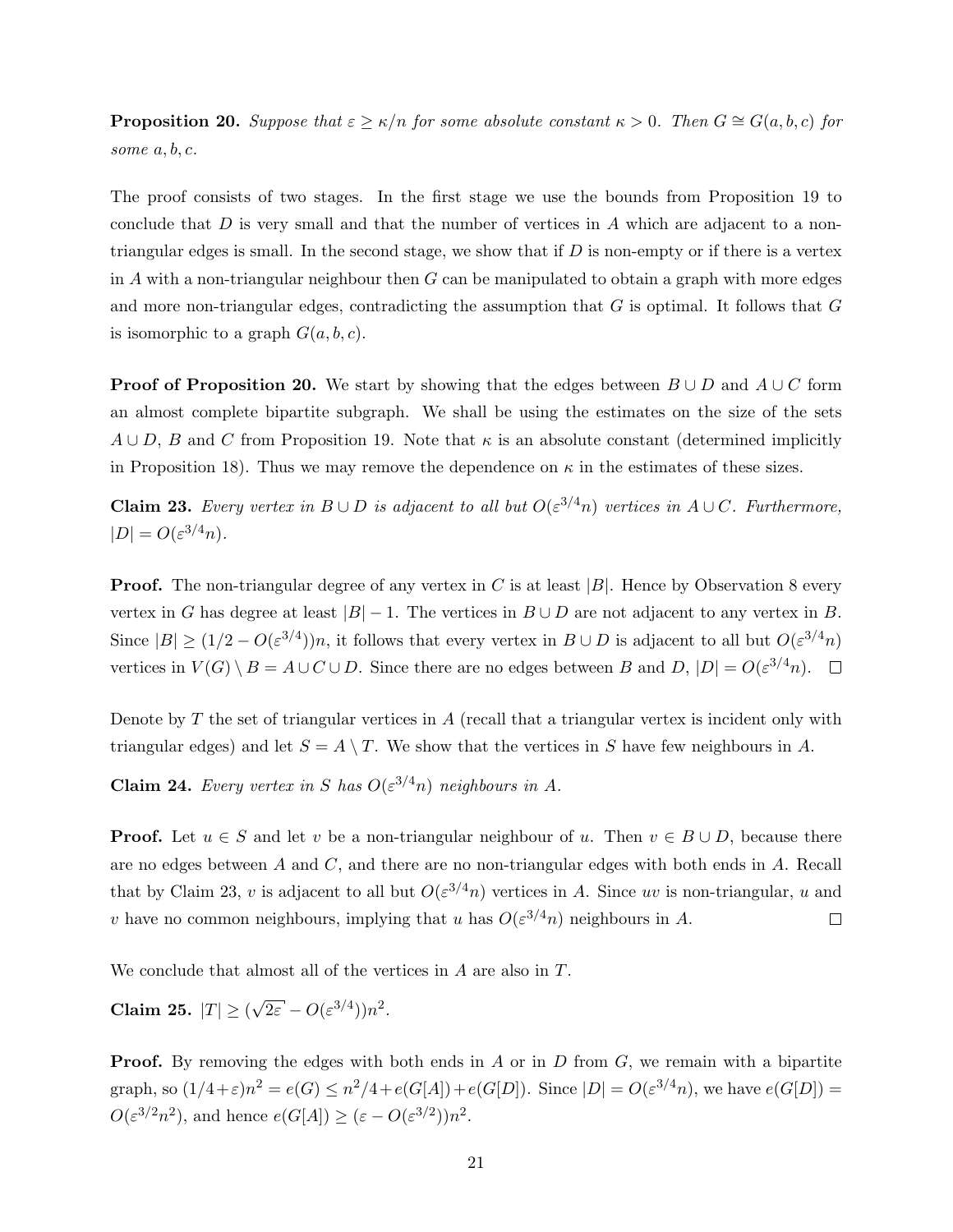**Proposition 20.** *Suppose that $\varepsilon \geq \kappa/n$ for some absolute constant $\kappa > 0$. Then $G \cong G(a,b,c)$ for some $a,b,c$.*

The proof consists of two stages. In the first stage we use the bounds from Proposition 19 to conclude that $D$ is very small and that the number of vertices in $A$ which are adjacent to a non-triangular edges is small. In the second stage, we show that if $D$ is non-empty or if there is a vertex in $A$ with a non-triangular neighbour then $G$ can be manipulated to obtain a graph with more edges and more non-triangular edges, contradicting the assumption that $G$ is optimal. It follows that $G$ is isomorphic to a graph $G(a,b,c)$.

**Proof of Proposition 20.** We start by showing that the edges between $B \cup D$ and $A \cup C$ form an almost complete bipartite subgraph. We shall be using the estimates on the size of the sets $A \cup D$, $B$ and $C$ from Proposition 19. Note that $\kappa$ is an absolute constant (determined implicitly in Proposition 18). Thus we may remove the dependence on $\kappa$ in the estimates of these sizes.

**Claim 23.** *Every vertex in $B \cup D$ is adjacent to all but $O(\varepsilon^{3/4}n)$ vertices in $A \cup C$. Furthermore, $|D| = O(\varepsilon^{3/4}n)$.*

**Proof.** The non-triangular degree of any vertex in $C$ is at least $|B|$. Hence by Observation 8 every vertex in $G$ has degree at least $|B|-1$. The vertices in $B \cup D$ are not adjacent to any vertex in $B$. Since $|B| \geq (1/2 - O(\varepsilon^{3/4}))n$, it follows that every vertex in $B \cup D$ is adjacent to all but $O(\varepsilon^{3/4}n)$ vertices in $V(G) \setminus B = A \cup C \cup D$. Since there are no edges between $B$ and $D$, $|D| = O(\varepsilon^{3/4}n)$. $\square$

Denote by $T$ the set of triangular vertices in $A$ (recall that a triangular vertex is incident only with triangular edges) and let $S = A \setminus T$. We show that the vertices in $S$ have few neighbours in $A$.

**Claim 24.** *Every vertex in $S$ has $O(\varepsilon^{3/4}n)$ neighbours in $A$.*

**Proof.** Let $u \in S$ and let $v$ be a non-triangular neighbour of $u$. Then $v \in B \cup D$, because there are no edges between $A$ and $C$, and there are no non-triangular edges with both ends in $A$. Recall that by Claim 23, $v$ is adjacent to all but $O(\varepsilon^{3/4}n)$ vertices in $A$. Since $uv$ is non-triangular, $u$ and $v$ have no common neighbours, implying that $u$ has $O(\varepsilon^{3/4}n)$ neighbours in $A$. $\square$

We conclude that almost all of the vertices in $A$ are also in $T$.

**Claim 25.** $|T| \geq (\sqrt{2\varepsilon} - O(\varepsilon^{3/4}))n^2$.

**Proof.** By removing the edges with both ends in $A$ or in $D$ from $G$, we remain with a bipartite graph, so $(1/4+\varepsilon)n^2 = e(G) \leq n^2/4 + e(G[A]) + e(G[D])$. Since $|D| = O(\varepsilon^{3/4}n)$, we have $e(G[D]) = O(\varepsilon^{3/2}n^2)$, and hence $e(G[A]) \geq (\varepsilon - O(\varepsilon^{3/2}))n^2$.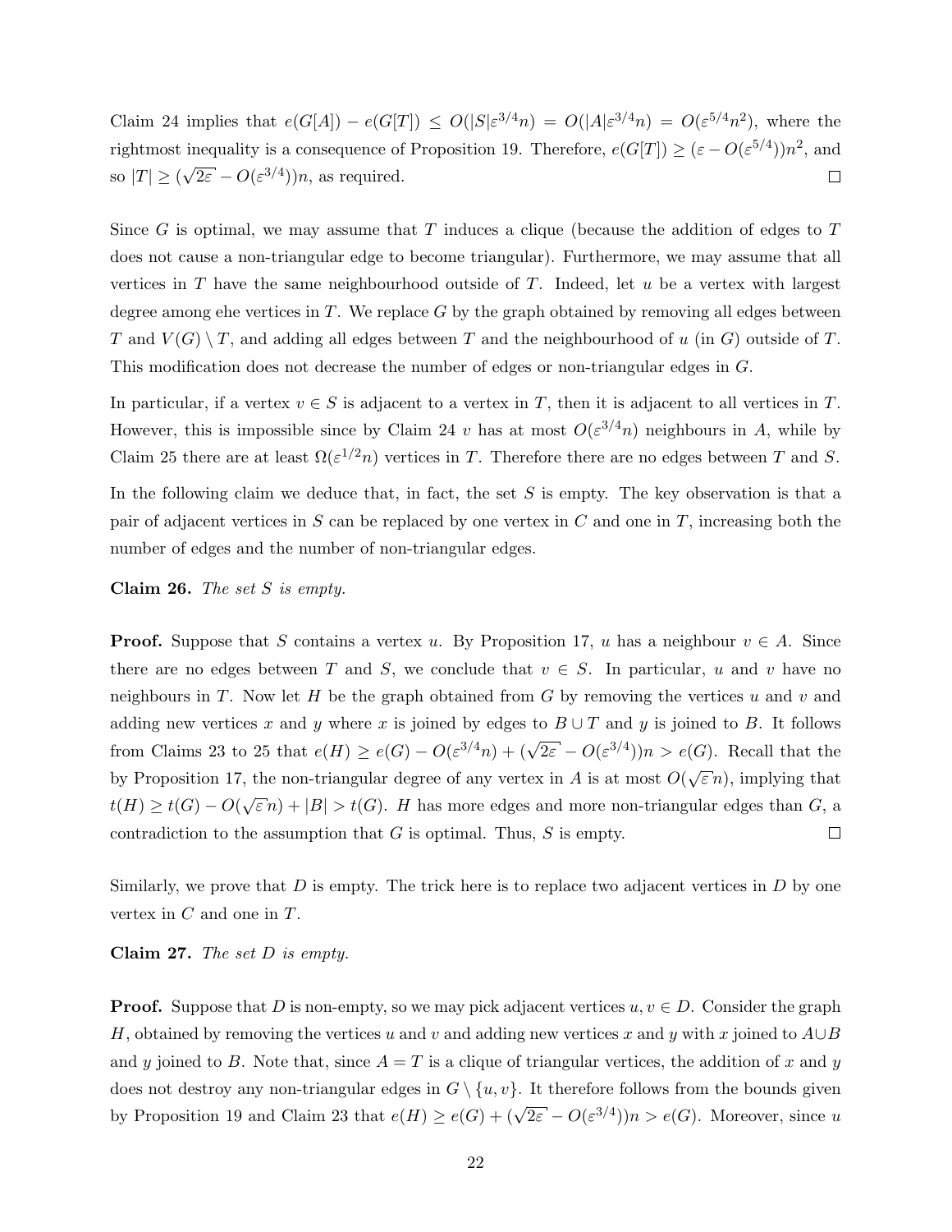Claim 24 implies that $e(G[A]) - e(G[T]) \leq O(|S|\varepsilon^{3/4}n) = O(|A|\varepsilon^{3/4}n) = O(\varepsilon^{5/4}n^2)$, where the rightmost inequality is a consequence of Proposition 19. Therefore, $e(G[T]) \geq (\varepsilon - O(\varepsilon^{5/4}))n^2$, and so $|T| \geq (\sqrt{2\varepsilon} - O(\varepsilon^{3/4}))n$, as required. $\square$

Since $G$ is optimal, we may assume that $T$ induces a clique (because the addition of edges to $T$ does not cause a non-triangular edge to become triangular). Furthermore, we may assume that all vertices in $T$ have the same neighbourhood outside of $T$. Indeed, let $u$ be a vertex with largest degree among ehe vertices in $T$. We replace $G$ by the graph obtained by removing all edges between $T$ and $V(G) \setminus T$, and adding all edges between $T$ and the neighbourhood of $u$ (in $G$) outside of $T$. This modification does not decrease the number of edges or non-triangular edges in $G$.

In particular, if a vertex $v \in S$ is adjacent to a vertex in $T$, then it is adjacent to all vertices in $T$. However, this is impossible since by Claim 24 $v$ has at most $O(\varepsilon^{3/4}n)$ neighbours in $A$, while by Claim 25 there are at least $\Omega(\varepsilon^{1/2}n)$ vertices in $T$. Therefore there are no edges between $T$ and $S$.

In the following claim we deduce that, in fact, the set $S$ is empty. The key observation is that a pair of adjacent vertices in $S$ can be replaced by one vertex in $C$ and one in $T$, increasing both the number of edges and the number of non-triangular edges.

**Claim 26.** *The set $S$ is empty.*

**Proof.** Suppose that $S$ contains a vertex $u$. By Proposition 17, $u$ has a neighbour $v \in A$. Since there are no edges between $T$ and $S$, we conclude that $v \in S$. In particular, $u$ and $v$ have no neighbours in $T$. Now let $H$ be the graph obtained from $G$ by removing the vertices $u$ and $v$ and adding new vertices $x$ and $y$ where $x$ is joined by edges to $B \cup T$ and $y$ is joined to $B$. It follows from Claims 23 to 25 that $e(H) \geq e(G) - O(\varepsilon^{3/4}n) + (\sqrt{2\varepsilon} - O(\varepsilon^{3/4}))n > e(G)$. Recall that the by Proposition 17, the non-triangular degree of any vertex in $A$ is at most $O(\sqrt{\varepsilon}n)$, implying that $t(H) \geq t(G) - O(\sqrt{\varepsilon}n) + |B| > t(G)$. $H$ has more edges and more non-triangular edges than $G$, a contradiction to the assumption that $G$ is optimal. Thus, $S$ is empty. $\square$

Similarly, we prove that $D$ is empty. The trick here is to replace two adjacent vertices in $D$ by one vertex in $C$ and one in $T$.

**Claim 27.** *The set $D$ is empty.*

**Proof.** Suppose that $D$ is non-empty, so we may pick adjacent vertices $u, v \in D$. Consider the graph $H$, obtained by removing the vertices $u$ and $v$ and adding new vertices $x$ and $y$ with $x$ joined to $A \cup B$ and $y$ joined to $B$. Note that, since $A = T$ is a clique of triangular vertices, the addition of $x$ and $y$ does not destroy any non-triangular edges in $G \setminus \{u, v\}$. It therefore follows from the bounds given by Proposition 19 and Claim 23 that $e(H) \geq e(G) + (\sqrt{2\varepsilon} - O(\varepsilon^{3/4}))n > e(G)$. Moreover, since $u$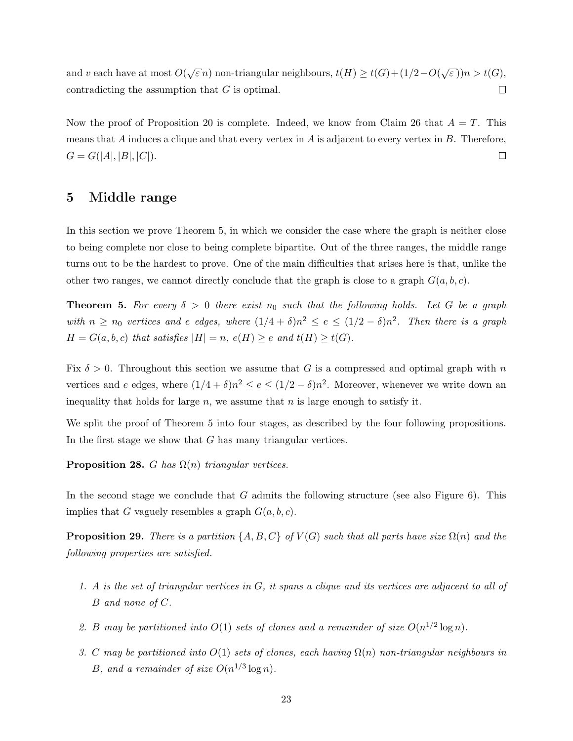and $v$ each have at most $O(\sqrt{\varepsilon}n)$ non-triangular neighbours, $t(H) \geq t(G) + (1/2 - O(\sqrt{\varepsilon}))n > t(G)$, contradicting the assumption that $G$ is optimal. □

Now the proof of Proposition 20 is complete. Indeed, we know from Claim 26 that $A = T$. This means that $A$ induces a clique and that every vertex in $A$ is adjacent to every vertex in $B$. Therefore, $G = G(|A|, |B|, |C|)$. □

# 5 Middle range

In this section we prove Theorem 5, in which we consider the case where the graph is neither close to being complete nor close to being complete bipartite. Out of the three ranges, the middle range turns out to be the hardest to prove. One of the main difficulties that arises here is that, unlike the other two ranges, we cannot directly conclude that the graph is close to a graph $G(a, b, c)$.

**Theorem 5.** *For every $\delta > 0$ there exist $n_0$ such that the following holds. Let $G$ be a graph with $n \geq n_0$ vertices and $e$ edges, where $(1/4 + \delta)n^2 \leq e \leq (1/2 - \delta)n^2$. Then there is a graph $H = G(a, b, c)$ that satisfies $|H| = n$, $e(H) \geq e$ and $t(H) \geq t(G)$.*

Fix $\delta > 0$. Throughout this section we assume that $G$ is a compressed and optimal graph with $n$ vertices and $e$ edges, where $(1/4 + \delta)n^2 \leq e \leq (1/2 - \delta)n^2$. Moreover, whenever we write down an inequality that holds for large $n$, we assume that $n$ is large enough to satisfy it.

We split the proof of Theorem 5 into four stages, as described by the four following propositions. In the first stage we show that $G$ has many triangular vertices.

**Proposition 28.** *$G$ has $\Omega(n)$ triangular vertices.*

In the second stage we conclude that $G$ admits the following structure (see also Figure 6). This implies that $G$ vaguely resembles a graph $G(a, b, c)$.

**Proposition 29.** *There is a partition $\{A, B, C\}$ of $V(G)$ such that all parts have size $\Omega(n)$ and the following properties are satisfied.*

1. *$A$ is the set of triangular vertices in $G$, it spans a clique and its vertices are adjacent to all of $B$ and none of $C$.*
2. *$B$ may be partitioned into $O(1)$ sets of clones and a remainder of size $O(n^{1/2} \log n)$.*
3. *$C$ may be partitioned into $O(1)$ sets of clones, each having $\Omega(n)$ non-triangular neighbours in $B$, and a remainder of size $O(n^{1/3} \log n)$.*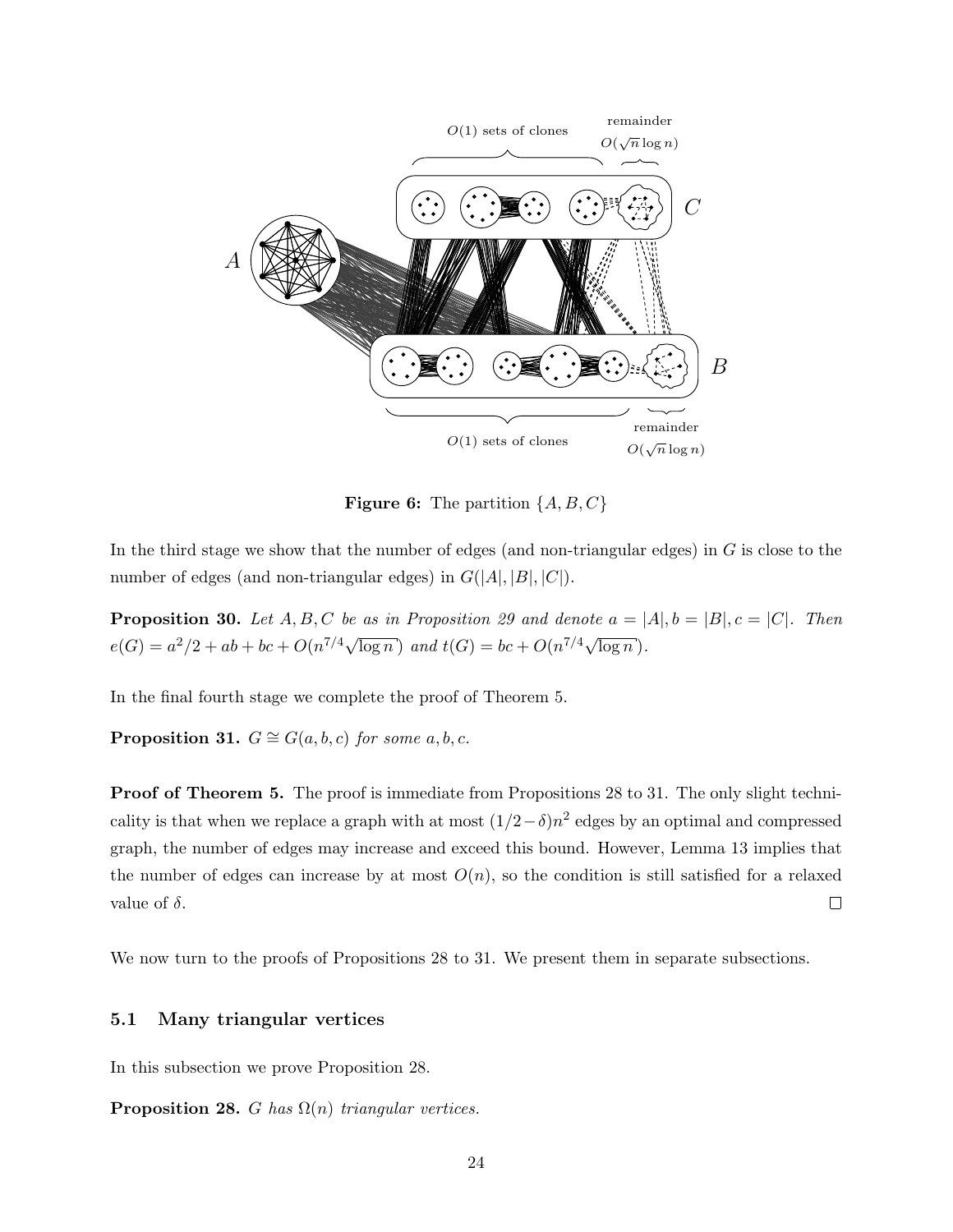Figure 6: The partition $\{A, B, C\}$

In the third stage we show that the number of edges (and non-triangular edges) in $G$ is close to the number of edges (and non-triangular edges) in $G(|A|, |B|, |C|)$.

**Proposition 30.** *Let $A, B, C$ be as in Proposition 29 and denote $a = |A|, b = |B|, c = |C|$. Then $e(G) = a^2/2 + ab + bc + O(n^{7/4}\sqrt{\log n})$ and $t(G) = bc + O(n^{7/4}\sqrt{\log n})$.*

In the final fourth stage we complete the proof of Theorem 5.

**Proposition 31.** *$G \cong G(a, b, c)$ for some $a, b, c$.*

**Proof of Theorem 5.** The proof is immediate from Propositions 28 to 31. The only slight technicality is that when we replace a graph with at most $(1/2-\delta)n^2$ edges by an optimal and compressed graph, the number of edges may increase and exceed this bound. However, Lemma 13 implies that the number of edges can increase by at most $O(n)$, so the condition is still satisfied for a relaxed value of $\delta$. $\square$

We now turn to the proofs of Propositions 28 to 31. We present them in separate subsections.

### 5.1 Many triangular vertices

In this subsection we prove Proposition 28.

**Proposition 28.** *$G$ has $\Omega(n)$ triangular vertices.*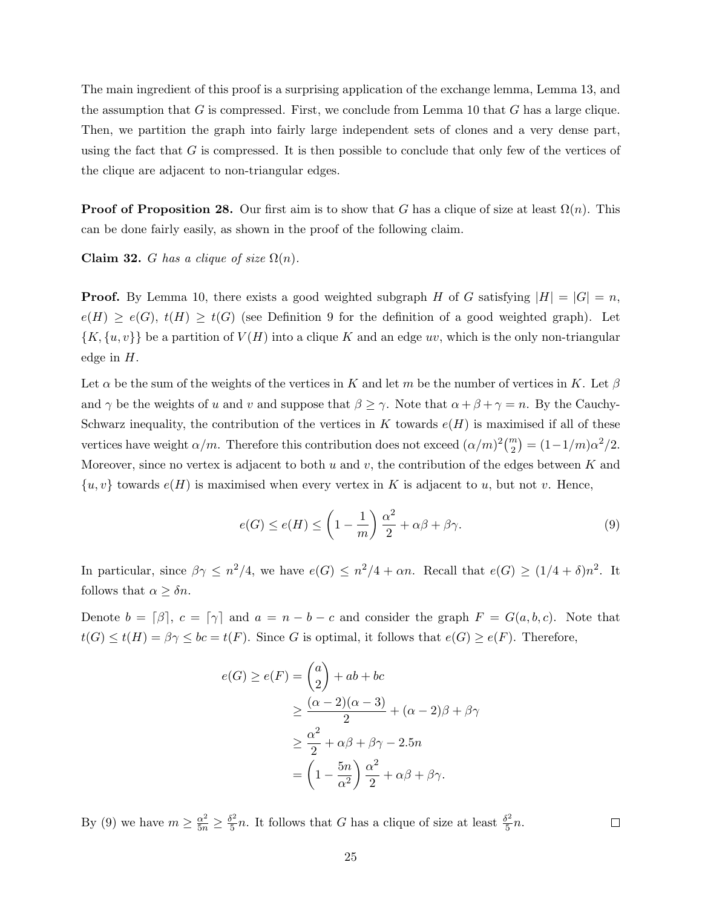The main ingredient of this proof is a surprising application of the exchange lemma, Lemma 13, and the assumption that $G$ is compressed. First, we conclude from Lemma 10 that $G$ has a large clique. Then, we partition the graph into fairly large independent sets of clones and a very dense part, using the fact that $G$ is compressed. It is then possible to conclude that only few of the vertices of the clique are adjacent to non-triangular edges.

**Proof of Proposition 28.** Our first aim is to show that $G$ has a clique of size at least $\Omega(n)$. This can be done fairly easily, as shown in the proof of the following claim.

**Claim 32.** *$G$ has a clique of size $\Omega(n)$.*

**Proof.** By Lemma 10, there exists a good weighted subgraph $H$ of $G$ satisfying $|H| = |G| = n$, $e(H) \geq e(G)$, $t(H) \geq t(G)$ (see Definition 9 for the definition of a good weighted graph). Let $\{K, \{u, v\}\}$ be a partition of $V(H)$ into a clique $K$ and an edge $uv$, which is the only non-triangular edge in $H$.

Let $\alpha$ be the sum of the weights of the vertices in $K$ and let $m$ be the number of vertices in $K$. Let $\beta$ and $\gamma$ be the weights of $u$ and $v$ and suppose that $\beta \geq \gamma$. Note that $\alpha + \beta + \gamma = n$. By the Cauchy-Schwarz inequality, the contribution of the vertices in $K$ towards $e(H)$ is maximised if all of these vertices have weight $\alpha/m$. Therefore this contribution does not exceed $(\alpha/m)^2\binom{m}{2} = (1-1/m)\alpha^2/2$. Moreover, since no vertex is adjacent to both $u$ and $v$, the contribution of the edges between $K$ and $\{u, v\}$ towards $e(H)$ is maximised when every vertex in $K$ is adjacent to $u$, but not $v$. Hence,

$$e(G) \leq e(H) \leq \left(1 - \frac{1}{m}\right)\frac{\alpha^2}{2} + \alpha\beta + \beta\gamma. \tag{9}$$

In particular, since $\beta\gamma \leq n^2/4$, we have $e(G) \leq n^2/4 + \alpha n$. Recall that $e(G) \geq (1/4 + \delta)n^2$. It follows that $\alpha \geq \delta n$.

Denote $b = \lceil \beta \rceil$, $c = \lceil \gamma \rceil$ and $a = n - b - c$ and consider the graph $F = G(a, b, c)$. Note that $t(G) \leq t(H) = \beta\gamma \leq bc = t(F)$. Since $G$ is optimal, it follows that $e(G) \geq e(F)$. Therefore,

$$\begin{aligned}
e(G) \geq e(F) &= \binom{a}{2} + ab + bc \\
&\geq \frac{(\alpha-2)(\alpha-3)}{2} + (\alpha-2)\beta + \beta\gamma \\
&\geq \frac{\alpha^2}{2} + \alpha\beta + \beta\gamma - 2.5n \\
&= \left(1 - \frac{5n}{\alpha^2}\right)\frac{\alpha^2}{2} + \alpha\beta + \beta\gamma.
\end{aligned}$$

By (9) we have $m \geq \frac{\alpha^2}{5n} \geq \frac{\delta^2}{5}n$. It follows that $G$ has a clique of size at least $\frac{\delta^2}{5}n$. $\square$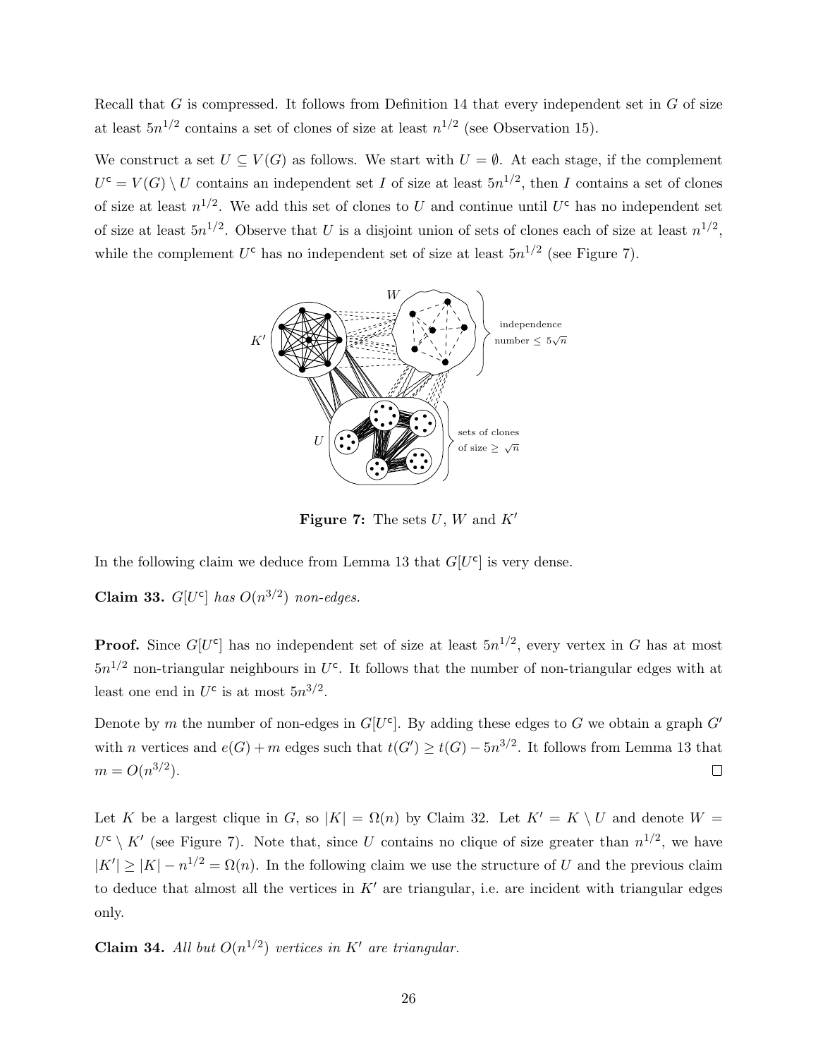Recall that $G$ is compressed. It follows from Definition 14 that every independent set in $G$ of size at least $5n^{1/2}$ contains a set of clones of size at least $n^{1/2}$ (see Observation 15).

We construct a set $U \subseteq V(G)$ as follows. We start with $U = \emptyset$. At each stage, if the complement $U^{\mathsf{c}} = V(G) \setminus U$ contains an independent set $I$ of size at least $5n^{1/2}$, then $I$ contains a set of clones of size at least $n^{1/2}$. We add this set of clones to $U$ and continue until $U^{\mathsf{c}}$ has no independent set of size at least $5n^{1/2}$. Observe that $U$ is a disjoint union of sets of clones each of size at least $n^{1/2}$, while the complement $U^{\mathsf{c}}$ has no independent set of size at least $5n^{1/2}$ (see Figure 7).

**Figure 7:** The sets $U$, $W$ and $K'$

In the following claim we deduce from Lemma 13 that $G[U^{\mathsf{c}}]$ is very dense.

**Claim 33.** *$G[U^{\mathsf{c}}]$ has $O(n^{3/2})$ non-edges.*

**Proof.** Since $G[U^{\mathsf{c}}]$ has no independent set of size at least $5n^{1/2}$, every vertex in $G$ has at most $5n^{1/2}$ non-triangular neighbours in $U^{\mathsf{c}}$. It follows that the number of non-triangular edges with at least one end in $U^{\mathsf{c}}$ is at most $5n^{3/2}$.

Denote by $m$ the number of non-edges in $G[U^{\mathsf{c}}]$. By adding these edges to $G$ we obtain a graph $G'$ with $n$ vertices and $e(G) + m$ edges such that $t(G') \geq t(G) - 5n^{3/2}$. It follows from Lemma 13 that $m = O(n^{3/2})$. $\square$

Let $K$ be a largest clique in $G$, so $|K| = \Omega(n)$ by Claim 32. Let $K' = K \setminus U$ and denote $W = U^{\mathsf{c}} \setminus K'$ (see Figure 7). Note that, since $U$ contains no clique of size greater than $n^{1/2}$, we have $|K'| \geq |K| - n^{1/2} = \Omega(n)$. In the following claim we use the structure of $U$ and the previous claim to deduce that almost all the vertices in $K'$ are triangular, i.e. are incident with triangular edges only.

**Claim 34.** *All but $O(n^{1/2})$ vertices in $K'$ are triangular.*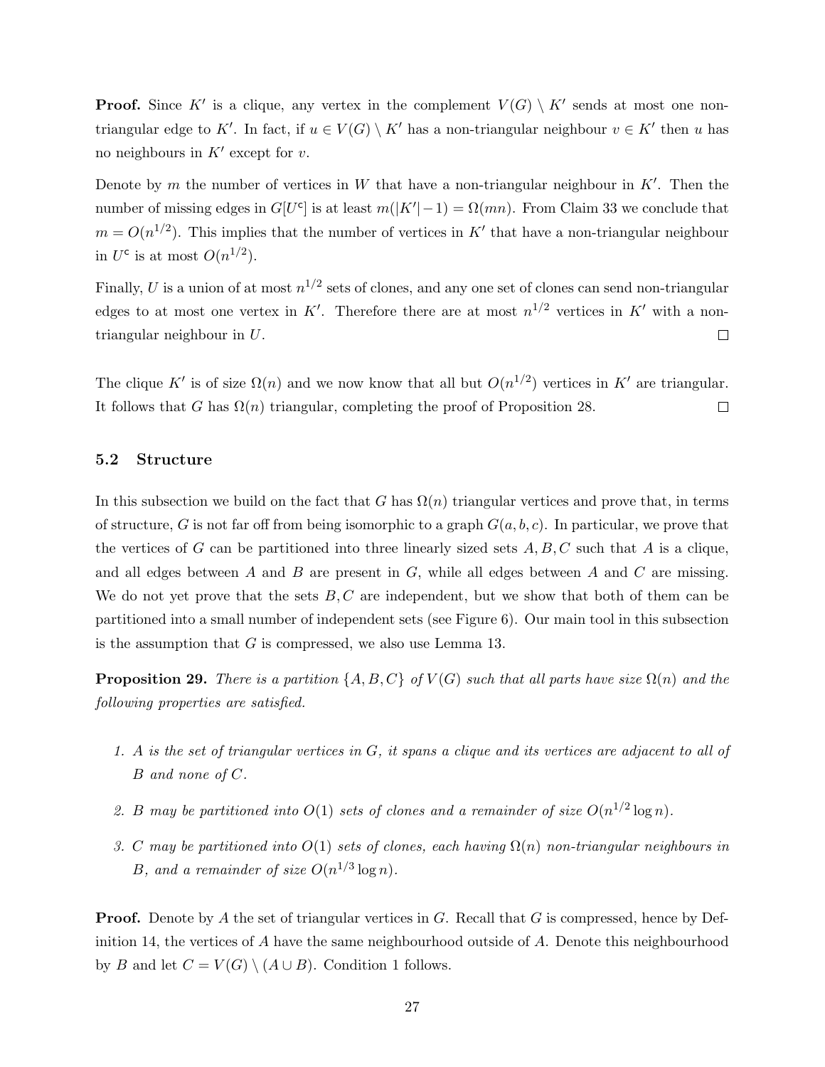**Proof.** Since $K'$ is a clique, any vertex in the complement $V(G) \setminus K'$ sends at most one non-triangular edge to $K'$. In fact, if $u \in V(G) \setminus K'$ has a non-triangular neighbour $v \in K'$ then $u$ has no neighbours in $K'$ except for $v$.

Denote by $m$ the number of vertices in $W$ that have a non-triangular neighbour in $K'$. Then the number of missing edges in $G[U^{\mathsf{c}}]$ is at least $m(|K'|-1) = \Omega(mn)$. From Claim 33 we conclude that $m = O(n^{1/2})$. This implies that the number of vertices in $K'$ that have a non-triangular neighbour in $U^{\mathsf{c}}$ is at most $O(n^{1/2})$.

Finally, $U$ is a union of at most $n^{1/2}$ sets of clones, and any one set of clones can send non-triangular edges to at most one vertex in $K'$. Therefore there are at most $n^{1/2}$ vertices in $K'$ with a non-triangular neighbour in $U$. □

The clique $K'$ is of size $\Omega(n)$ and we now know that all but $O(n^{1/2})$ vertices in $K'$ are triangular. It follows that $G$ has $\Omega(n)$ triangular, completing the proof of Proposition 28. □

### 5.2 Structure

In this subsection we build on the fact that $G$ has $\Omega(n)$ triangular vertices and prove that, in terms of structure, $G$ is not far off from being isomorphic to a graph $G(a, b, c)$. In particular, we prove that the vertices of $G$ can be partitioned into three linearly sized sets $A, B, C$ such that $A$ is a clique, and all edges between $A$ and $B$ are present in $G$, while all edges between $A$ and $C$ are missing. We do not yet prove that the sets $B, C$ are independent, but we show that both of them can be partitioned into a small number of independent sets (see Figure 6). Our main tool in this subsection is the assumption that $G$ is compressed, we also use Lemma 13.

**Proposition 29.** *There is a partition $\{A, B, C\}$ of $V(G)$ such that all parts have size $\Omega(n)$ and the following properties are satisfied.*

1. *$A$ is the set of triangular vertices in $G$, it spans a clique and its vertices are adjacent to all of $B$ and none of $C$.*
2. *$B$ may be partitioned into $O(1)$ sets of clones and a remainder of size $O(n^{1/2} \log n)$.*
3. *$C$ may be partitioned into $O(1)$ sets of clones, each having $\Omega(n)$ non-triangular neighbours in $B$, and a remainder of size $O(n^{1/3} \log n)$.*

**Proof.** Denote by $A$ the set of triangular vertices in $G$. Recall that $G$ is compressed, hence by Definition 14, the vertices of $A$ have the same neighbourhood outside of $A$. Denote this neighbourhood by $B$ and let $C = V(G) \setminus (A \cup B)$. Condition 1 follows.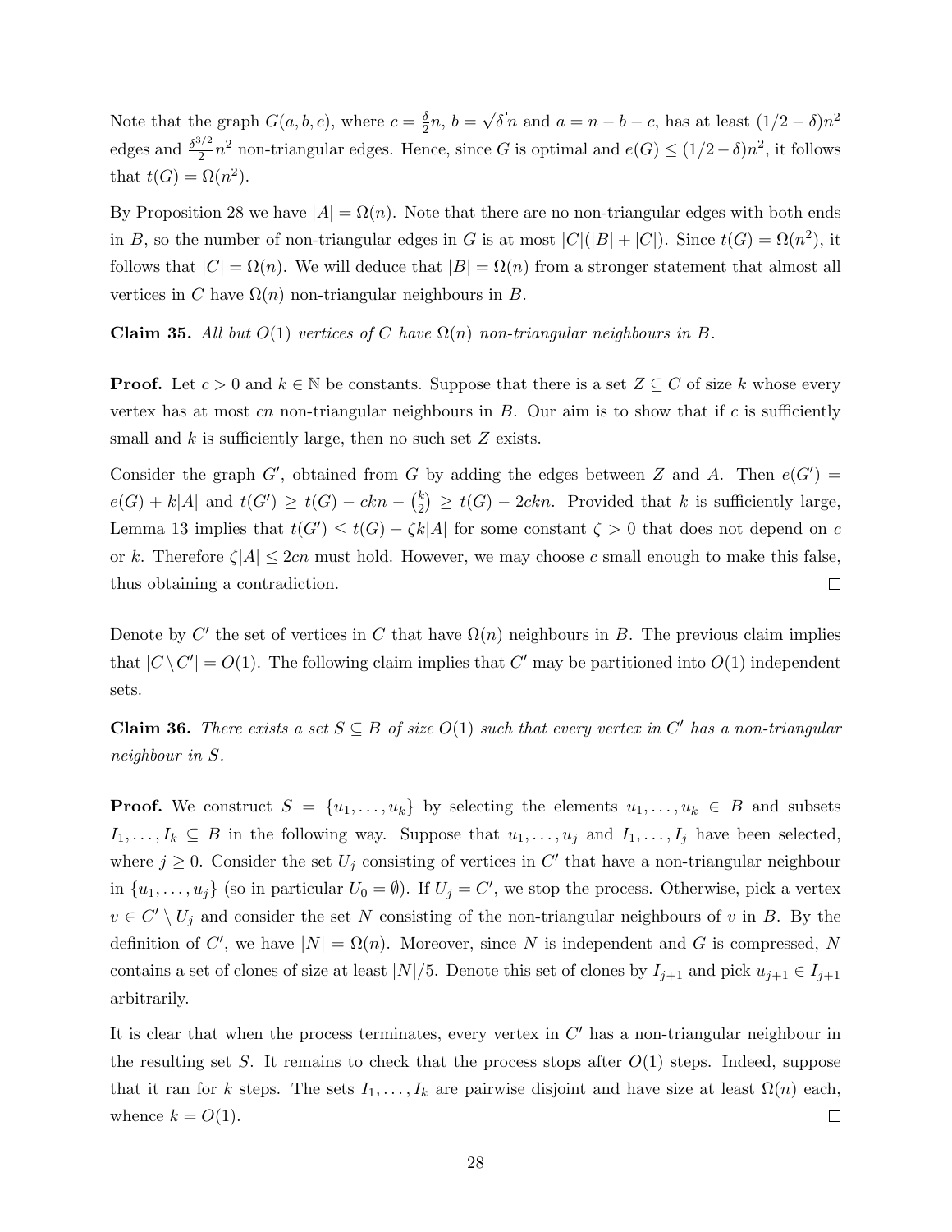Note that the graph $G(a, b, c)$, where $c = \frac{\delta}{2}n$, $b = \sqrt{\delta}\,n$ and $a = n - b - c$, has at least $(1/2 - \delta)n^2$ edges and $\frac{\delta^{3/2}}{2}n^2$ non-triangular edges. Hence, since $G$ is optimal and $e(G) \le (1/2 - \delta)n^2$, it follows that $t(G) = \Omega(n^2)$.

By Proposition 28 we have $|A| = \Omega(n)$. Note that there are no non-triangular edges with both ends in $B$, so the number of non-triangular edges in $G$ is at most $|C|(|B| + |C|)$. Since $t(G) = \Omega(n^2)$, it follows that $|C| = \Omega(n)$. We will deduce that $|B| = \Omega(n)$ from a stronger statement that almost all vertices in $C$ have $\Omega(n)$ non-triangular neighbours in $B$.

**Claim 35.** *All but $O(1)$ vertices of $C$ have $\Omega(n)$ non-triangular neighbours in $B$.*

**Proof.** Let $c > 0$ and $k \in \mathbb{N}$ be constants. Suppose that there is a set $Z \subseteq C$ of size $k$ whose every vertex has at most $cn$ non-triangular neighbours in $B$. Our aim is to show that if $c$ is sufficiently small and $k$ is sufficiently large, then no such set $Z$ exists.

Consider the graph $G'$, obtained from $G$ by adding the edges between $Z$ and $A$. Then $e(G') = e(G) + k|A|$ and $t(G') \ge t(G) - ckn - \binom{k}{2} \ge t(G) - 2ckn$. Provided that $k$ is sufficiently large, Lemma 13 implies that $t(G') \le t(G) - \zeta k|A|$ for some constant $\zeta > 0$ that does not depend on $c$ or $k$. Therefore $\zeta|A| \le 2cn$ must hold. However, we may choose $c$ small enough to make this false, thus obtaining a contradiction. $\square$

Denote by $C'$ the set of vertices in $C$ that have $\Omega(n)$ neighbours in $B$. The previous claim implies that $|C \setminus C'| = O(1)$. The following claim implies that $C'$ may be partitioned into $O(1)$ independent sets.

**Claim 36.** *There exists a set $S \subseteq B$ of size $O(1)$ such that every vertex in $C'$ has a non-triangular neighbour in $S$.*

**Proof.** We construct $S = \{u_1, \ldots, u_k\}$ by selecting the elements $u_1, \ldots, u_k \in B$ and subsets $I_1, \ldots, I_k \subseteq B$ in the following way. Suppose that $u_1, \ldots, u_j$ and $I_1, \ldots, I_j$ have been selected, where $j \ge 0$. Consider the set $U_j$ consisting of vertices in $C'$ that have a non-triangular neighbour in $\{u_1, \ldots, u_j\}$ (so in particular $U_0 = \emptyset$). If $U_j = C'$, we stop the process. Otherwise, pick a vertex $v \in C' \setminus U_j$ and consider the set $N$ consisting of the non-triangular neighbours of $v$ in $B$. By the definition of $C'$, we have $|N| = \Omega(n)$. Moreover, since $N$ is independent and $G$ is compressed, $N$ contains a set of clones of size at least $|N|/5$. Denote this set of clones by $I_{j+1}$ and pick $u_{j+1} \in I_{j+1}$ arbitrarily.

It is clear that when the process terminates, every vertex in $C'$ has a non-triangular neighbour in the resulting set $S$. It remains to check that the process stops after $O(1)$ steps. Indeed, suppose that it ran for $k$ steps. The sets $I_1, \ldots, I_k$ are pairwise disjoint and have size at least $\Omega(n)$ each, whence $k = O(1)$. $\square$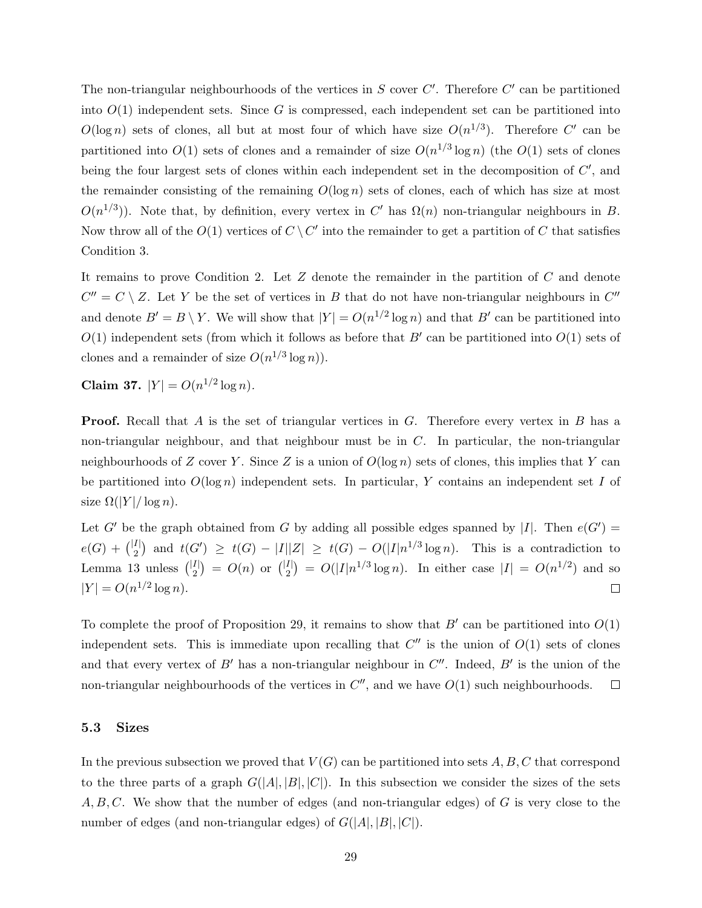The non-triangular neighbourhoods of the vertices in $S$ cover $C'$. Therefore $C'$ can be partitioned into $O(1)$ independent sets. Since $G$ is compressed, each independent set can be partitioned into $O(\log n)$ sets of clones, all but at most four of which have size $O(n^{1/3})$. Therefore $C'$ can be partitioned into $O(1)$ sets of clones and a remainder of size $O(n^{1/3} \log n)$ (the $O(1)$ sets of clones being the four largest sets of clones within each independent set in the decomposition of $C'$, and the remainder consisting of the remaining $O(\log n)$ sets of clones, each of which has size at most $O(n^{1/3})$). Note that, by definition, every vertex in $C'$ has $\Omega(n)$ non-triangular neighbours in $B$. Now throw all of the $O(1)$ vertices of $C \setminus C'$ into the remainder to get a partition of $C$ that satisfies Condition 3.

It remains to prove Condition 2. Let $Z$ denote the remainder in the partition of $C$ and denote $C'' = C \setminus Z$. Let $Y$ be the set of vertices in $B$ that do not have non-triangular neighbours in $C''$ and denote $B' = B \setminus Y$. We will show that $|Y| = O(n^{1/2} \log n)$ and that $B'$ can be partitioned into $O(1)$ independent sets (from which it follows as before that $B'$ can be partitioned into $O(1)$ sets of clones and a remainder of size $O(n^{1/3} \log n)$).

**Claim 37.** $|Y| = O(n^{1/2} \log n)$.

**Proof.** Recall that $A$ is the set of triangular vertices in $G$. Therefore every vertex in $B$ has a non-triangular neighbour, and that neighbour must be in $C$. In particular, the non-triangular neighbourhoods of $Z$ cover $Y$. Since $Z$ is a union of $O(\log n)$ sets of clones, this implies that $Y$ can be partitioned into $O(\log n)$ independent sets. In particular, $Y$ contains an independent set $I$ of size $\Omega(|Y|/\log n)$.

Let $G'$ be the graph obtained from $G$ by adding all possible edges spanned by $|I|$. Then $e(G') = e(G) + \binom{|I|}{2}$ and $t(G') \geq t(G) - |I||Z| \geq t(G) - O(|I| n^{1/3} \log n)$. This is a contradiction to Lemma 13 unless $\binom{|I|}{2} = O(n)$ or $\binom{|I|}{2} = O(|I| n^{1/3} \log n)$. In either case $|I| = O(n^{1/2})$ and so $|Y| = O(n^{1/2} \log n)$. $\square$

To complete the proof of Proposition 29, it remains to show that $B'$ can be partitioned into $O(1)$ independent sets. This is immediate upon recalling that $C''$ is the union of $O(1)$ sets of clones and that every vertex of $B'$ has a non-triangular neighbour in $C''$. Indeed, $B'$ is the union of the non-triangular neighbourhoods of the vertices in $C''$, and we have $O(1)$ such neighbourhoods. $\square$

### 5.3 Sizes

In the previous subsection we proved that $V(G)$ can be partitioned into sets $A, B, C$ that correspond to the three parts of a graph $G(|A|, |B|, |C|)$. In this subsection we consider the sizes of the sets $A, B, C$. We show that the number of edges (and non-triangular edges) of $G$ is very close to the number of edges (and non-triangular edges) of $G(|A|, |B|, |C|)$.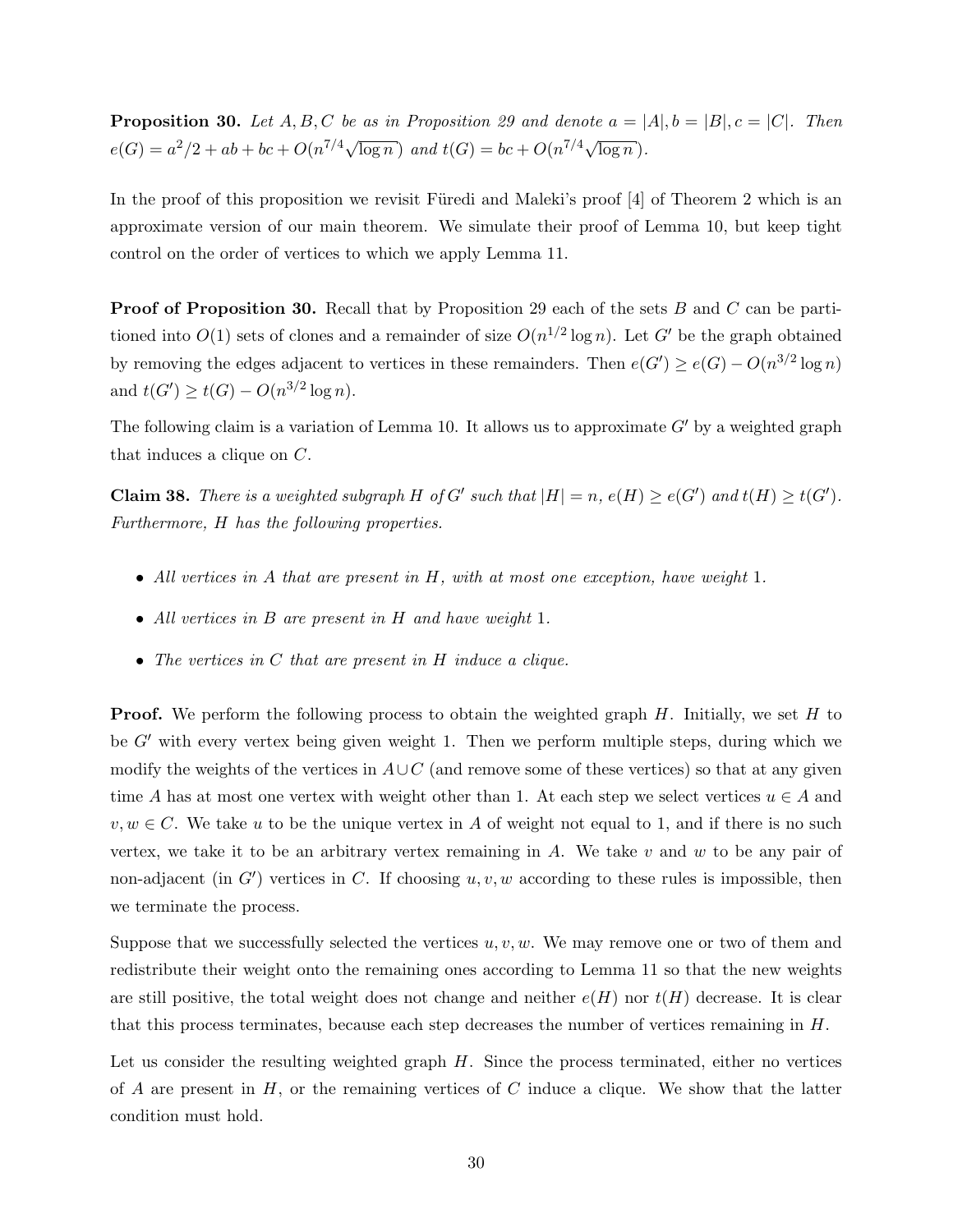**Proposition 30.** *Let $A, B, C$ be as in Proposition 29 and denote $a = |A|, b = |B|, c = |C|$. Then $e(G) = a^2/2 + ab + bc + O(n^{7/4}\sqrt{\log n})$ and $t(G) = bc + O(n^{7/4}\sqrt{\log n})$.*

In the proof of this proposition we revisit Füredi and Maleki's proof [4] of Theorem 2 which is an approximate version of our main theorem. We simulate their proof of Lemma 10, but keep tight control on the order of vertices to which we apply Lemma 11.

**Proof of Proposition 30.** Recall that by Proposition 29 each of the sets $B$ and $C$ can be partitioned into $O(1)$ sets of clones and a remainder of size $O(n^{1/2}\log n)$. Let $G'$ be the graph obtained by removing the edges adjacent to vertices in these remainders. Then $e(G') \geq e(G) - O(n^{3/2}\log n)$ and $t(G') \geq t(G) - O(n^{3/2}\log n)$.

The following claim is a variation of Lemma 10. It allows us to approximate $G'$ by a weighted graph that induces a clique on $C$.

**Claim 38.** *There is a weighted subgraph $H$ of $G'$ such that $|H| = n$, $e(H) \geq e(G')$ and $t(H) \geq t(G')$. Furthermore, $H$ has the following properties.*

- *All vertices in $A$ that are present in $H$, with at most one exception, have weight 1.*
- *All vertices in $B$ are present in $H$ and have weight 1.*
- *The vertices in $C$ that are present in $H$ induce a clique.*

**Proof.** We perform the following process to obtain the weighted graph $H$. Initially, we set $H$ to be $G'$ with every vertex being given weight 1. Then we perform multiple steps, during which we modify the weights of the vertices in $A \cup C$ (and remove some of these vertices) so that at any given time $A$ has at most one vertex with weight other than 1. At each step we select vertices $u \in A$ and $v, w \in C$. We take $u$ to be the unique vertex in $A$ of weight not equal to 1, and if there is no such vertex, we take it to be an arbitrary vertex remaining in $A$. We take $v$ and $w$ to be any pair of non-adjacent (in $G'$) vertices in $C$. If choosing $u, v, w$ according to these rules is impossible, then we terminate the process.

Suppose that we successfully selected the vertices $u, v, w$. We may remove one or two of them and redistribute their weight onto the remaining ones according to Lemma 11 so that the new weights are still positive, the total weight does not change and neither $e(H)$ nor $t(H)$ decrease. It is clear that this process terminates, because each step decreases the number of vertices remaining in $H$.

Let us consider the resulting weighted graph $H$. Since the process terminated, either no vertices of $A$ are present in $H$, or the remaining vertices of $C$ induce a clique. We show that the latter condition must hold.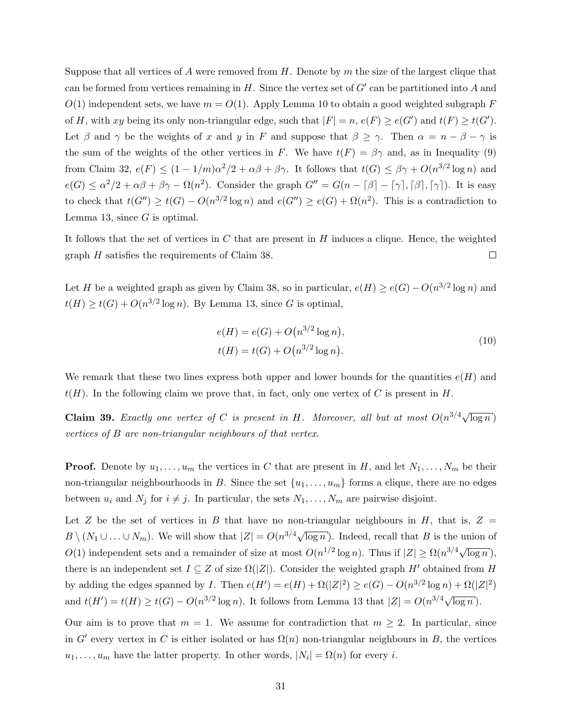Suppose that all vertices of $A$ were removed from $H$. Denote by $m$ the size of the largest clique that can be formed from vertices remaining in $H$. Since the vertex set of $G'$ can be partitioned into $A$ and $O(1)$ independent sets, we have $m = O(1)$. Apply Lemma 10 to obtain a good weighted subgraph $F$ of $H$, with $xy$ being its only non-triangular edge, such that $|F| = n$, $e(F) \geq e(G')$ and $t(F) \geq t(G')$. Let $\beta$ and $\gamma$ be the weights of $x$ and $y$ in $F$ and suppose that $\beta \geq \gamma$. Then $\alpha = n - \beta - \gamma$ is the sum of the weights of the other vertices in $F$. We have $t(F) = \beta\gamma$ and, as in Inequality (9) from Claim 32, $e(F) \leq (1 - 1/m)\alpha^2/2 + \alpha\beta + \beta\gamma$. It follows that $t(G) \leq \beta\gamma + O(n^{3/2} \log n)$ and $e(G) \leq \alpha^2/2 + \alpha\beta + \beta\gamma - \Omega(n^2)$. Consider the graph $G'' = G(n - \lceil\beta\rceil - \lceil\gamma\rceil, \lceil\beta\rceil, \lceil\gamma\rceil)$. It is easy to check that $t(G'') \geq t(G) - O(n^{3/2} \log n)$ and $e(G'') \geq e(G) + \Omega(n^2)$. This is a contradiction to Lemma 13, since $G$ is optimal.

It follows that the set of vertices in $C$ that are present in $H$ induces a clique. Hence, the weighted graph $H$ satisfies the requirements of Claim 38. $\square$

Let $H$ be a weighted graph as given by Claim 38, so in particular, $e(H) \geq e(G) - O(n^{3/2} \log n)$ and $t(H) \geq t(G) + O(n^{3/2} \log n)$. By Lemma 13, since $G$ is optimal,

$$
\begin{aligned}
e(H) &= e(G) + O\big(n^{3/2} \log n\big), \\
t(H) &= t(G) + O\big(n^{3/2} \log n\big).
\end{aligned}
\tag{10}
$$

We remark that these two lines express both upper and lower bounds for the quantities $e(H)$ and $t(H)$. In the following claim we prove that, in fact, only one vertex of $C$ is present in $H$.

**Claim 39.** *Exactly one vertex of $C$ is present in $H$. Moreover, all but at most $O(n^{3/4}\sqrt{\log n})$ vertices of $B$ are non-triangular neighbours of that vertex.*

**Proof.** Denote by $u_1, \ldots, u_m$ the vertices in $C$ that are present in $H$, and let $N_1, \ldots, N_m$ be their non-triangular neighbourhoods in $B$. Since the set $\{u_1, \ldots, u_m\}$ forms a clique, there are no edges between $u_i$ and $N_j$ for $i \neq j$. In particular, the sets $N_1, \ldots, N_m$ are pairwise disjoint.

Let $Z$ be the set of vertices in $B$ that have no non-triangular neighbours in $H$, that is, $Z = B \setminus (N_1 \cup \ldots \cup N_m)$. We will show that $|Z| = O(n^{3/4}\sqrt{\log n})$. Indeed, recall that $B$ is the union of $O(1)$ independent sets and a remainder of size at most $O(n^{1/2} \log n)$. Thus if $|Z| \geq \Omega(n^{3/4}\sqrt{\log n})$, there is an independent set $I \subseteq Z$ of size $\Omega(|Z|)$. Consider the weighted graph $H'$ obtained from $H$ by adding the edges spanned by $I$. Then $e(H') = e(H) + \Omega(|Z|^2) \geq e(G) - O(n^{3/2} \log n) + \Omega(|Z|^2)$ and $t(H') = t(H) \geq t(G) - O(n^{3/2} \log n)$. It follows from Lemma 13 that $|Z| = O(n^{3/4}\sqrt{\log n})$.

Our aim is to prove that $m = 1$. We assume for contradiction that $m \geq 2$. In particular, since in $G'$ every vertex in $C$ is either isolated or has $\Omega(n)$ non-triangular neighbours in $B$, the vertices $u_1, \ldots, u_m$ have the latter property. In other words, $|N_i| = \Omega(n)$ for every $i$.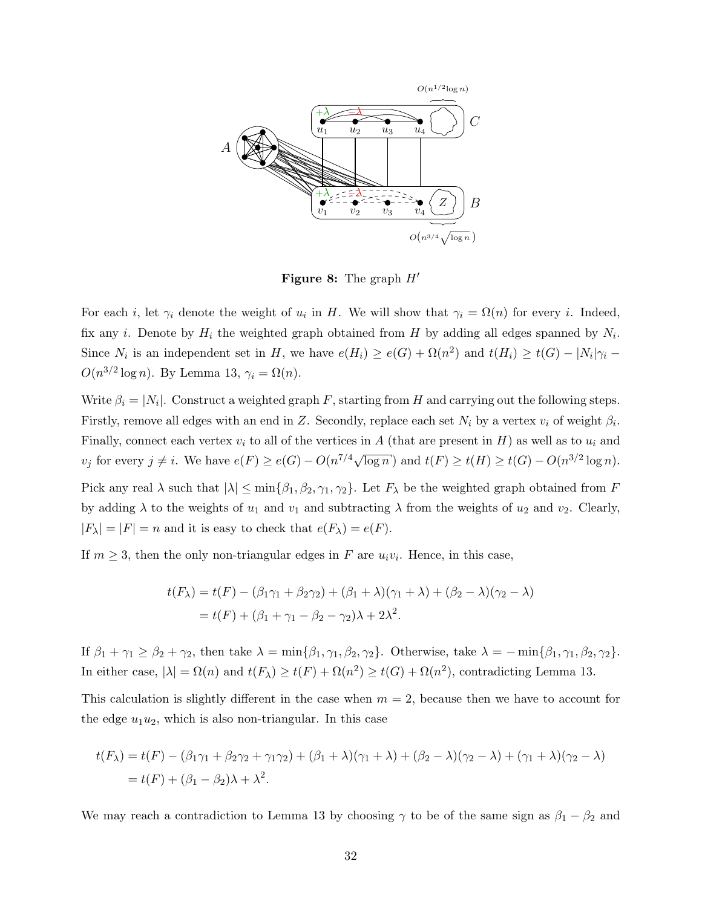**Figure 8:** The graph $H'$

For each $i$, let $\gamma_i$ denote the weight of $u_i$ in $H$. We will show that $\gamma_i = \Omega(n)$ for every $i$. Indeed, fix any $i$. Denote by $H_i$ the weighted graph obtained from $H$ by adding all edges spanned by $N_i$. Since $N_i$ is an independent set in $H$, we have $e(H_i) \geq e(G) + \Omega(n^2)$ and $t(H_i) \geq t(G) - |N_i|\gamma_i - O(n^{3/2}\log n)$. By Lemma 13, $\gamma_i = \Omega(n)$.

Write $\beta_i = |N_i|$. Construct a weighted graph $F$, starting from $H$ and carrying out the following steps. Firstly, remove all edges with an end in $Z$. Secondly, replace each set $N_i$ by a vertex $v_i$ of weight $\beta_i$. Finally, connect each vertex $v_i$ to all of the vertices in $A$ (that are present in $H$) as well as to $u_i$ and $v_j$ for every $j \neq i$. We have $e(F) \geq e(G) - O(n^{7/4}\sqrt{\log n})$ and $t(F) \geq t(H) \geq t(G) - O(n^{3/2}\log n)$.

Pick any real $\lambda$ such that $|\lambda| \leq \min\{\beta_1, \beta_2, \gamma_1, \gamma_2\}$. Let $F_\lambda$ be the weighted graph obtained from $F$ by adding $\lambda$ to the weights of $u_1$ and $v_1$ and subtracting $\lambda$ from the weights of $u_2$ and $v_2$. Clearly, $|F_\lambda| = |F| = n$ and it is easy to check that $e(F_\lambda) = e(F)$.

If $m \geq 3$, then the only non-triangular edges in $F$ are $u_iv_i$. Hence, in this case,

$$\begin{aligned} t(F_\lambda) &= t(F) - (\beta_1\gamma_1 + \beta_2\gamma_2) + (\beta_1 + \lambda)(\gamma_1 + \lambda) + (\beta_2 - \lambda)(\gamma_2 - \lambda) \\ &= t(F) + (\beta_1 + \gamma_1 - \beta_2 - \gamma_2)\lambda + 2\lambda^2. \end{aligned}$$

If $\beta_1 + \gamma_1 \geq \beta_2 + \gamma_2$, then take $\lambda = \min\{\beta_1, \gamma_1, \beta_2, \gamma_2\}$. Otherwise, take $\lambda = -\min\{\beta_1, \gamma_1, \beta_2, \gamma_2\}$. In either case, $|\lambda| = \Omega(n)$ and $t(F_\lambda) \geq t(F) + \Omega(n^2) \geq t(G) + \Omega(n^2)$, contradicting Lemma 13.

This calculation is slightly different in the case when $m = 2$, because then we have to account for the edge $u_1u_2$, which is also non-triangular. In this case

$$\begin{aligned} t(F_\lambda) &= t(F) - (\beta_1\gamma_1 + \beta_2\gamma_2 + \gamma_1\gamma_2) + (\beta_1 + \lambda)(\gamma_1 + \lambda) + (\beta_2 - \lambda)(\gamma_2 - \lambda) + (\gamma_1 + \lambda)(\gamma_2 - \lambda) \\ &= t(F) + (\beta_1 - \beta_2)\lambda + \lambda^2. \end{aligned}$$

We may reach a contradiction to Lemma 13 by choosing $\gamma$ to be of the same sign as $\beta_1 - \beta_2$ and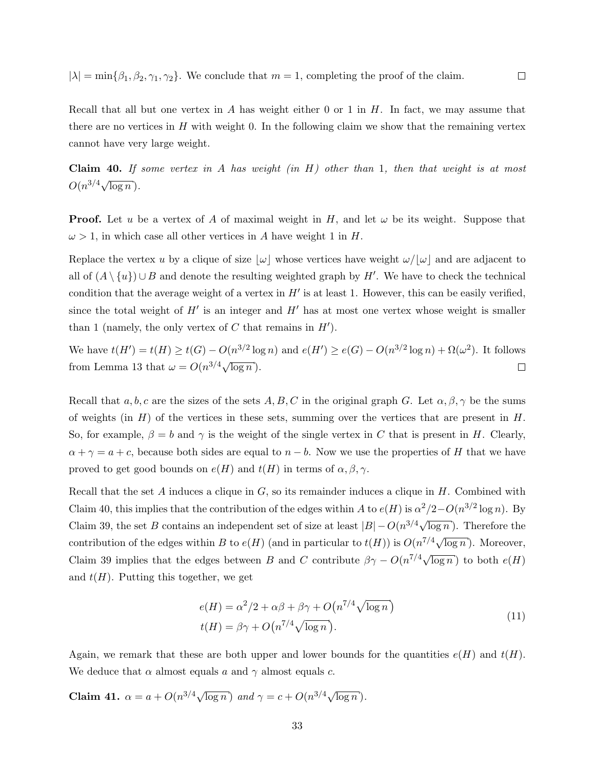$|\lambda| = \min\{\beta_1, \beta_2, \gamma_1, \gamma_2\}$. We conclude that $m = 1$, completing the proof of the claim. $\square$

Recall that all but one vertex in $A$ has weight either 0 or 1 in $H$. In fact, we may assume that there are no vertices in $H$ with weight 0. In the following claim we show that the remaining vertex cannot have very large weight.

**Claim 40.** *If some vertex in $A$ has weight (in $H$) other than 1, then that weight is at most $O(n^{3/4}\sqrt{\log n})$.*

**Proof.** Let $u$ be a vertex of $A$ of maximal weight in $H$, and let $\omega$ be its weight. Suppose that $\omega > 1$, in which case all other vertices in $A$ have weight 1 in $H$.

Replace the vertex $u$ by a clique of size $\lfloor \omega \rfloor$ whose vertices have weight $\omega / \lfloor \omega \rfloor$ and are adjacent to all of $(A \setminus \{u\}) \cup B$ and denote the resulting weighted graph by $H'$. We have to check the technical condition that the average weight of a vertex in $H'$ is at least 1. However, this can be easily verified, since the total weight of $H'$ is an integer and $H'$ has at most one vertex whose weight is smaller than 1 (namely, the only vertex of $C$ that remains in $H'$).

We have $t(H') = t(H) \geq t(G) - O(n^{3/2}\log n)$ and $e(H') \geq e(G) - O(n^{3/2}\log n) + \Omega(\omega^2)$. It follows from Lemma 13 that $\omega = O(n^{3/4}\sqrt{\log n})$. $\square$

Recall that $a, b, c$ are the sizes of the sets $A, B, C$ in the original graph $G$. Let $\alpha, \beta, \gamma$ be the sums of weights (in $H$) of the vertices in these sets, summing over the vertices that are present in $H$. So, for example, $\beta = b$ and $\gamma$ is the weight of the single vertex in $C$ that is present in $H$. Clearly, $\alpha + \gamma = a + c$, because both sides are equal to $n - b$. Now we use the properties of $H$ that we have proved to get good bounds on $e(H)$ and $t(H)$ in terms of $\alpha, \beta, \gamma$.

Recall that the set $A$ induces a clique in $G$, so its remainder induces a clique in $H$. Combined with Claim 40, this implies that the contribution of the edges within $A$ to $e(H)$ is $\alpha^2/2 - O(n^{3/2}\log n)$. By Claim 39, the set $B$ contains an independent set of size at least $|B| - O(n^{3/4}\sqrt{\log n})$. Therefore the contribution of the edges within $B$ to $e(H)$ (and in particular to $t(H)$) is $O(n^{7/4}\sqrt{\log n})$. Moreover, Claim 39 implies that the edges between $B$ and $C$ contribute $\beta\gamma - O(n^{7/4}\sqrt{\log n})$ to both $e(H)$ and $t(H)$. Putting this together, we get

$$
\begin{aligned}
e(H) &= \alpha^2/2 + \alpha\beta + \beta\gamma + O\big(n^{7/4}\sqrt{\log n}\big) \\
t(H) &= \beta\gamma + O\big(n^{7/4}\sqrt{\log n}\big).
\end{aligned}
\tag{11}
$$

Again, we remark that these are both upper and lower bounds for the quantities $e(H)$ and $t(H)$. We deduce that $\alpha$ almost equals $a$ and $\gamma$ almost equals $c$.

**Claim 41.** *$\alpha = a + O(n^{3/4}\sqrt{\log n})$ and $\gamma = c + O(n^{3/4}\sqrt{\log n})$.*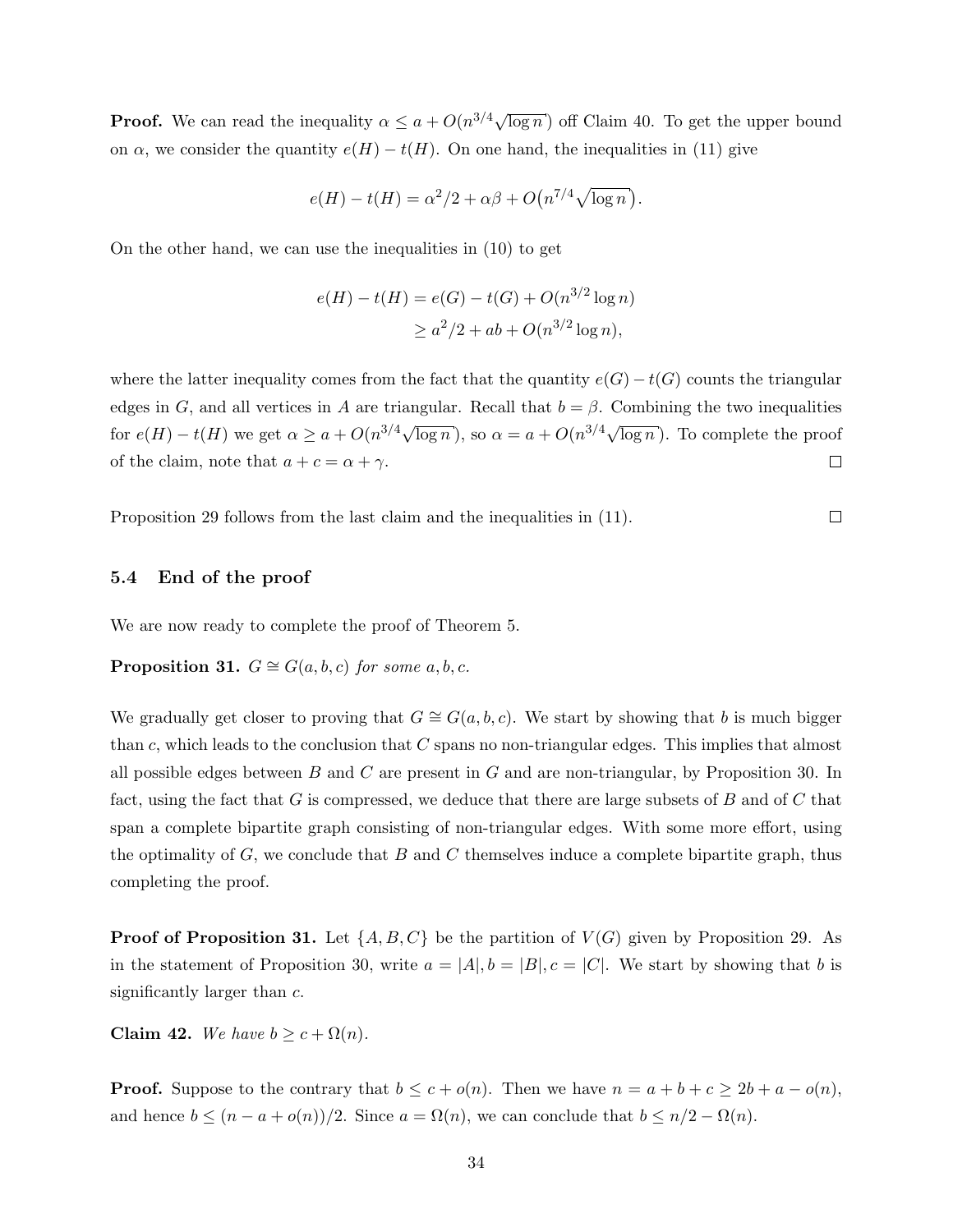**Proof.** We can read the inequality $\alpha \le a + O(n^{3/4}\sqrt{\log n})$ off Claim 40. To get the upper bound on $\alpha$, we consider the quantity $e(H) - t(H)$. On one hand, the inequalities in (11) give

$$e(H) - t(H) = \alpha^2/2 + \alpha\beta + O\big(n^{7/4}\sqrt{\log n}\big).$$

On the other hand, we can use the inequalities in (10) to get

$$\begin{aligned} e(H) - t(H) &= e(G) - t(G) + O(n^{3/2}\log n) \\ &\ge a^2/2 + ab + O(n^{3/2}\log n), \end{aligned}$$

where the latter inequality comes from the fact that the quantity $e(G) - t(G)$ counts the triangular edges in $G$, and all vertices in $A$ are triangular. Recall that $b = \beta$. Combining the two inequalities for $e(H) - t(H)$ we get $\alpha \ge a + O(n^{3/4}\sqrt{\log n})$, so $\alpha = a + O(n^{3/4}\sqrt{\log n})$. To complete the proof of the claim, note that $a + c = \alpha + \gamma$. □

Proposition 29 follows from the last claim and the inequalities in (11). □

### 5.4 End of the proof

We are now ready to complete the proof of Theorem 5.

**Proposition 31.** *$G \cong G(a, b, c)$ for some $a, b, c$.*

We gradually get closer to proving that $G \cong G(a, b, c)$. We start by showing that $b$ is much bigger than $c$, which leads to the conclusion that $C$ spans no non-triangular edges. This implies that almost all possible edges between $B$ and $C$ are present in $G$ and are non-triangular, by Proposition 30. In fact, using the fact that $G$ is compressed, we deduce that there are large subsets of $B$ and of $C$ that span a complete bipartite graph consisting of non-triangular edges. With some more effort, using the optimality of $G$, we conclude that $B$ and $C$ themselves induce a complete bipartite graph, thus completing the proof.

**Proof of Proposition 31.** Let $\{A, B, C\}$ be the partition of $V(G)$ given by Proposition 29. As in the statement of Proposition 30, write $a = |A|, b = |B|, c = |C|$. We start by showing that $b$ is significantly larger than $c$.

**Claim 42.** *We have $b \ge c + \Omega(n)$.*

**Proof.** Suppose to the contrary that $b \le c + o(n)$. Then we have $n = a + b + c \ge 2b + a - o(n)$, and hence $b \le (n - a + o(n))/2$. Since $a = \Omega(n)$, we can conclude that $b \le n/2 - \Omega(n)$.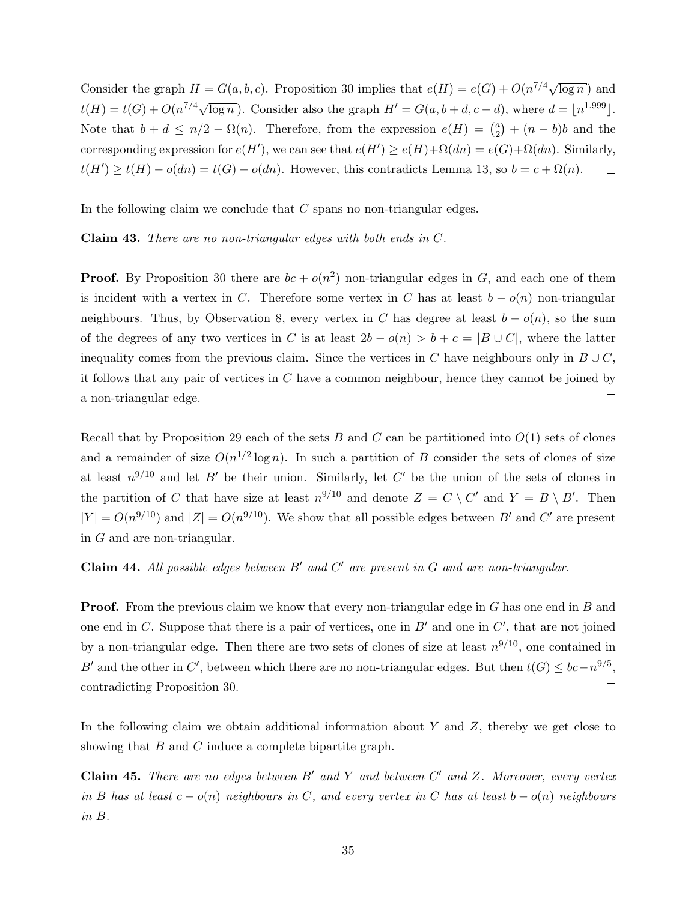Consider the graph $H = G(a, b, c)$. Proposition 30 implies that $e(H) = e(G) + O(n^{7/4}\sqrt{\log n})$ and $t(H) = t(G) + O(n^{7/4}\sqrt{\log n})$. Consider also the graph $H' = G(a, b + d, c - d)$, where $d = \lfloor n^{1.999} \rfloor$. Note that $b + d \le n/2 - \Omega(n)$. Therefore, from the expression $e(H) = \binom{a}{2} + (n - b)b$ and the corresponding expression for $e(H')$, we can see that $e(H') \ge e(H) + \Omega(dn) = e(G) + \Omega(dn)$. Similarly, $t(H') \ge t(H) - o(dn) = t(G) - o(dn)$. However, this contradicts Lemma 13, so $b = c + \Omega(n)$. $\square$

In the following claim we conclude that $C$ spans no non-triangular edges.

**Claim 43.** *There are no non-triangular edges with both ends in $C$.*

**Proof.** By Proposition 30 there are $bc + o(n^2)$ non-triangular edges in $G$, and each one of them is incident with a vertex in $C$. Therefore some vertex in $C$ has at least $b - o(n)$ non-triangular neighbours. Thus, by Observation 8, every vertex in $C$ has degree at least $b - o(n)$, so the sum of the degrees of any two vertices in $C$ is at least $2b - o(n) > b + c = |B \cup C|$, where the latter inequality comes from the previous claim. Since the vertices in $C$ have neighbours only in $B \cup C$, it follows that any pair of vertices in $C$ have a common neighbour, hence they cannot be joined by a non-triangular edge. $\square$

Recall that by Proposition 29 each of the sets $B$ and $C$ can be partitioned into $O(1)$ sets of clones and a remainder of size $O(n^{1/2}\log n)$. In such a partition of $B$ consider the sets of clones of size at least $n^{9/10}$ and let $B'$ be their union. Similarly, let $C'$ be the union of the sets of clones in the partition of $C$ that have size at least $n^{9/10}$ and denote $Z = C \setminus C'$ and $Y = B \setminus B'$. Then $|Y| = O(n^{9/10})$ and $|Z| = O(n^{9/10})$. We show that all possible edges between $B'$ and $C'$ are present in $G$ and are non-triangular.

**Claim 44.** *All possible edges between $B'$ and $C'$ are present in $G$ and are non-triangular.*

**Proof.** From the previous claim we know that every non-triangular edge in $G$ has one end in $B$ and one end in $C$. Suppose that there is a pair of vertices, one in $B'$ and one in $C'$, that are not joined by a non-triangular edge. Then there are two sets of clones of size at least $n^{9/10}$, one contained in $B'$ and the other in $C'$, between which there are no non-triangular edges. But then $t(G) \le bc - n^{9/5}$, contradicting Proposition 30. $\square$

In the following claim we obtain additional information about $Y$ and $Z$, thereby we get close to showing that $B$ and $C$ induce a complete bipartite graph.

**Claim 45.** *There are no edges between $B'$ and $Y$ and between $C'$ and $Z$. Moreover, every vertex in $B$ has at least $c - o(n)$ neighbours in $C$, and every vertex in $C$ has at least $b - o(n)$ neighbours in $B$.*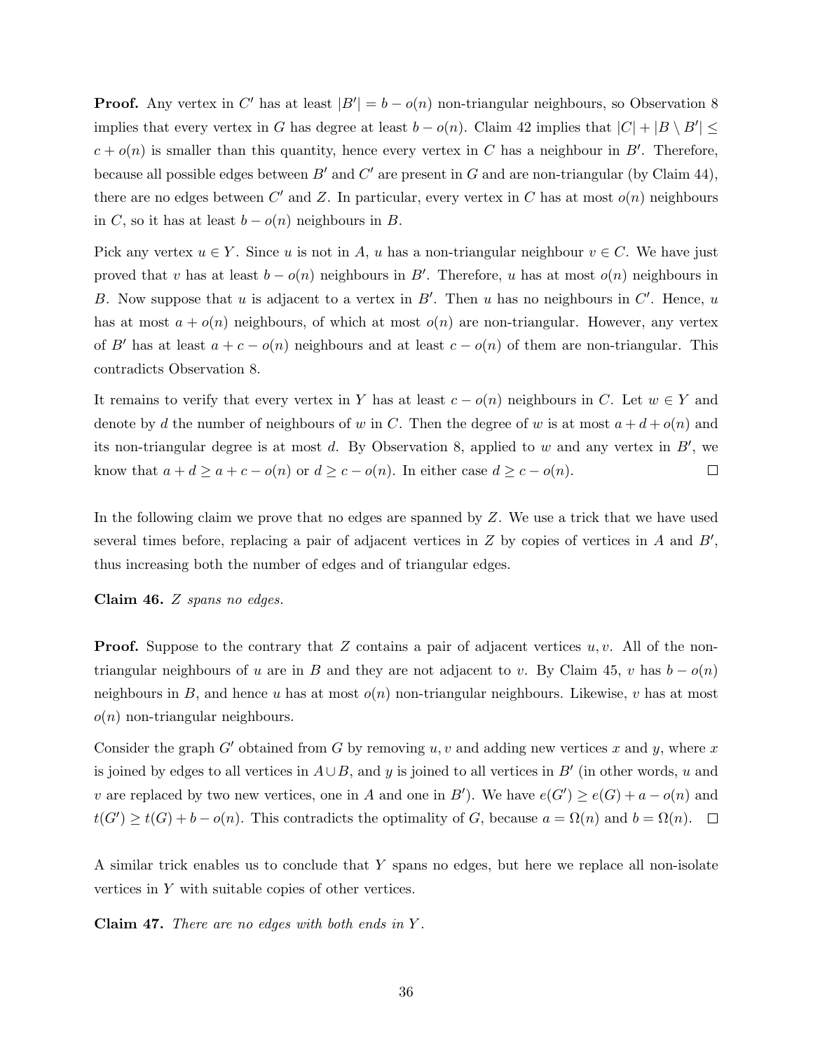**Proof.** Any vertex in $C'$ has at least $|B'| = b - o(n)$ non-triangular neighbours, so Observation 8 implies that every vertex in $G$ has degree at least $b - o(n)$. Claim 42 implies that $|C| + |B \setminus B'| \leq c + o(n)$ is smaller than this quantity, hence every vertex in $C$ has a neighbour in $B'$. Therefore, because all possible edges between $B'$ and $C'$ are present in $G$ and are non-triangular (by Claim 44), there are no edges between $C'$ and $Z$. In particular, every vertex in $C$ has at most $o(n)$ neighbours in $C$, so it has at least $b - o(n)$ neighbours in $B$.

Pick any vertex $u \in Y$. Since $u$ is not in $A$, $u$ has a non-triangular neighbour $v \in C$. We have just proved that $v$ has at least $b - o(n)$ neighbours in $B'$. Therefore, $u$ has at most $o(n)$ neighbours in $B$. Now suppose that $u$ is adjacent to a vertex in $B'$. Then $u$ has no neighbours in $C'$. Hence, $u$ has at most $a + o(n)$ neighbours, of which at most $o(n)$ are non-triangular. However, any vertex of $B'$ has at least $a + c - o(n)$ neighbours and at least $c - o(n)$ of them are non-triangular. This contradicts Observation 8.

It remains to verify that every vertex in $Y$ has at least $c - o(n)$ neighbours in $C$. Let $w \in Y$ and denote by $d$ the number of neighbours of $w$ in $C$. Then the degree of $w$ is at most $a + d + o(n)$ and its non-triangular degree is at most $d$. By Observation 8, applied to $w$ and any vertex in $B'$, we know that $a + d \geq a + c - o(n)$ or $d \geq c - o(n)$. In either case $d \geq c - o(n)$. □

In the following claim we prove that no edges are spanned by $Z$. We use a trick that we have used several times before, replacing a pair of adjacent vertices in $Z$ by copies of vertices in $A$ and $B'$, thus increasing both the number of edges and of triangular edges.

**Claim 46.** *$Z$ spans no edges.*

**Proof.** Suppose to the contrary that $Z$ contains a pair of adjacent vertices $u, v$. All of the non-triangular neighbours of $u$ are in $B$ and they are not adjacent to $v$. By Claim 45, $v$ has $b - o(n)$ neighbours in $B$, and hence $u$ has at most $o(n)$ non-triangular neighbours. Likewise, $v$ has at most $o(n)$ non-triangular neighbours.

Consider the graph $G'$ obtained from $G$ by removing $u, v$ and adding new vertices $x$ and $y$, where $x$ is joined by edges to all vertices in $A \cup B$, and $y$ is joined to all vertices in $B'$ (in other words, $u$ and $v$ are replaced by two new vertices, one in $A$ and one in $B'$). We have $e(G') \geq e(G) + a - o(n)$ and $t(G') \geq t(G) + b - o(n)$. This contradicts the optimality of $G$, because $a = \Omega(n)$ and $b = \Omega(n)$. □

A similar trick enables us to conclude that $Y$ spans no edges, but here we replace all non-isolate vertices in $Y$ with suitable copies of other vertices.

**Claim 47.** *There are no edges with both ends in $Y$.*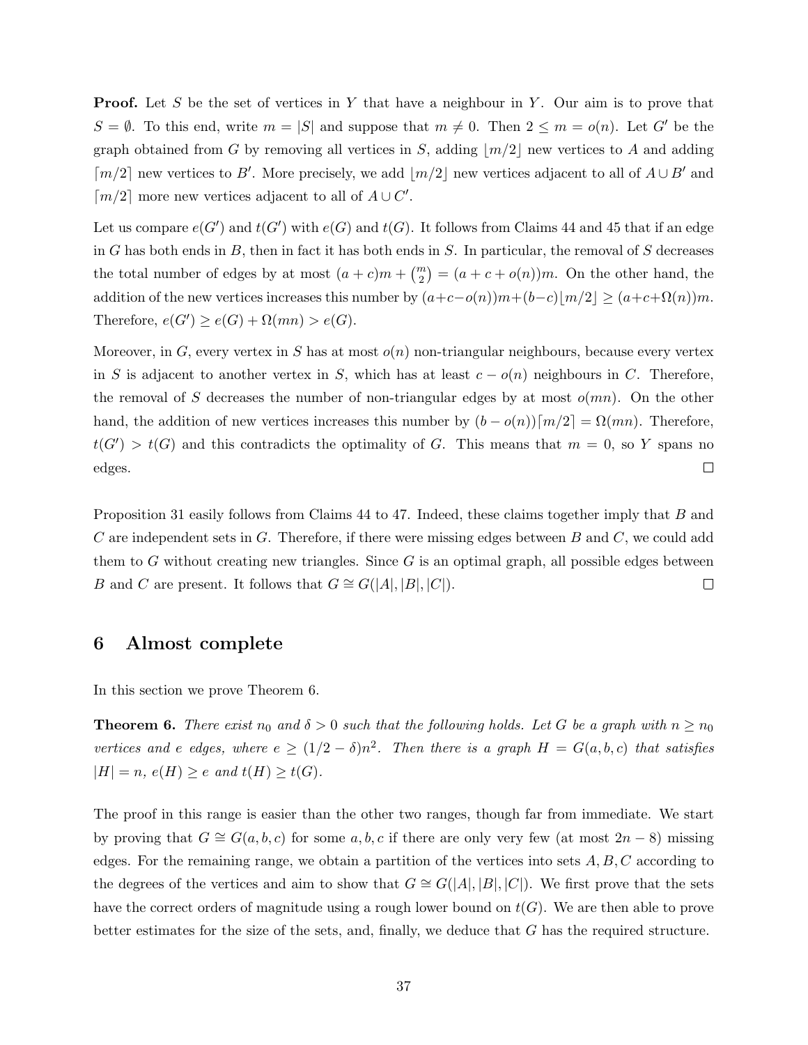**Proof.** Let $S$ be the set of vertices in $Y$ that have a neighbour in $Y$. Our aim is to prove that $S = \emptyset$. To this end, write $m = |S|$ and suppose that $m \neq 0$. Then $2 \leq m = o(n)$. Let $G'$ be the graph obtained from $G$ by removing all vertices in $S$, adding $\lfloor m/2 \rfloor$ new vertices to $A$ and adding $\lceil m/2 \rceil$ new vertices to $B'$. More precisely, we add $\lfloor m/2 \rfloor$ new vertices adjacent to all of $A \cup B'$ and $\lceil m/2 \rceil$ more new vertices adjacent to all of $A \cup C'$.

Let us compare $e(G')$ and $t(G')$ with $e(G)$ and $t(G)$. It follows from Claims 44 and 45 that if an edge in $G$ has both ends in $B$, then in fact it has both ends in $S$. In particular, the removal of $S$ decreases the total number of edges by at most $(a+c)m + \binom{m}{2} = (a + c + o(n))m$. On the other hand, the addition of the new vertices increases this number by $(a+c-o(n))m+(b-c)\lfloor m/2 \rfloor \geq (a+c+\Omega(n))m$. Therefore, $e(G') \geq e(G) + \Omega(mn) > e(G)$.

Moreover, in $G$, every vertex in $S$ has at most $o(n)$ non-triangular neighbours, because every vertex in $S$ is adjacent to another vertex in $S$, which has at least $c - o(n)$ neighbours in $C$. Therefore, the removal of $S$ decreases the number of non-triangular edges by at most $o(mn)$. On the other hand, the addition of new vertices increases this number by $(b - o(n))\lceil m/2 \rceil = \Omega(mn)$. Therefore, $t(G') > t(G)$ and this contradicts the optimality of $G$. This means that $m = 0$, so $Y$ spans no edges. $\square$

Proposition 31 easily follows from Claims 44 to 47. Indeed, these claims together imply that $B$ and $C$ are independent sets in $G$. Therefore, if there were missing edges between $B$ and $C$, we could add them to $G$ without creating new triangles. Since $G$ is an optimal graph, all possible edges between $B$ and $C$ are present. It follows that $G \cong G(|A|, |B|, |C|)$. $\square$

# 6 Almost complete

In this section we prove Theorem 6.

**Theorem 6.** *There exist $n_0$ and $\delta > 0$ such that the following holds. Let $G$ be a graph with $n \geq n_0$ vertices and $e$ edges, where $e \geq (1/2 - \delta)n^2$. Then there is a graph $H = G(a, b, c)$ that satisfies $|H| = n$, $e(H) \geq e$ and $t(H) \geq t(G)$.*

The proof in this range is easier than the other two ranges, though far from immediate. We start by proving that $G \cong G(a, b, c)$ for some $a, b, c$ if there are only very few (at most $2n - 8$) missing edges. For the remaining range, we obtain a partition of the vertices into sets $A, B, C$ according to the degrees of the vertices and aim to show that $G \cong G(|A|, |B|, |C|)$. We first prove that the sets have the correct orders of magnitude using a rough lower bound on $t(G)$. We are then able to prove better estimates for the size of the sets, and, finally, we deduce that $G$ has the required structure.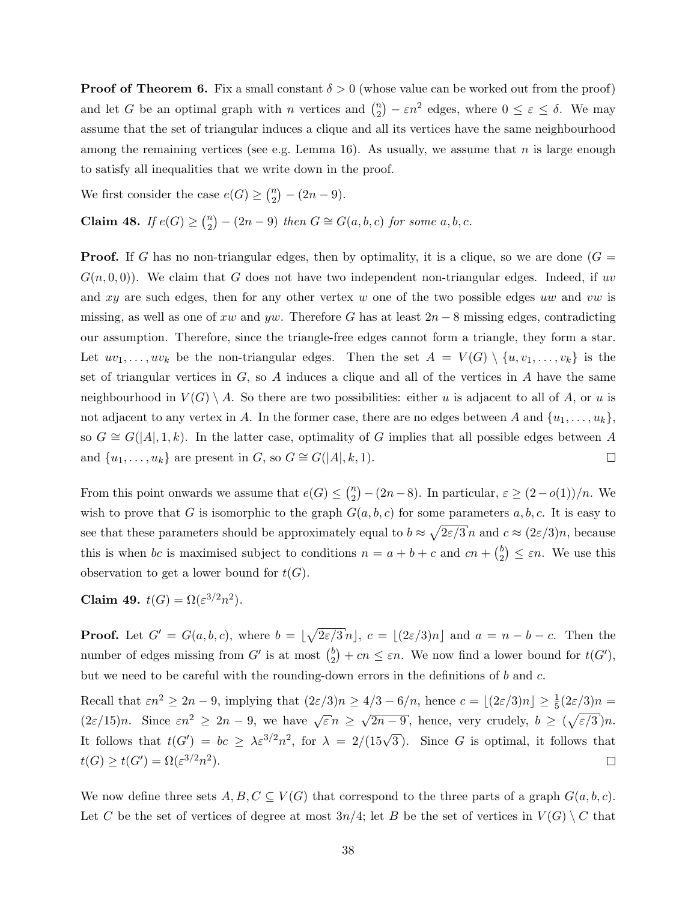**Proof of Theorem 6.** Fix a small constant $\delta > 0$ (whose value can be worked out from the proof) and let $G$ be an optimal graph with $n$ vertices and $\binom{n}{2} - \varepsilon n^2$ edges, where $0 \le \varepsilon \le \delta$. We may assume that the set of triangular induces a clique and all its vertices have the same neighbourhood among the remaining vertices (see e.g. Lemma 16). As usually, we assume that $n$ is large enough to satisfy all inequalities that we write down in the proof.

We first consider the case $e(G) \ge \binom{n}{2} - (2n - 9)$.

**Claim 48.** *If $e(G) \ge \binom{n}{2} - (2n - 9)$ then $G \cong G(a, b, c)$ for some $a, b, c$.*

**Proof.** If $G$ has no non-triangular edges, then by optimality, it is a clique, so we are done ($G = G(n, 0, 0)$). We claim that $G$ does not have two independent non-triangular edges. Indeed, if $uv$ and $xy$ are such edges, then for any other vertex $w$ one of the two possible edges $uw$ and $vw$ is missing, as well as one of $xw$ and $yw$. Therefore $G$ has at least $2n - 8$ missing edges, contradicting our assumption. Therefore, since the triangle-free edges cannot form a triangle, they form a star. Let $uv_1, \ldots, uv_k$ be the non-triangular edges. Then the set $A = V(G) \setminus \{u, v_1, \ldots, v_k\}$ is the set of triangular vertices in $G$, so $A$ induces a clique and all of the vertices in $A$ have the same neighbourhood in $V(G) \setminus A$. So there are two possibilities: either $u$ is adjacent to all of $A$, or $u$ is not adjacent to any vertex in $A$. In the former case, there are no edges between $A$ and $\{u_1, \ldots, u_k\}$, so $G \cong G(|A|, 1, k)$. In the latter case, optimality of $G$ implies that all possible edges between $A$ and $\{u_1, \ldots, u_k\}$ are present in $G$, so $G \cong G(|A|, k, 1)$. $\square$

From this point onwards we assume that $e(G) \le \binom{n}{2} - (2n - 8)$. In particular, $\varepsilon \ge (2 - o(1))/n$. We wish to prove that $G$ is isomorphic to the graph $G(a, b, c)$ for some parameters $a, b, c$. It is easy to see that these parameters should be approximately equal to $b \approx \sqrt{2\varepsilon/3}\, n$ and $c \approx (2\varepsilon/3)n$, because this is when $bc$ is maximised subject to conditions $n = a + b + c$ and $cn + \binom{b}{2} \le \varepsilon n$. We use this observation to get a lower bound for $t(G)$.

**Claim 49.** $t(G) = \Omega(\varepsilon^{3/2} n^2)$.

**Proof.** Let $G' = G(a, b, c)$, where $b = \lfloor \sqrt{2\varepsilon/3}\, n \rfloor$, $c = \lfloor (2\varepsilon/3)n \rfloor$ and $a = n - b - c$. Then the number of edges missing from $G'$ is at most $\binom{b}{2} + cn \le \varepsilon n$. We now find a lower bound for $t(G')$, but we need to be careful with the rounding-down errors in the definitions of $b$ and $c$.

Recall that $\varepsilon n^2 \ge 2n - 9$, implying that $(2\varepsilon/3)n \ge 4/3 - 6/n$, hence $c = \lfloor (2\varepsilon/3)n \rfloor \ge \frac{1}{5}(2\varepsilon/3)n = (2\varepsilon/15)n$. Since $\varepsilon n^2 \ge 2n - 9$, we have $\sqrt{\varepsilon}\, n \ge \sqrt{2n - 9}$, hence, very crudely, $b \ge (\sqrt{\varepsilon/3})n$. It follows that $t(G') = bc \ge \lambda \varepsilon^{3/2} n^2$, for $\lambda = 2/(15\sqrt{3})$. Since $G$ is optimal, it follows that $t(G) \ge t(G') = \Omega(\varepsilon^{3/2} n^2)$. $\square$

We now define three sets $A, B, C \subseteq V(G)$ that correspond to the three parts of a graph $G(a, b, c)$. Let $C$ be the set of vertices of degree at most $3n/4$; let $B$ be the set of vertices in $V(G) \setminus C$ that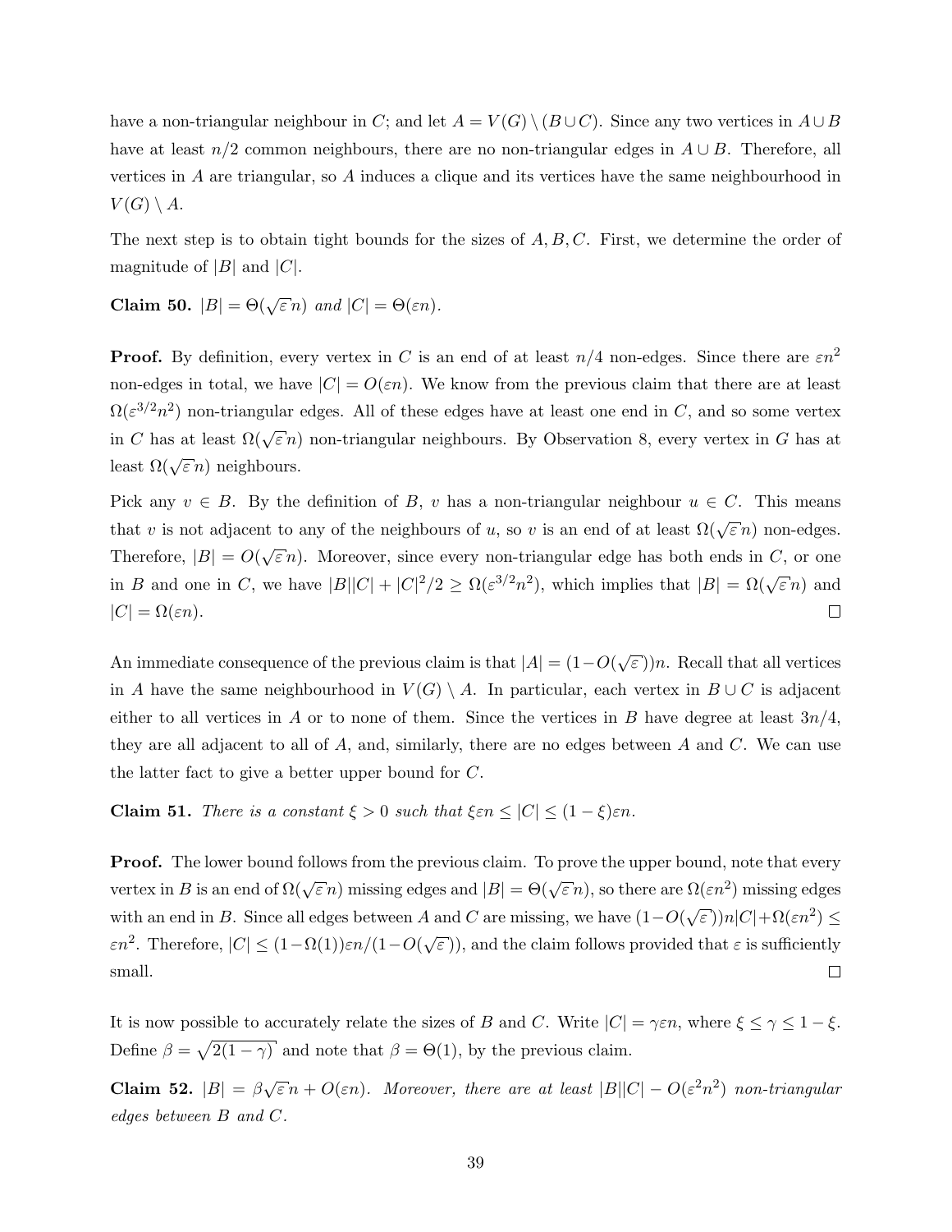have a non-triangular neighbour in $C$; and let $A = V(G) \setminus (B \cup C)$. Since any two vertices in $A \cup B$ have at least $n/2$ common neighbours, there are no non-triangular edges in $A \cup B$. Therefore, all vertices in $A$ are triangular, so $A$ induces a clique and its vertices have the same neighbourhood in $V(G) \setminus A$.

The next step is to obtain tight bounds for the sizes of $A, B, C$. First, we determine the order of magnitude of $|B|$ and $|C|$.

**Claim 50.** *$|B| = \Theta(\sqrt{\varepsilon}\, n)$ and $|C| = \Theta(\varepsilon n)$.*

**Proof.** By definition, every vertex in $C$ is an end of at least $n/4$ non-edges. Since there are $\varepsilon n^2$ non-edges in total, we have $|C| = O(\varepsilon n)$. We know from the previous claim that there are at least $\Omega(\varepsilon^{3/2} n^2)$ non-triangular edges. All of these edges have at least one end in $C$, and so some vertex in $C$ has at least $\Omega(\sqrt{\varepsilon}\, n)$ non-triangular neighbours. By Observation 8, every vertex in $G$ has at least $\Omega(\sqrt{\varepsilon}\, n)$ neighbours.

Pick any $v \in B$. By the definition of $B$, $v$ has a non-triangular neighbour $u \in C$. This means that $v$ is not adjacent to any of the neighbours of $u$, so $v$ is an end of at least $\Omega(\sqrt{\varepsilon}\, n)$ non-edges. Therefore, $|B| = O(\sqrt{\varepsilon}\, n)$. Moreover, since every non-triangular edge has both ends in $C$, or one in $B$ and one in $C$, we have $|B||C| + |C|^2/2 \geq \Omega(\varepsilon^{3/2} n^2)$, which implies that $|B| = \Omega(\sqrt{\varepsilon}\, n)$ and $|C| = \Omega(\varepsilon n)$. $\square$

An immediate consequence of the previous claim is that $|A| = (1 - O(\sqrt{\varepsilon}))n$. Recall that all vertices in $A$ have the same neighbourhood in $V(G) \setminus A$. In particular, each vertex in $B \cup C$ is adjacent either to all vertices in $A$ or to none of them. Since the vertices in $B$ have degree at least $3n/4$, they are all adjacent to all of $A$, and, similarly, there are no edges between $A$ and $C$. We can use the latter fact to give a better upper bound for $C$.

**Claim 51.** *There is a constant $\xi > 0$ such that $\xi \varepsilon n \leq |C| \leq (1 - \xi)\varepsilon n$.*

**Proof.** The lower bound follows from the previous claim. To prove the upper bound, note that every vertex in $B$ is an end of $\Omega(\sqrt{\varepsilon}\, n)$ missing edges and $|B| = \Theta(\sqrt{\varepsilon}\, n)$, so there are $\Omega(\varepsilon n^2)$ missing edges with an end in $B$. Since all edges between $A$ and $C$ are missing, we have $(1 - O(\sqrt{\varepsilon}))n|C| + \Omega(\varepsilon n^2) \leq \varepsilon n^2$. Therefore, $|C| \leq (1 - \Omega(1))\varepsilon n/(1 - O(\sqrt{\varepsilon}))$, and the claim follows provided that $\varepsilon$ is sufficiently small. $\square$

It is now possible to accurately relate the sizes of $B$ and $C$. Write $|C| = \gamma \varepsilon n$, where $\xi \leq \gamma \leq 1 - \xi$. Define $\beta = \sqrt{2(1 - \gamma)}$ and note that $\beta = \Theta(1)$, by the previous claim.

**Claim 52.** *$|B| = \beta \sqrt{\varepsilon}\, n + O(\varepsilon n)$. Moreover, there are at least $|B||C| - O(\varepsilon^2 n^2)$ non-triangular edges between $B$ and $C$.*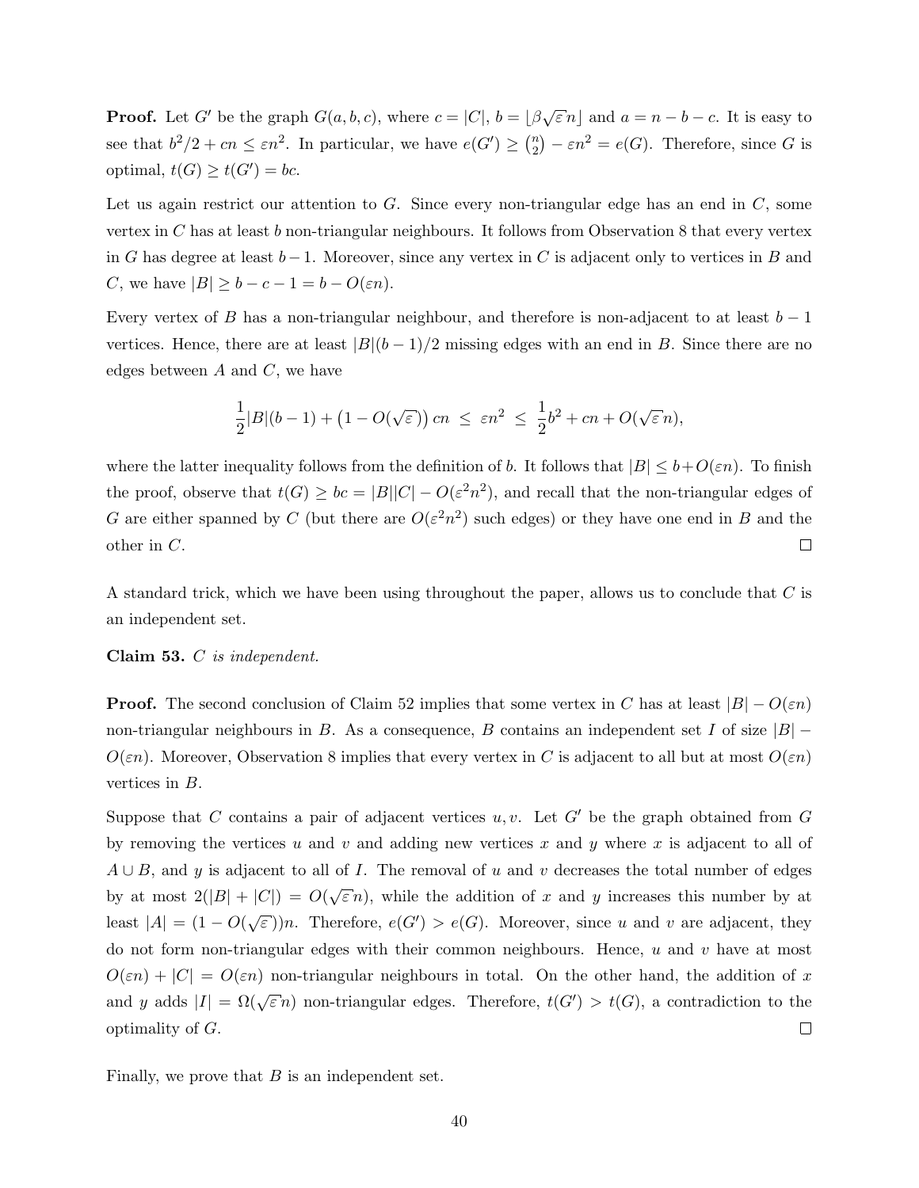**Proof.** Let $G'$ be the graph $G(a, b, c)$, where $c = |C|$, $b = \lfloor \beta\sqrt{\varepsilon}\, n \rfloor$ and $a = n - b - c$. It is easy to see that $b^2/2 + cn \le \varepsilon n^2$. In particular, we have $e(G') \ge \binom{n}{2} - \varepsilon n^2 = e(G)$. Therefore, since $G$ is optimal, $t(G) \ge t(G') = bc$.

Let us again restrict our attention to $G$. Since every non-triangular edge has an end in $C$, some vertex in $C$ has at least $b$ non-triangular neighbours. It follows from Observation 8 that every vertex in $G$ has degree at least $b - 1$. Moreover, since any vertex in $C$ is adjacent only to vertices in $B$ and $C$, we have $|B| \ge b - c - 1 = b - O(\varepsilon n)$.

Every vertex of $B$ has a non-triangular neighbour, and therefore is non-adjacent to at least $b - 1$ vertices. Hence, there are at least $|B|(b-1)/2$ missing edges with an end in $B$. Since there are no edges between $A$ and $C$, we have

$$\frac{1}{2}|B|(b-1) + \big(1 - O(\sqrt{\varepsilon})\big)\, cn \;\le\; \varepsilon n^2 \;\le\; \frac{1}{2}b^2 + cn + O(\sqrt{\varepsilon}\, n),$$

where the latter inequality follows from the definition of $b$. It follows that $|B| \le b + O(\varepsilon n)$. To finish the proof, observe that $t(G) \ge bc = |B||C| - O(\varepsilon^2 n^2)$, and recall that the non-triangular edges of $G$ are either spanned by $C$ (but there are $O(\varepsilon^2 n^2)$ such edges) or they have one end in $B$ and the other in $C$. $\square$

A standard trick, which we have been using throughout the paper, allows us to conclude that $C$ is an independent set.

**Claim 53.** *$C$ is independent.*

**Proof.** The second conclusion of Claim 52 implies that some vertex in $C$ has at least $|B| - O(\varepsilon n)$ non-triangular neighbours in $B$. As a consequence, $B$ contains an independent set $I$ of size $|B| - O(\varepsilon n)$. Moreover, Observation 8 implies that every vertex in $C$ is adjacent to all but at most $O(\varepsilon n)$ vertices in $B$.

Suppose that $C$ contains a pair of adjacent vertices $u, v$. Let $G'$ be the graph obtained from $G$ by removing the vertices $u$ and $v$ and adding new vertices $x$ and $y$ where $x$ is adjacent to all of $A \cup B$, and $y$ is adjacent to all of $I$. The removal of $u$ and $v$ decreases the total number of edges by at most $2(|B| + |C|) = O(\sqrt{\varepsilon}\, n)$, while the addition of $x$ and $y$ increases this number by at least $|A| = (1 - O(\sqrt{\varepsilon}))n$. Therefore, $e(G') > e(G)$. Moreover, since $u$ and $v$ are adjacent, they do not form non-triangular edges with their common neighbours. Hence, $u$ and $v$ have at most $O(\varepsilon n) + |C| = O(\varepsilon n)$ non-triangular neighbours in total. On the other hand, the addition of $x$ and $y$ adds $|I| = \Omega(\sqrt{\varepsilon}\, n)$ non-triangular edges. Therefore, $t(G') > t(G)$, a contradiction to the optimality of $G$. $\square$

Finally, we prove that $B$ is an independent set.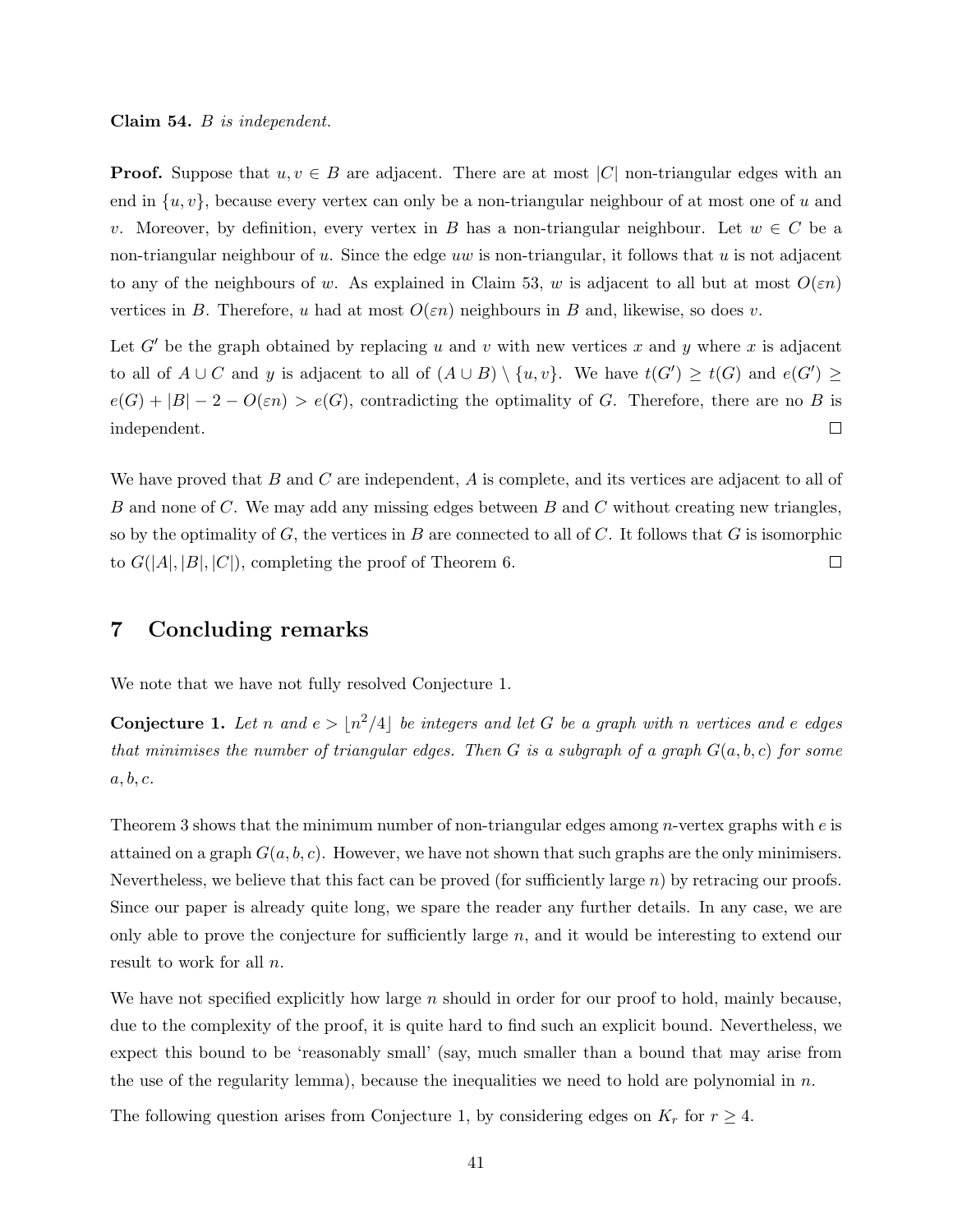**Claim 54.** *$B$ is independent.*

**Proof.** Suppose that $u, v \in B$ are adjacent. There are at most $|C|$ non-triangular edges with an end in $\{u, v\}$, because every vertex can only be a non-triangular neighbour of at most one of $u$ and $v$. Moreover, by definition, every vertex in $B$ has a non-triangular neighbour. Let $w \in C$ be a non-triangular neighbour of $u$. Since the edge $uw$ is non-triangular, it follows that $u$ is not adjacent to any of the neighbours of $w$. As explained in Claim 53, $w$ is adjacent to all but at most $O(\varepsilon n)$ vertices in $B$. Therefore, $u$ had at most $O(\varepsilon n)$ neighbours in $B$ and, likewise, so does $v$.

Let $G'$ be the graph obtained by replacing $u$ and $v$ with new vertices $x$ and $y$ where $x$ is adjacent to all of $A \cup C$ and $y$ is adjacent to all of $(A \cup B) \setminus \{u, v\}$. We have $t(G') \geq t(G)$ and $e(G') \geq e(G) + |B| - 2 - O(\varepsilon n) > e(G)$, contradicting the optimality of $G$. Therefore, there are no $B$ is independent. $\square$

We have proved that $B$ and $C$ are independent, $A$ is complete, and its vertices are adjacent to all of $B$ and none of $C$. We may add any missing edges between $B$ and $C$ without creating new triangles, so by the optimality of $G$, the vertices in $B$ are connected to all of $C$. It follows that $G$ is isomorphic to $G(|A|, |B|, |C|)$, completing the proof of Theorem 6. $\square$

# 7 Concluding remarks

We note that we have not fully resolved Conjecture 1.

**Conjecture 1.** *Let $n$ and $e > \lfloor n^2/4 \rfloor$ be integers and let $G$ be a graph with $n$ vertices and $e$ edges that minimises the number of triangular edges. Then $G$ is a subgraph of a graph $G(a, b, c)$ for some $a, b, c$.*

Theorem 3 shows that the minimum number of non-triangular edges among $n$-vertex graphs with $e$ is attained on a graph $G(a, b, c)$. However, we have not shown that such graphs are the only minimisers. Nevertheless, we believe that this fact can be proved (for sufficiently large $n$) by retracing our proofs. Since our paper is already quite long, we spare the reader any further details. In any case, we are only able to prove the conjecture for sufficiently large $n$, and it would be interesting to extend our result to work for all $n$.

We have not specified explicitly how large $n$ should in order for our proof to hold, mainly because, due to the complexity of the proof, it is quite hard to find such an explicit bound. Nevertheless, we expect this bound to be 'reasonably small' (say, much smaller than a bound that may arise from the use of the regularity lemma), because the inequalities we need to hold are polynomial in $n$.

The following question arises from Conjecture 1, by considering edges on $K_r$ for $r \geq 4$.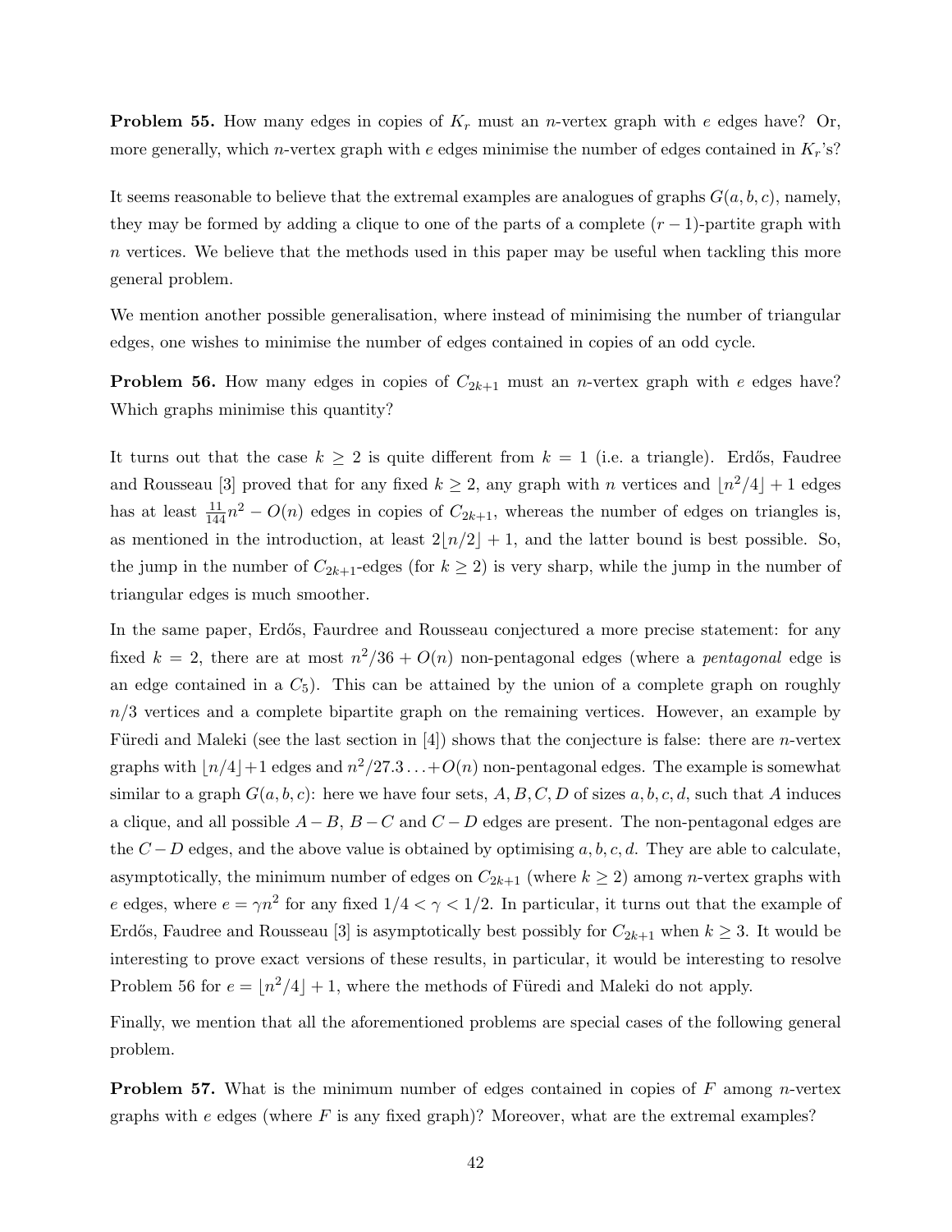**Problem 55.** How many edges in copies of $K_r$ must an $n$-vertex graph with $e$ edges have? Or, more generally, which $n$-vertex graph with $e$ edges minimise the number of edges contained in $K_r$'s?

It seems reasonable to believe that the extremal examples are analogues of graphs $G(a, b, c)$, namely, they may be formed by adding a clique to one of the parts of a complete $(r-1)$-partite graph with $n$ vertices. We believe that the methods used in this paper may be useful when tackling this more general problem.

We mention another possible generalisation, where instead of minimising the number of triangular edges, one wishes to minimise the number of edges contained in copies of an odd cycle.

**Problem 56.** How many edges in copies of $C_{2k+1}$ must an $n$-vertex graph with $e$ edges have? Which graphs minimise this quantity?

It turns out that the case $k \geq 2$ is quite different from $k = 1$ (i.e. a triangle). Erdős, Faudree and Rousseau [3] proved that for any fixed $k \geq 2$, any graph with $n$ vertices and $\lfloor n^2/4 \rfloor + 1$ edges has at least $\frac{11}{144}n^2 - O(n)$ edges in copies of $C_{2k+1}$, whereas the number of edges on triangles is, as mentioned in the introduction, at least $2\lfloor n/2 \rfloor + 1$, and the latter bound is best possible. So, the jump in the number of $C_{2k+1}$-edges (for $k \geq 2$) is very sharp, while the jump in the number of triangular edges is much smoother.

In the same paper, Erdős, Faurdree and Rousseau conjectured a more precise statement: for any fixed $k = 2$, there are at most $n^2/36 + O(n)$ non-pentagonal edges (where a *pentagonal* edge is an edge contained in a $C_5$). This can be attained by the union of a complete graph on roughly $n/3$ vertices and a complete bipartite graph on the remaining vertices. However, an example by Füredi and Maleki (see the last section in [4]) shows that the conjecture is false: there are $n$-vertex graphs with $\lfloor n/4 \rfloor + 1$ edges and $n^2/27.3 \ldots + O(n)$ non-pentagonal edges. The example is somewhat similar to a graph $G(a, b, c)$: here we have four sets, $A, B, C, D$ of sizes $a, b, c, d$, such that $A$ induces a clique, and all possible $A - B$, $B - C$ and $C - D$ edges are present. The non-pentagonal edges are the $C - D$ edges, and the above value is obtained by optimising $a, b, c, d$. They are able to calculate, asymptotically, the minimum number of edges on $C_{2k+1}$ (where $k \geq 2$) among $n$-vertex graphs with $e$ edges, where $e = \gamma n^2$ for any fixed $1/4 < \gamma < 1/2$. In particular, it turns out that the example of Erdős, Faudree and Rousseau [3] is asymptotically best possibly for $C_{2k+1}$ when $k \geq 3$. It would be interesting to prove exact versions of these results, in particular, it would be interesting to resolve Problem 56 for $e = \lfloor n^2/4 \rfloor + 1$, where the methods of Füredi and Maleki do not apply.

Finally, we mention that all the aforementioned problems are special cases of the following general problem.

**Problem 57.** What is the minimum number of edges contained in copies of $F$ among $n$-vertex graphs with $e$ edges (where $F$ is any fixed graph)? Moreover, what are the extremal examples?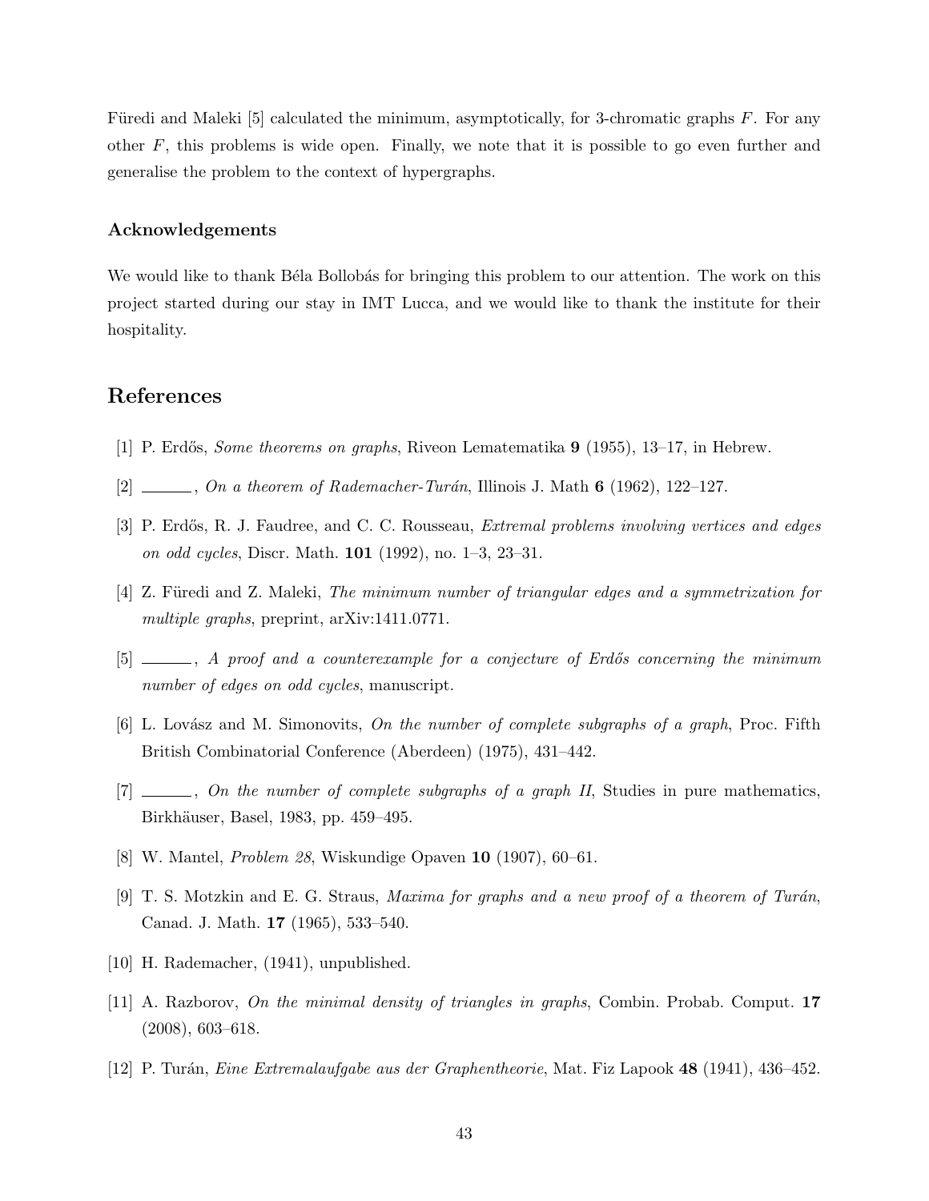Füredi and Maleki [5] calculated the minimum, asymptotically, for 3-chromatic graphs $F$. For any other $F$, this problems is wide open. Finally, we note that it is possible to go even further and generalise the problem to the context of hypergraphs.

### Acknowledgements

We would like to thank Béla Bollobás for bringing this problem to our attention. The work on this project started during our stay in IMT Lucca, and we would like to thank the institute for their hospitality.

## References

[1] P. Erdős, *Some theorems on graphs*, Riveon Lematematika **9** (1955), 13–17, in Hebrew.

[2] ______, *On a theorem of Rademacher-Turán*, Illinois J. Math **6** (1962), 122–127.

[3] P. Erdős, R. J. Faudree, and C. C. Rousseau, *Extremal problems involving vertices and edges on odd cycles*, Discr. Math. **101** (1992), no. 1–3, 23–31.

[4] Z. Füredi and Z. Maleki, *The minimum number of triangular edges and a symmetrization for multiple graphs*, preprint, arXiv:1411.0771.

[5] ______, *A proof and a counterexample for a conjecture of Erdős concerning the minimum number of edges on odd cycles*, manuscript.

[6] L. Lovász and M. Simonovits, *On the number of complete subgraphs of a graph*, Proc. Fifth British Combinatorial Conference (Aberdeen) (1975), 431–442.

[7] ______, *On the number of complete subgraphs of a graph II*, Studies in pure mathematics, Birkhäuser, Basel, 1983, pp. 459–495.

[8] W. Mantel, *Problem 28*, Wiskundige Opaven **10** (1907), 60–61.

[9] T. S. Motzkin and E. G. Straus, *Maxima for graphs and a new proof of a theorem of Turán*, Canad. J. Math. **17** (1965), 533–540.

[10] H. Rademacher, (1941), unpublished.

[11] A. Razborov, *On the minimal density of triangles in graphs*, Combin. Probab. Comput. **17** (2008), 603–618.

[12] P. Turán, *Eine Extremalaufgabe aus der Graphentheorie*, Mat. Fiz Lapook **48** (1941), 436–452.